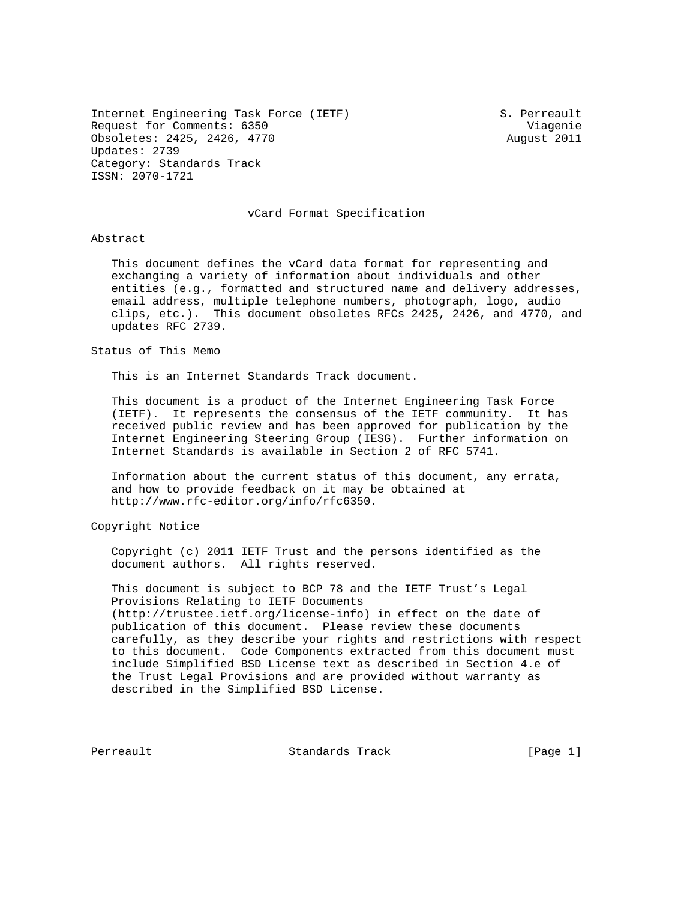Internet Engineering Task Force (IETF) S. Perreault
Request for Comments: 6350 Viagenie
Obsoletes: 2425, 2426, 4770 August 2011
Updates: 2739
Category: Standards Track
ISSN: 2070-1721

# vCard Format Specification

## Abstract

This document defines the vCard data format for representing and exchanging a variety of information about individuals and other entities (e.g., formatted and structured name and delivery addresses, email address, multiple telephone numbers, photograph, logo, audio clips, etc.). This document obsoletes RFCs 2425, 2426, and 4770, and updates RFC 2739.

## Status of This Memo

This is an Internet Standards Track document.

This document is a product of the Internet Engineering Task Force (IETF). It represents the consensus of the IETF community. It has received public review and has been approved for publication by the Internet Engineering Steering Group (IESG). Further information on Internet Standards is available in Section 2 of RFC 5741.

Information about the current status of this document, any errata, and how to provide feedback on it may be obtained at http://www.rfc-editor.org/info/rfc6350.

## Copyright Notice

Copyright (c) 2011 IETF Trust and the persons identified as the document authors. All rights reserved.

This document is subject to BCP 78 and the IETF Trust's Legal Provisions Relating to IETF Documents (http://trustee.ietf.org/license-info) in effect on the date of publication of this document. Please review these documents carefully, as they describe your rights and restrictions with respect to this document. Code Components extracted from this document must include Simplified BSD License text as described in Section 4.e of the Trust Legal Provisions and are provided without warranty as described in the Simplified BSD License.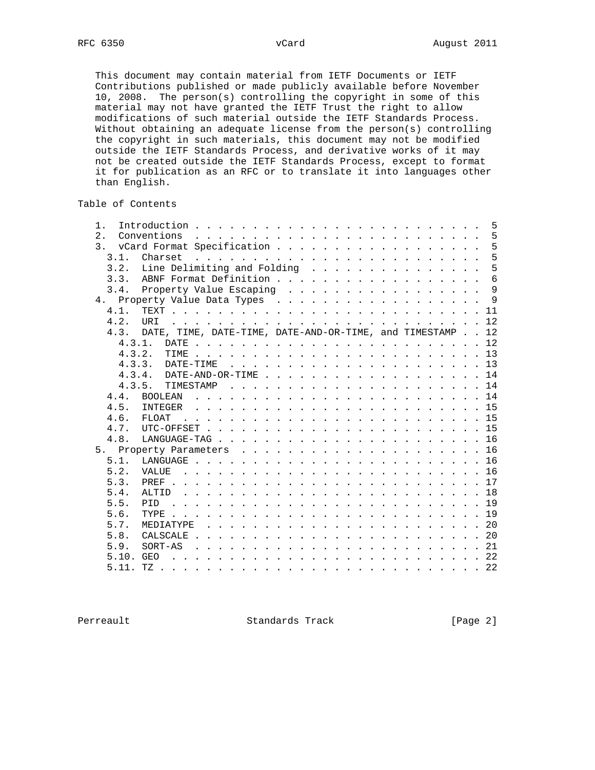This document may contain material from IETF Documents or IETF Contributions published or made publicly available before November 10, 2008. The person(s) controlling the copyright in some of this material may not have granted the IETF Trust the right to allow modifications of such material outside the IETF Standards Process. Without obtaining an adequate license from the person(s) controlling the copyright in such materials, this document may not be modified outside the IETF Standards Process, and derivative works of it may not be created outside the IETF Standards Process, except to format it for publication as an RFC or to translate it into languages other than English.

## Table of Contents

```
   1.  Introduction . . . . . . . . . . . . . . . . . . . . . . . . .  5
   2.  Conventions  . . . . . . . . . . . . . . . . . . . . . . . . .  5
   3.  vCard Format Specification . . . . . . . . . . . . . . . . . .  5
     3.1.  Charset  . . . . . . . . . . . . . . . . . . . . . . . . .  5
     3.2.  Line Delimiting and Folding  . . . . . . . . . . . . . . .  5
     3.3.  ABNF Format Definition . . . . . . . . . . . . . . . . . .  6
     3.4.  Property Value Escaping  . . . . . . . . . . . . . . . . .  9
   4.  Property Value Data Types  . . . . . . . . . . . . . . . . . .  9
     4.1.  TEXT . . . . . . . . . . . . . . . . . . . . . . . . . . . 11
     4.2.  URI  . . . . . . . . . . . . . . . . . . . . . . . . . . . 12
     4.3.  DATE, TIME, DATE-TIME, DATE-AND-OR-TIME, and TIMESTAMP . . 12
       4.3.1.  DATE . . . . . . . . . . . . . . . . . . . . . . . . . 12
       4.3.2.  TIME . . . . . . . . . . . . . . . . . . . . . . . . . 13
       4.3.3.  DATE-TIME  . . . . . . . . . . . . . . . . . . . . . . 13
       4.3.4.  DATE-AND-OR-TIME . . . . . . . . . . . . . . . . . . . 14
       4.3.5.  TIMESTAMP  . . . . . . . . . . . . . . . . . . . . . . 14
     4.4.  BOOLEAN  . . . . . . . . . . . . . . . . . . . . . . . . . 14
     4.5.  INTEGER  . . . . . . . . . . . . . . . . . . . . . . . . . 15
     4.6.  FLOAT  . . . . . . . . . . . . . . . . . . . . . . . . . . 15
     4.7.  UTC-OFFSET . . . . . . . . . . . . . . . . . . . . . . . . 15
     4.8.  LANGUAGE-TAG . . . . . . . . . . . . . . . . . . . . . . . 16
   5.  Property Parameters  . . . . . . . . . . . . . . . . . . . . . 16
     5.1.  LANGUAGE . . . . . . . . . . . . . . . . . . . . . . . . . 16
     5.2.  VALUE  . . . . . . . . . . . . . . . . . . . . . . . . . . 16
     5.3.  PREF . . . . . . . . . . . . . . . . . . . . . . . . . . . 17
     5.4.  ALTID  . . . . . . . . . . . . . . . . . . . . . . . . . . 18
     5.5.  PID  . . . . . . . . . . . . . . . . . . . . . . . . . . . 19
     5.6.  TYPE . . . . . . . . . . . . . . . . . . . . . . . . . . . 19
     5.7.  MEDIATYPE  . . . . . . . . . . . . . . . . . . . . . . . . 20
     5.8.  CALSCALE . . . . . . . . . . . . . . . . . . . . . . . . . 20
     5.9.  SORT-AS  . . . . . . . . . . . . . . . . . . . . . . . . . 21
     5.10. GEO  . . . . . . . . . . . . . . . . . . . . . . . . . . . 22
     5.11. TZ . . . . . . . . . . . . . . . . . . . . . . . . . . . . 22
```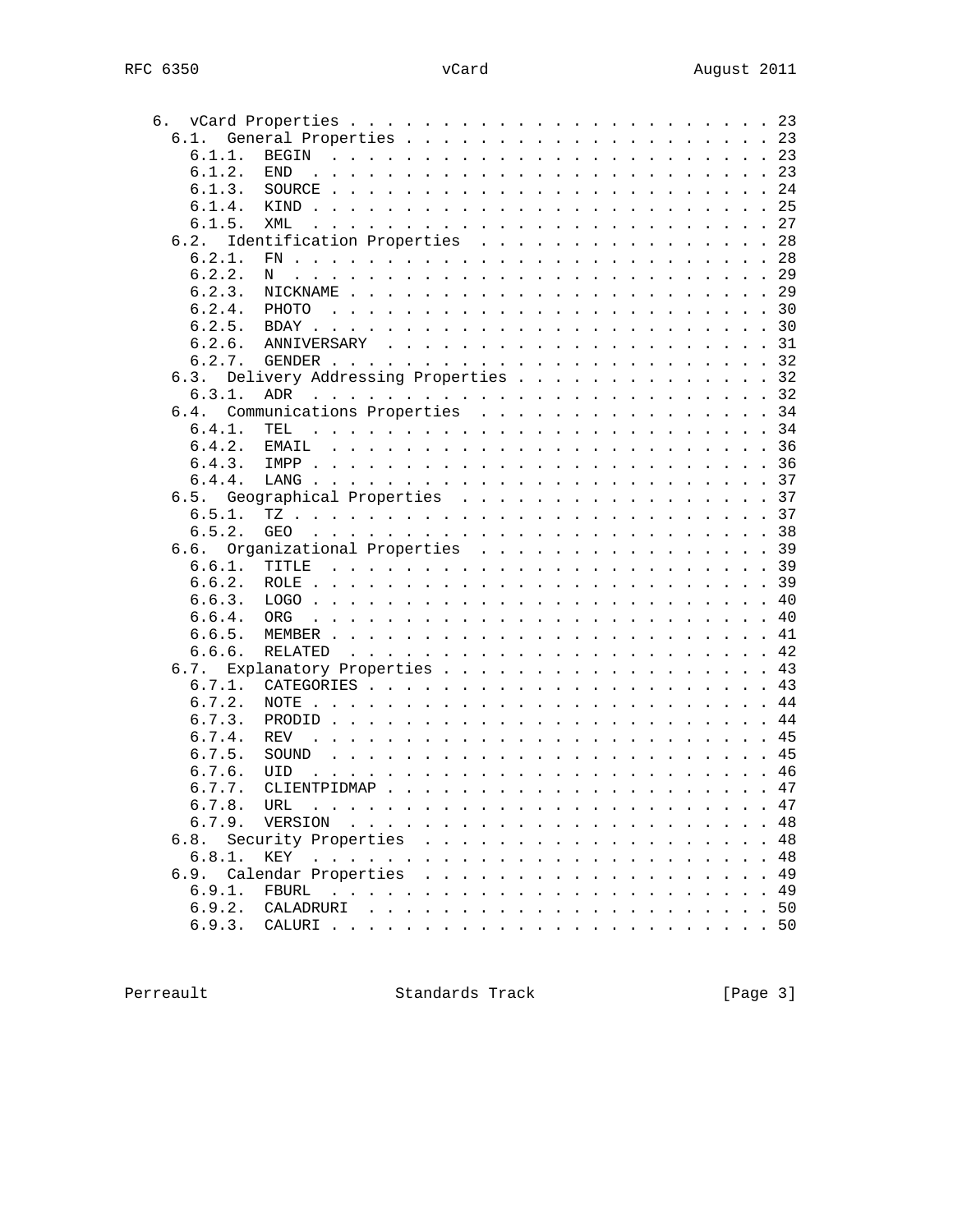```
   6.  vCard Properties . . . . . . . . . . . . . . . . . . . . . . . 23
     6.1.  General Properties . . . . . . . . . . . . . . . . . . . . 23
       6.1.1.  BEGIN  . . . . . . . . . . . . . . . . . . . . . . . . 23
       6.1.2.  END  . . . . . . . . . . . . . . . . . . . . . . . . . 23
       6.1.3.  SOURCE . . . . . . . . . . . . . . . . . . . . . . . . 24
       6.1.4.  KIND . . . . . . . . . . . . . . . . . . . . . . . . . 25
       6.1.5.  XML  . . . . . . . . . . . . . . . . . . . . . . . . . 27
     6.2.  Identification Properties  . . . . . . . . . . . . . . . . 28
       6.2.1.  FN . . . . . . . . . . . . . . . . . . . . . . . . . . 28
       6.2.2.  N  . . . . . . . . . . . . . . . . . . . . . . . . . . 29
       6.2.3.  NICKNAME . . . . . . . . . . . . . . . . . . . . . . . 29
       6.2.4.  PHOTO  . . . . . . . . . . . . . . . . . . . . . . . . 30
       6.2.5.  BDAY . . . . . . . . . . . . . . . . . . . . . . . . . 30
       6.2.6.  ANNIVERSARY  . . . . . . . . . . . . . . . . . . . . . 31
       6.2.7.  GENDER . . . . . . . . . . . . . . . . . . . . . . . . 32
     6.3.  Delivery Addressing Properties . . . . . . . . . . . . . . 32
       6.3.1.  ADR  . . . . . . . . . . . . . . . . . . . . . . . . . 32
     6.4.  Communications Properties  . . . . . . . . . . . . . . . . 34
       6.4.1.  TEL  . . . . . . . . . . . . . . . . . . . . . . . . . 34
       6.4.2.  EMAIL  . . . . . . . . . . . . . . . . . . . . . . . . 36
       6.4.3.  IMPP . . . . . . . . . . . . . . . . . . . . . . . . . 36
       6.4.4.  LANG . . . . . . . . . . . . . . . . . . . . . . . . . 37
     6.5.  Geographical Properties  . . . . . . . . . . . . . . . . . 37
       6.5.1.  TZ . . . . . . . . . . . . . . . . . . . . . . . . . . 37
       6.5.2.  GEO  . . . . . . . . . . . . . . . . . . . . . . . . . 38
     6.6.  Organizational Properties  . . . . . . . . . . . . . . . . 39
       6.6.1.  TITLE  . . . . . . . . . . . . . . . . . . . . . . . . 39
       6.6.2.  ROLE . . . . . . . . . . . . . . . . . . . . . . . . . 39
       6.6.3.  LOGO . . . . . . . . . . . . . . . . . . . . . . . . . 40
       6.6.4.  ORG  . . . . . . . . . . . . . . . . . . . . . . . . . 40
       6.6.5.  MEMBER . . . . . . . . . . . . . . . . . . . . . . . . 41
       6.6.6.  RELATED  . . . . . . . . . . . . . . . . . . . . . . . 42
     6.7.  Explanatory Properties . . . . . . . . . . . . . . . . . . 43
       6.7.1.  CATEGORIES . . . . . . . . . . . . . . . . . . . . . . 43
       6.7.2.  NOTE . . . . . . . . . . . . . . . . . . . . . . . . . 44
       6.7.3.  PRODID . . . . . . . . . . . . . . . . . . . . . . . . 44
       6.7.4.  REV  . . . . . . . . . . . . . . . . . . . . . . . . . 45
       6.7.5.  SOUND  . . . . . . . . . . . . . . . . . . . . . . . . 45
       6.7.6.  UID  . . . . . . . . . . . . . . . . . . . . . . . . . 46
       6.7.7.  CLIENTPIDMAP . . . . . . . . . . . . . . . . . . . . . 47
       6.7.8.  URL  . . . . . . . . . . . . . . . . . . . . . . . . . 47
       6.7.9.  VERSION  . . . . . . . . . . . . . . . . . . . . . . . 48
     6.8.  Security Properties  . . . . . . . . . . . . . . . . . . . 48
       6.8.1.  KEY  . . . . . . . . . . . . . . . . . . . . . . . . . 48
     6.9.  Calendar Properties  . . . . . . . . . . . . . . . . . . . 49
       6.9.1.  FBURL  . . . . . . . . . . . . . . . . . . . . . . . . 49
       6.9.2.  CALADRURI  . . . . . . . . . . . . . . . . . . . . . . 50
       6.9.3.  CALURI . . . . . . . . . . . . . . . . . . . . . . . . 50
```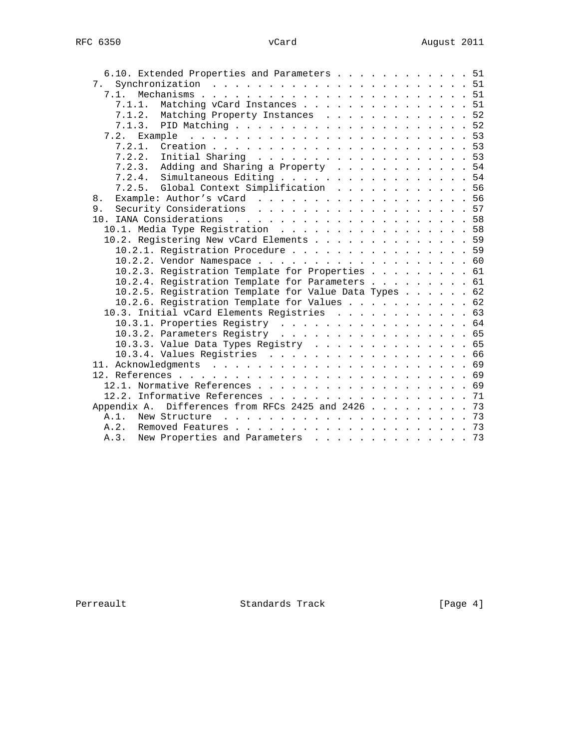```
   6.10. Extended Properties and Parameters . . . . . . . . . . . . . 51
 7.  Synchronization  . . . . . . . . . . . . . . . . . . . . . . . . 51
   7.1.  Mechanisms . . . . . . . . . . . . . . . . . . . . . . . . . 51
     7.1.1.  Matching vCard Instances . . . . . . . . . . . . . . . . 51
     7.1.2.  Matching Property Instances  . . . . . . . . . . . . . . 52
     7.1.3.  PID Matching . . . . . . . . . . . . . . . . . . . . . . 52
   7.2.  Example  . . . . . . . . . . . . . . . . . . . . . . . . . . 53
     7.2.1.  Creation . . . . . . . . . . . . . . . . . . . . . . . . 53
     7.2.2.  Initial Sharing  . . . . . . . . . . . . . . . . . . . . 53
     7.2.3.  Adding and Sharing a Property  . . . . . . . . . . . . . 54
     7.2.4.  Simultaneous Editing . . . . . . . . . . . . . . . . . . 54
     7.2.5.  Global Context Simplification  . . . . . . . . . . . . . 56
 8.  Example: Author's vCard  . . . . . . . . . . . . . . . . . . . . 56
 9.  Security Considerations  . . . . . . . . . . . . . . . . . . . . 57
 10. IANA Considerations  . . . . . . . . . . . . . . . . . . . . . . 58
   10.1. Media Type Registration  . . . . . . . . . . . . . . . . . . 58
   10.2. Registering New vCard Elements . . . . . . . . . . . . . . . 59
     10.2.1. Registration Procedure . . . . . . . . . . . . . . . . . 59
     10.2.2. Vendor Namespace . . . . . . . . . . . . . . . . . . . . 60
     10.2.3. Registration Template for Properties . . . . . . . . . . 61
     10.2.4. Registration Template for Parameters . . . . . . . . . . 61
     10.2.5. Registration Template for Value Data Types . . . . . . . 62
     10.2.6. Registration Template for Values . . . . . . . . . . . . 62
   10.3. Initial vCard Elements Registries  . . . . . . . . . . . . . 63
     10.3.1. Properties Registry  . . . . . . . . . . . . . . . . . . 64
     10.3.2. Parameters Registry  . . . . . . . . . . . . . . . . . . 65
     10.3.3. Value Data Types Registry  . . . . . . . . . . . . . . . 65
     10.3.4. Values Registries  . . . . . . . . . . . . . . . . . . . 66
 11. Acknowledgments  . . . . . . . . . . . . . . . . . . . . . . . . 69
 12. References . . . . . . . . . . . . . . . . . . . . . . . . . . . 69
   12.1. Normative References . . . . . . . . . . . . . . . . . . . . 69
   12.2. Informative References . . . . . . . . . . . . . . . . . . . 71
 Appendix A.  Differences from RFCs 2425 and 2426 . . . . . . . . . . 73
   A.1.  New Structure  . . . . . . . . . . . . . . . . . . . . . . . 73
   A.2.  Removed Features . . . . . . . . . . . . . . . . . . . . . . 73
   A.3.  New Properties and Parameters  . . . . . . . . . . . . . . . 73
```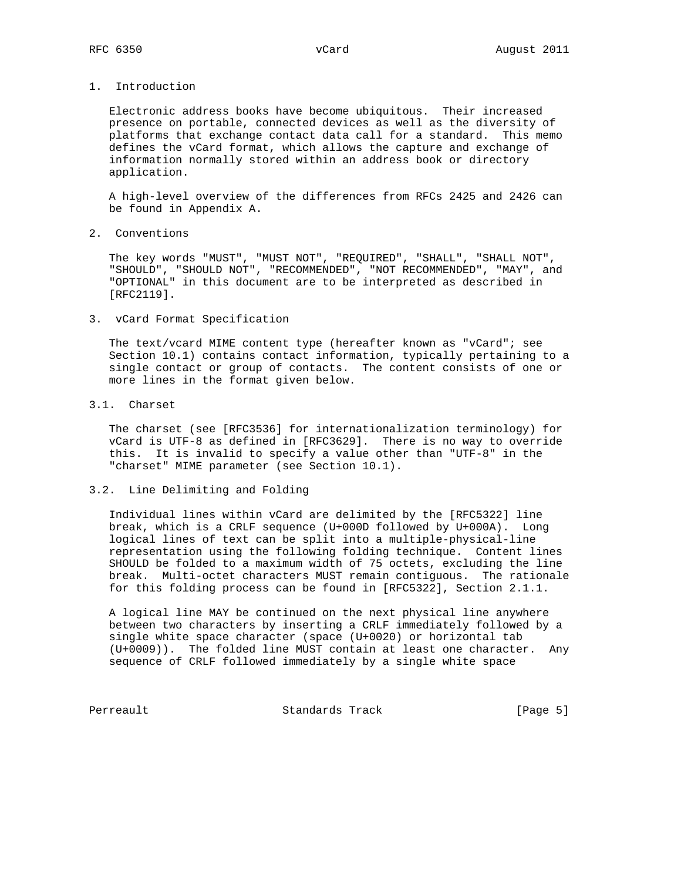# 1. Introduction

Electronic address books have become ubiquitous. Their increased presence on portable, connected devices as well as the diversity of platforms that exchange contact data call for a standard. This memo defines the vCard format, which allows the capture and exchange of information normally stored within an address book or directory application.

A high-level overview of the differences from RFCs 2425 and 2426 can be found in Appendix A.

# 2. Conventions

The key words "MUST", "MUST NOT", "REQUIRED", "SHALL", "SHALL NOT", "SHOULD", "SHOULD NOT", "RECOMMENDED", "NOT RECOMMENDED", "MAY", and "OPTIONAL" in this document are to be interpreted as described in [RFC2119].

# 3. vCard Format Specification

The text/vcard MIME content type (hereafter known as "vCard"; see Section 10.1) contains contact information, typically pertaining to a single contact or group of contacts. The content consists of one or more lines in the format given below.

## 3.1. Charset

The charset (see [RFC3536] for internationalization terminology) for vCard is UTF-8 as defined in [RFC3629]. There is no way to override this. It is invalid to specify a value other than "UTF-8" in the "charset" MIME parameter (see Section 10.1).

## 3.2. Line Delimiting and Folding

Individual lines within vCard are delimited by the [RFC5322] line break, which is a CRLF sequence (U+000D followed by U+000A). Long logical lines of text can be split into a multiple-physical-line representation using the following folding technique. Content lines SHOULD be folded to a maximum width of 75 octets, excluding the line break. Multi-octet characters MUST remain contiguous. The rationale for this folding process can be found in [RFC5322], Section 2.1.1.

A logical line MAY be continued on the next physical line anywhere between two characters by inserting a CRLF immediately followed by a single white space character (space (U+0020) or horizontal tab (U+0009)). The folded line MUST contain at least one character. Any sequence of CRLF followed immediately by a single white space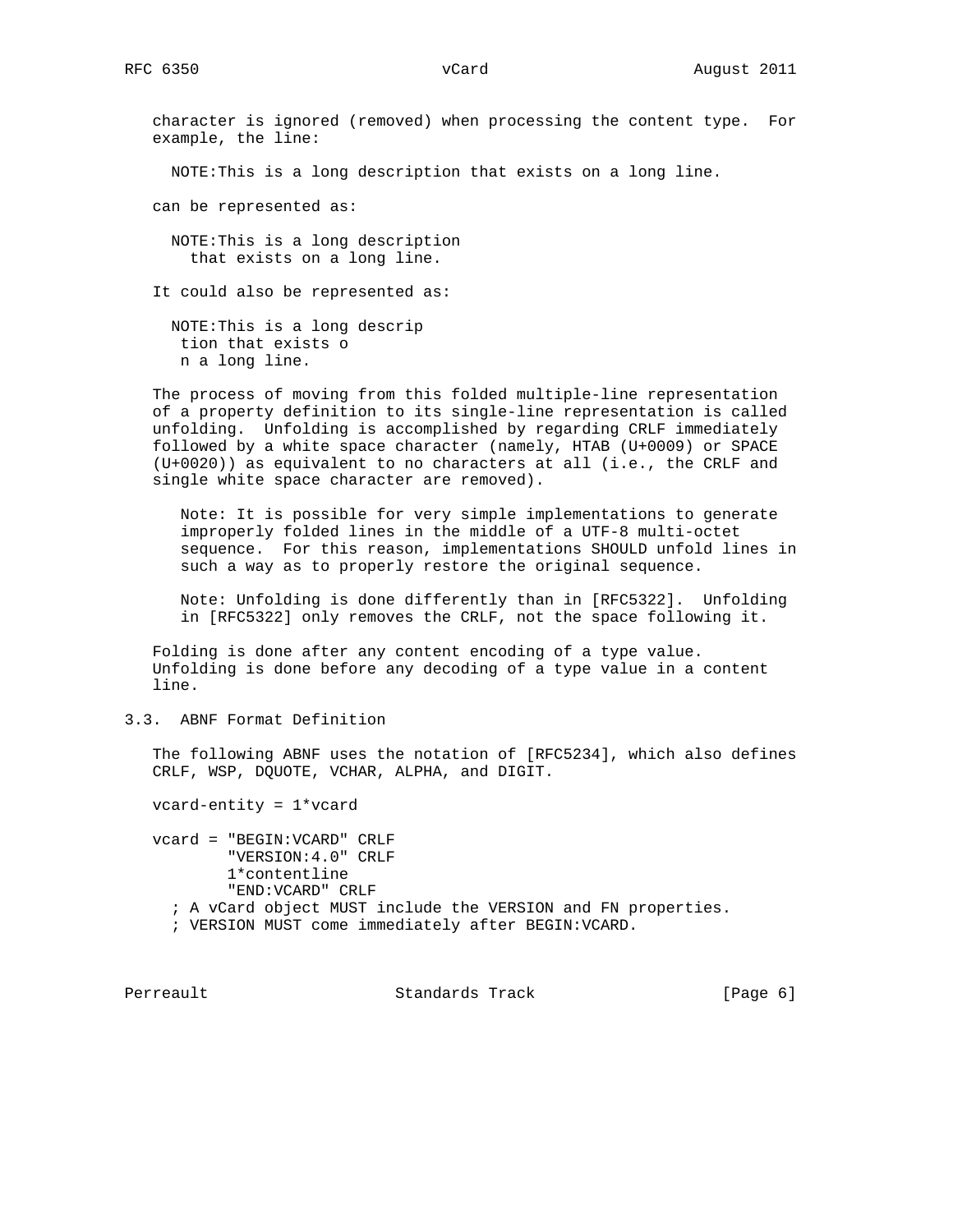character is ignored (removed) when processing the content type. For example, the line:

```
NOTE:This is a long description that exists on a long line.
```

can be represented as:

```
NOTE:This is a long description
  that exists on a long line.
```

It could also be represented as:

```
NOTE:This is a long descrip
 tion that exists o
 n a long line.
```

The process of moving from this folded multiple-line representation of a property definition to its single-line representation is called unfolding. Unfolding is accomplished by regarding CRLF immediately followed by a white space character (namely, HTAB (U+0009) or SPACE (U+0020)) as equivalent to no characters at all (i.e., the CRLF and single white space character are removed).

> Note: It is possible for very simple implementations to generate improperly folded lines in the middle of a UTF-8 multi-octet sequence. For this reason, implementations SHOULD unfold lines in such a way as to properly restore the original sequence.

> Note: Unfolding is done differently than in [RFC5322]. Unfolding in [RFC5322] only removes the CRLF, not the space following it.

Folding is done after any content encoding of a type value. Unfolding is done before any decoding of a type value in a content line.

## 3.3. ABNF Format Definition

The following ABNF uses the notation of [RFC5234], which also defines CRLF, WSP, DQUOTE, VCHAR, ALPHA, and DIGIT.

```
vcard-entity = 1*vcard

vcard = "BEGIN:VCARD" CRLF
        "VERSION:4.0" CRLF
        1*contentline
        "END:VCARD" CRLF
  ; A vCard object MUST include the VERSION and FN properties.
  ; VERSION MUST come immediately after BEGIN:VCARD.
```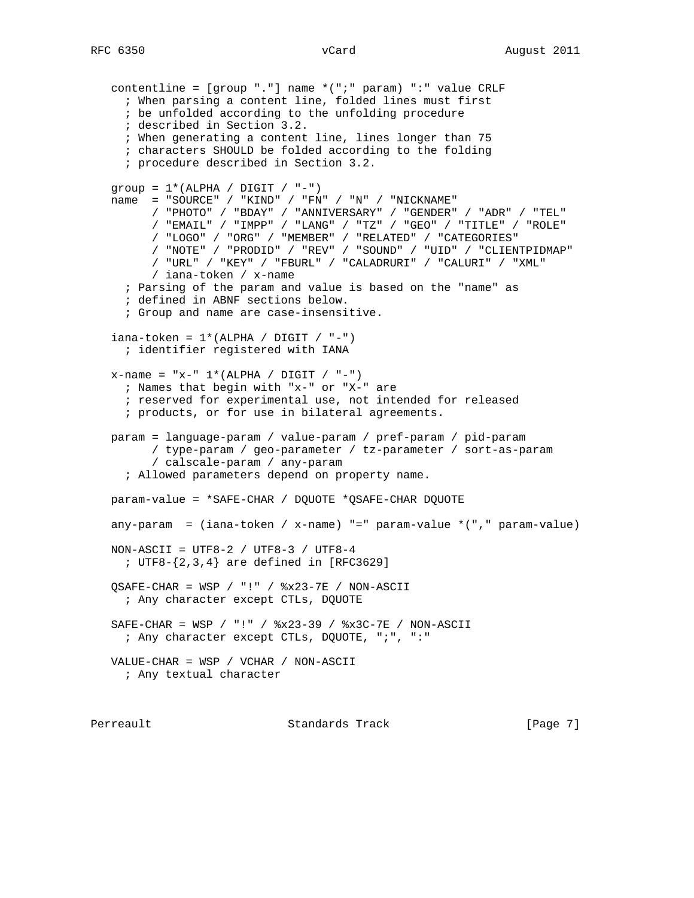```
contentline = [group "."] name *(";" param) ":" value CRLF
  ; When parsing a content line, folded lines must first
  ; be unfolded according to the unfolding procedure
  ; described in Section 3.2.
  ; When generating a content line, lines longer than 75
  ; characters SHOULD be folded according to the folding
  ; procedure described in Section 3.2.

group = 1*(ALPHA / DIGIT / "-")
name  = "SOURCE" / "KIND" / "FN" / "N" / "NICKNAME"
      / "PHOTO" / "BDAY" / "ANNIVERSARY" / "GENDER" / "ADR" / "TEL"
      / "EMAIL" / "IMPP" / "LANG" / "TZ" / "GEO" / "TITLE" / "ROLE"
      / "LOGO" / "ORG" / "MEMBER" / "RELATED" / "CATEGORIES"
      / "NOTE" / "PRODID" / "REV" / "SOUND" / "UID" / "CLIENTPIDMAP"
      / "URL" / "KEY" / "FBURL" / "CALADRURI" / "CALURI" / "XML"
      / iana-token / x-name
  ; Parsing of the param and value is based on the "name" as
  ; defined in ABNF sections below.
  ; Group and name are case-insensitive.

iana-token = 1*(ALPHA / DIGIT / "-")
  ; identifier registered with IANA

x-name = "x-" 1*(ALPHA / DIGIT / "-")
  ; Names that begin with "x-" or "X-" are
  ; reserved for experimental use, not intended for released
  ; products, or for use in bilateral agreements.

param = language-param / value-param / pref-param / pid-param
      / type-param / geo-parameter / tz-parameter / sort-as-param
      / calscale-param / any-param
  ; Allowed parameters depend on property name.

param-value = *SAFE-CHAR / DQUOTE *QSAFE-CHAR DQUOTE

any-param  = (iana-token / x-name) "=" param-value *("," param-value)

NON-ASCII = UTF8-2 / UTF8-3 / UTF8-4
  ; UTF8-{2,3,4} are defined in [RFC3629]

QSAFE-CHAR = WSP / "!" / %x23-7E / NON-ASCII
  ; Any character except CTLs, DQUOTE

SAFE-CHAR = WSP / "!" / %x23-39 / %x3C-7E / NON-ASCII
  ; Any character except CTLs, DQUOTE, ";", ":"

VALUE-CHAR = WSP / VCHAR / NON-ASCII
  ; Any textual character
```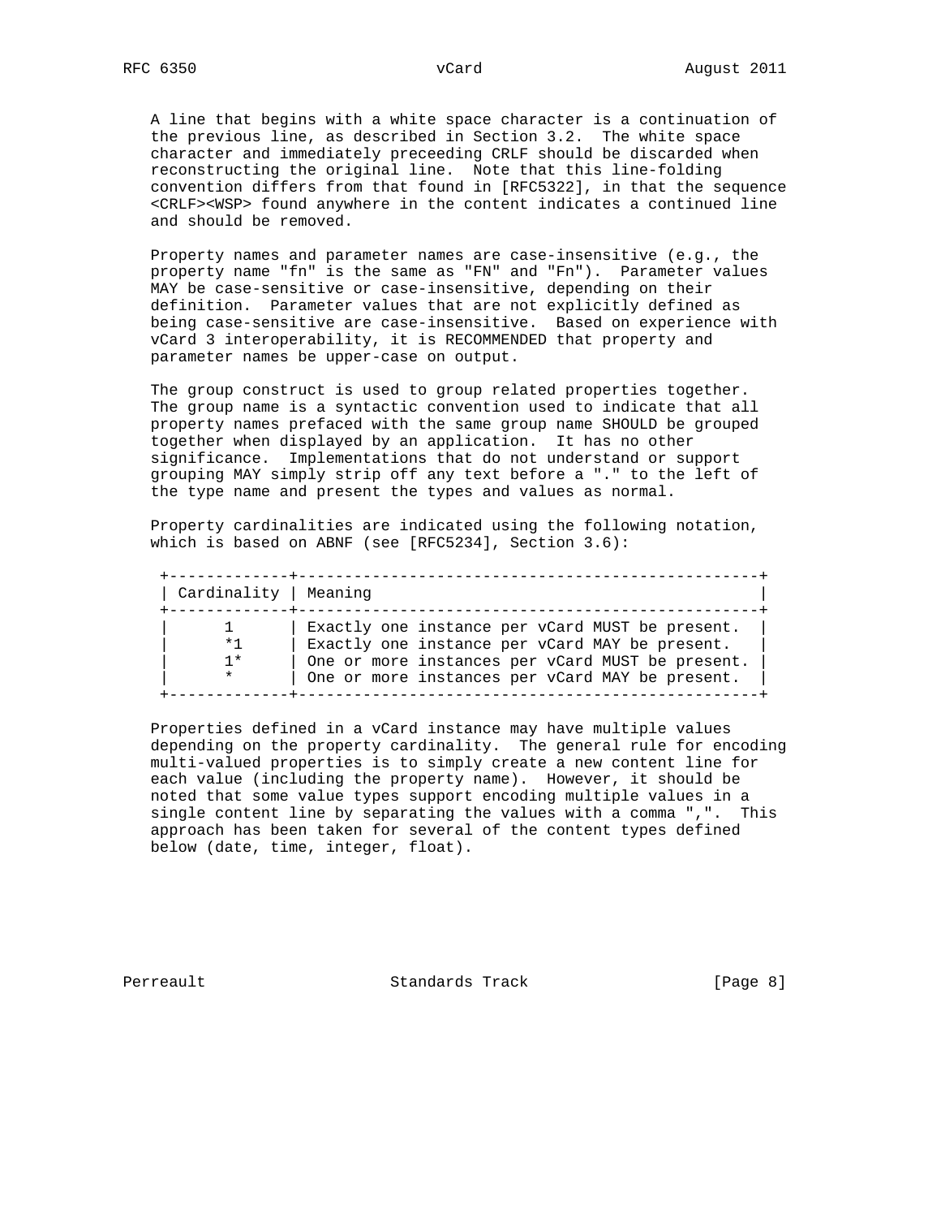A line that begins with a white space character is a continuation of the previous line, as described in Section 3.2. The white space character and immediately preceeding CRLF should be discarded when reconstructing the original line. Note that this line-folding convention differs from that found in [RFC5322], in that the sequence <CRLF><WSP> found anywhere in the content indicates a continued line and should be removed.

Property names and parameter names are case-insensitive (e.g., the property name "fn" is the same as "FN" and "Fn"). Parameter values MAY be case-sensitive or case-insensitive, depending on their definition. Parameter values that are not explicitly defined as being case-sensitive are case-insensitive. Based on experience with vCard 3 interoperability, it is RECOMMENDED that property and parameter names be upper-case on output.

The group construct is used to group related properties together. The group name is a syntactic convention used to indicate that all property names prefaced with the same group name SHOULD be grouped together when displayed by an application. It has no other significance. Implementations that do not understand or support grouping MAY simply strip off any text before a "." to the left of the type name and present the types and values as normal.

Property cardinalities are indicated using the following notation, which is based on ABNF (see [RFC5234], Section 3.6):

| Cardinality | Meaning |
|---|---|
| 1 | Exactly one instance per vCard MUST be present. |
| *1 | Exactly one instance per vCard MAY be present. |
| 1* | One or more instances per vCard MUST be present. |
| * | One or more instances per vCard MAY be present. |

Properties defined in a vCard instance may have multiple values depending on the property cardinality. The general rule for encoding multi-valued properties is to simply create a new content line for each value (including the property name). However, it should be noted that some value types support encoding multiple values in a single content line by separating the values with a comma ",". This approach has been taken for several of the content types defined below (date, time, integer, float).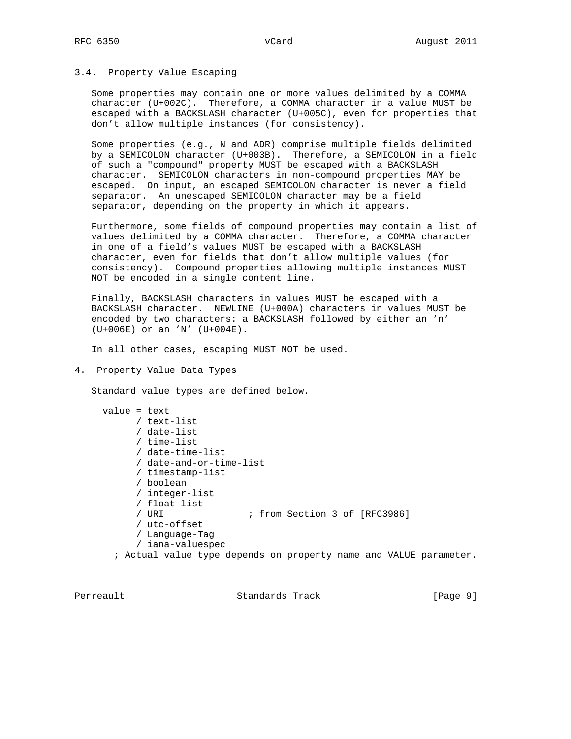### 3.4. Property Value Escaping

Some properties may contain one or more values delimited by a COMMA character (U+002C). Therefore, a COMMA character in a value MUST be escaped with a BACKSLASH character (U+005C), even for properties that don't allow multiple instances (for consistency).

Some properties (e.g., N and ADR) comprise multiple fields delimited by a SEMICOLON character (U+003B). Therefore, a SEMICOLON in a field of such a "compound" property MUST be escaped with a BACKSLASH character. SEMICOLON characters in non-compound properties MAY be escaped. On input, an escaped SEMICOLON character is never a field separator. An unescaped SEMICOLON character may be a field separator, depending on the property in which it appears.

Furthermore, some fields of compound properties may contain a list of values delimited by a COMMA character. Therefore, a COMMA character in one of a field's values MUST be escaped with a BACKSLASH character, even for fields that don't allow multiple values (for consistency). Compound properties allowing multiple instances MUST NOT be encoded in a single content line.

Finally, BACKSLASH characters in values MUST be escaped with a BACKSLASH character. NEWLINE (U+000A) characters in values MUST be encoded by two characters: a BACKSLASH followed by either an 'n' (U+006E) or an 'N' (U+004E).

In all other cases, escaping MUST NOT be used.

## 4. Property Value Data Types

Standard value types are defined below.

```
  value = text
        / text-list
        / date-list
        / time-list
        / date-time-list
        / date-and-or-time-list
        / timestamp-list
        / boolean
        / integer-list
        / float-list
        / URI               ; from Section 3 of [RFC3986]
        / utc-offset
        / Language-Tag
        / iana-valuespec
    ; Actual value type depends on property name and VALUE parameter.
```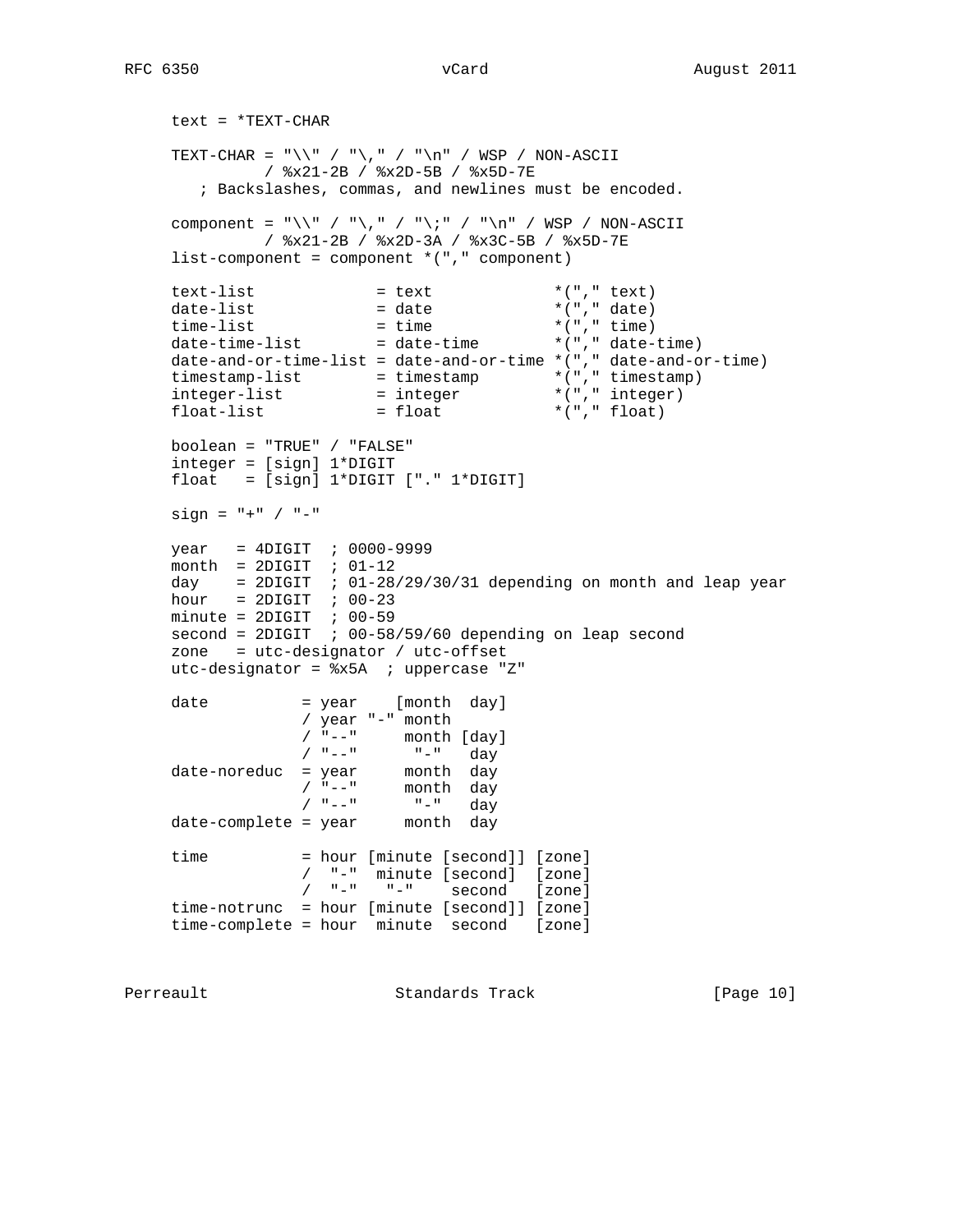```
     text = *TEXT-CHAR

     TEXT-CHAR = "\\" / "\," / "\n" / WSP / NON-ASCII
               / %x21-2B / %x2D-5B / %x5D-7E
        ; Backslashes, commas, and newlines must be encoded.

     component = "\\" / "\," / "\;" / "\n" / WSP / NON-ASCII
               / %x21-2B / %x2D-3A / %x3C-5B / %x5D-7E
     list-component = component *("," component)

     text-list             = text             *("," text)
     date-list             = date             *("," date)
     time-list             = time             *("," time)
     date-time-list        = date-time        *("," date-time)
     date-and-or-time-list = date-and-or-time *("," date-and-or-time)
     timestamp-list        = timestamp        *("," timestamp)
     integer-list          = integer          *("," integer)
     float-list            = float            *("," float)

     boolean = "TRUE" / "FALSE"
     integer = [sign] 1*DIGIT
     float   = [sign] 1*DIGIT ["." 1*DIGIT]

     sign = "+" / "-"

     year   = 4DIGIT  ; 0000-9999
     month  = 2DIGIT  ; 01-12
     day    = 2DIGIT  ; 01-28/29/30/31 depending on month and leap year
     hour   = 2DIGIT  ; 00-23
     minute = 2DIGIT  ; 00-59
     second = 2DIGIT  ; 00-58/59/60 depending on leap second
     zone   = utc-designator / utc-offset
     utc-designator = %x5A  ; uppercase "Z"

     date          = year    [month  day]
                   / year "-" month
                   / "--"     month [day]
                   / "--"      "-"   day
     date-noreduc  = year     month  day
                   / "--"     month  day
                   / "--"      "-"   day
     date-complete = year     month  day

     time          = hour [minute [second]] [zone]
                   /  "-"  minute [second]  [zone]
                   /  "-"   "-"    second   [zone]
     time-notrunc  = hour [minute [second]] [zone]
     time-complete = hour  minute  second   [zone]
```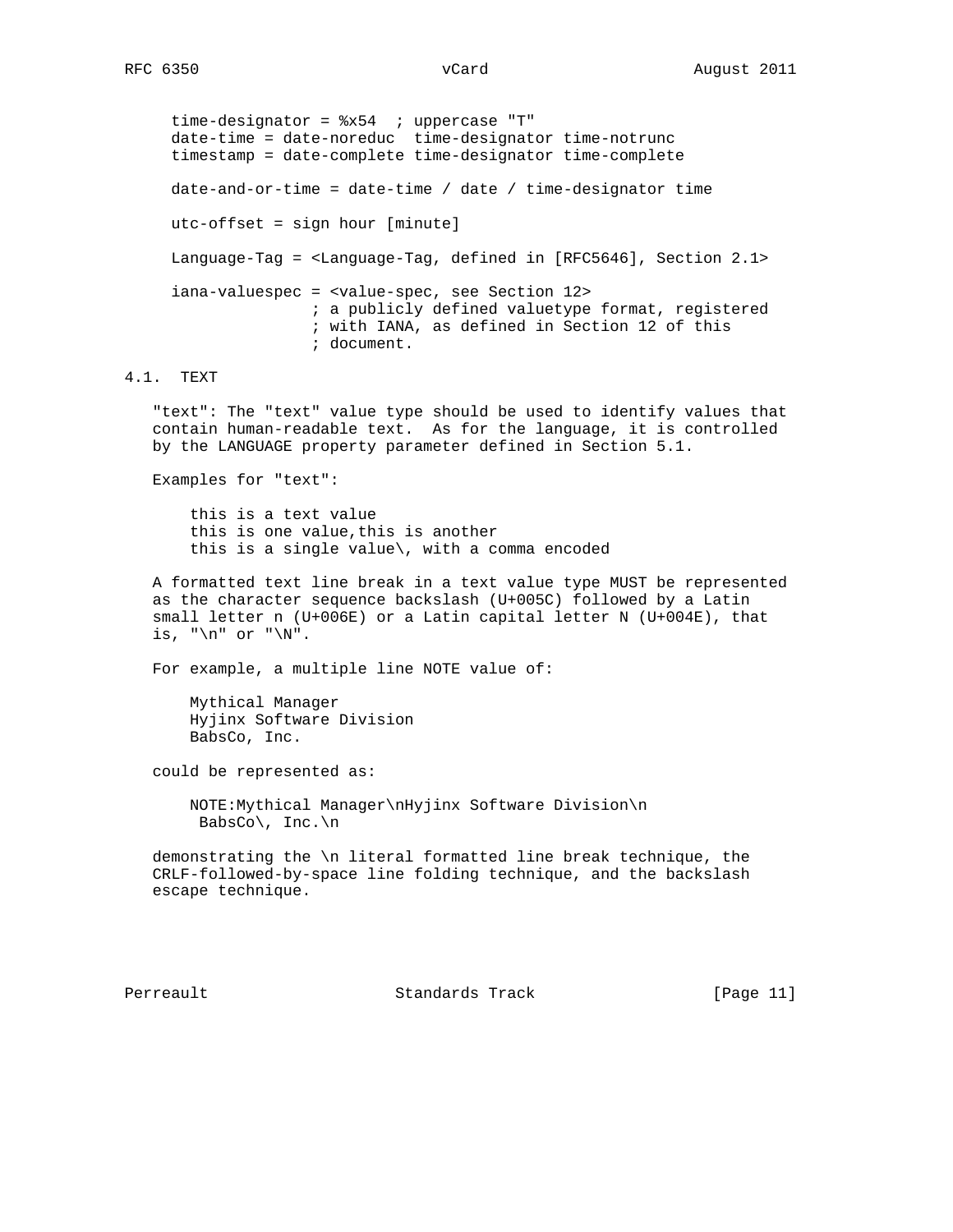```
time-designator = %x54  ; uppercase "T"
date-time = date-noreduc  time-designator time-notrunc
timestamp = date-complete time-designator time-complete

date-and-or-time = date-time / date / time-designator time

utc-offset = sign hour [minute]

Language-Tag = <Language-Tag, defined in [RFC5646], Section 2.1>

iana-valuespec = <value-spec, see Section 12>
               ; a publicly defined valuetype format, registered
               ; with IANA, as defined in Section 12 of this
               ; document.
```

## 4.1. TEXT

"text": The "text" value type should be used to identify values that contain human-readable text. As for the language, it is controlled by the LANGUAGE property parameter defined in Section 5.1.

Examples for "text":

```
this is a text value
this is one value,this is another
this is a single value\, with a comma encoded
```

A formatted text line break in a text value type MUST be represented as the character sequence backslash (U+005C) followed by a Latin small letter n (U+006E) or a Latin capital letter N (U+004E), that is, "\n" or "\N".

For example, a multiple line NOTE value of:

```
Mythical Manager
Hyjinx Software Division
BabsCo, Inc.
```

could be represented as:

```
NOTE:Mythical Manager\nHyjinx Software Division\n
 BabsCo\, Inc.\n
```

demonstrating the \n literal formatted line break technique, the CRLF-followed-by-space line folding technique, and the backslash escape technique.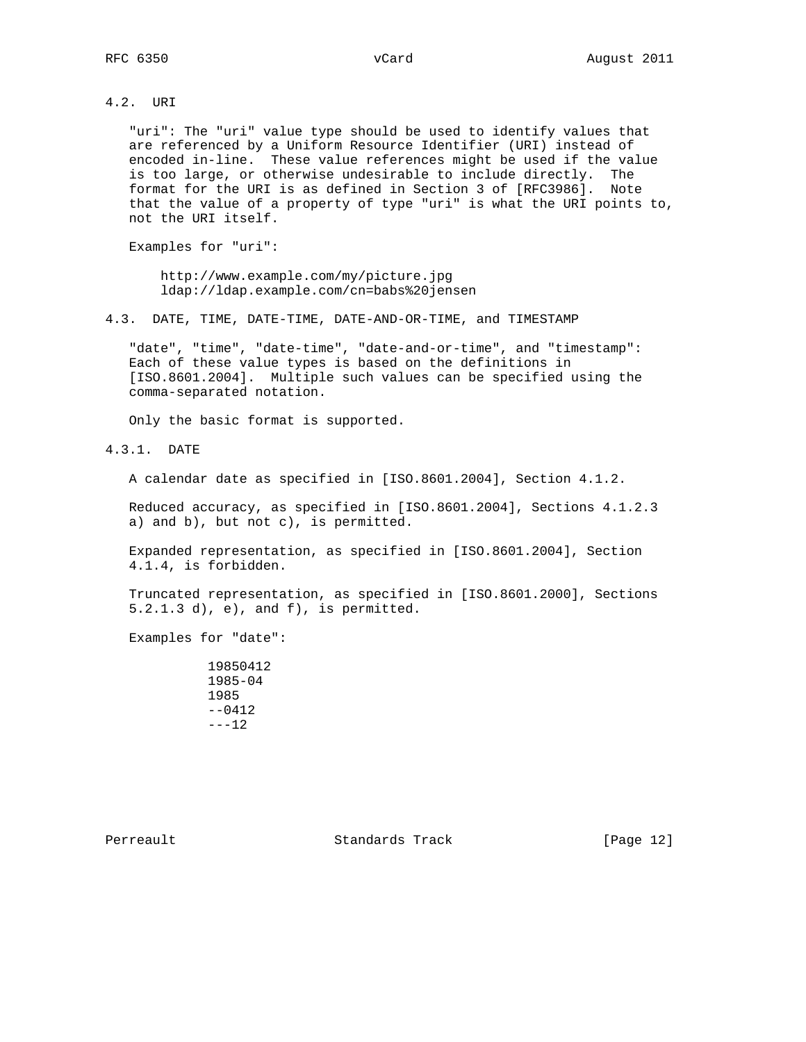## 4.2. URI

"uri": The "uri" value type should be used to identify values that are referenced by a Uniform Resource Identifier (URI) instead of encoded in-line. These value references might be used if the value is too large, or otherwise undesirable to include directly. The format for the URI is as defined in Section 3 of [RFC3986]. Note that the value of a property of type "uri" is what the URI points to, not the URI itself.

Examples for "uri":

```
http://www.example.com/my/picture.jpg
ldap://ldap.example.com/cn=babs%20jensen
```

## 4.3. DATE, TIME, DATE-TIME, DATE-AND-OR-TIME, and TIMESTAMP

"date", "time", "date-time", "date-and-or-time", and "timestamp": Each of these value types is based on the definitions in [ISO.8601.2004]. Multiple such values can be specified using the comma-separated notation.

Only the basic format is supported.

### 4.3.1. DATE

A calendar date as specified in [ISO.8601.2004], Section 4.1.2.

Reduced accuracy, as specified in [ISO.8601.2004], Sections 4.1.2.3 a) and b), but not c), is permitted.

Expanded representation, as specified in [ISO.8601.2004], Section 4.1.4, is forbidden.

Truncated representation, as specified in [ISO.8601.2000], Sections 5.2.1.3 d), e), and f), is permitted.

Examples for "date":

```
19850412
1985-04
1985
--0412
---12
```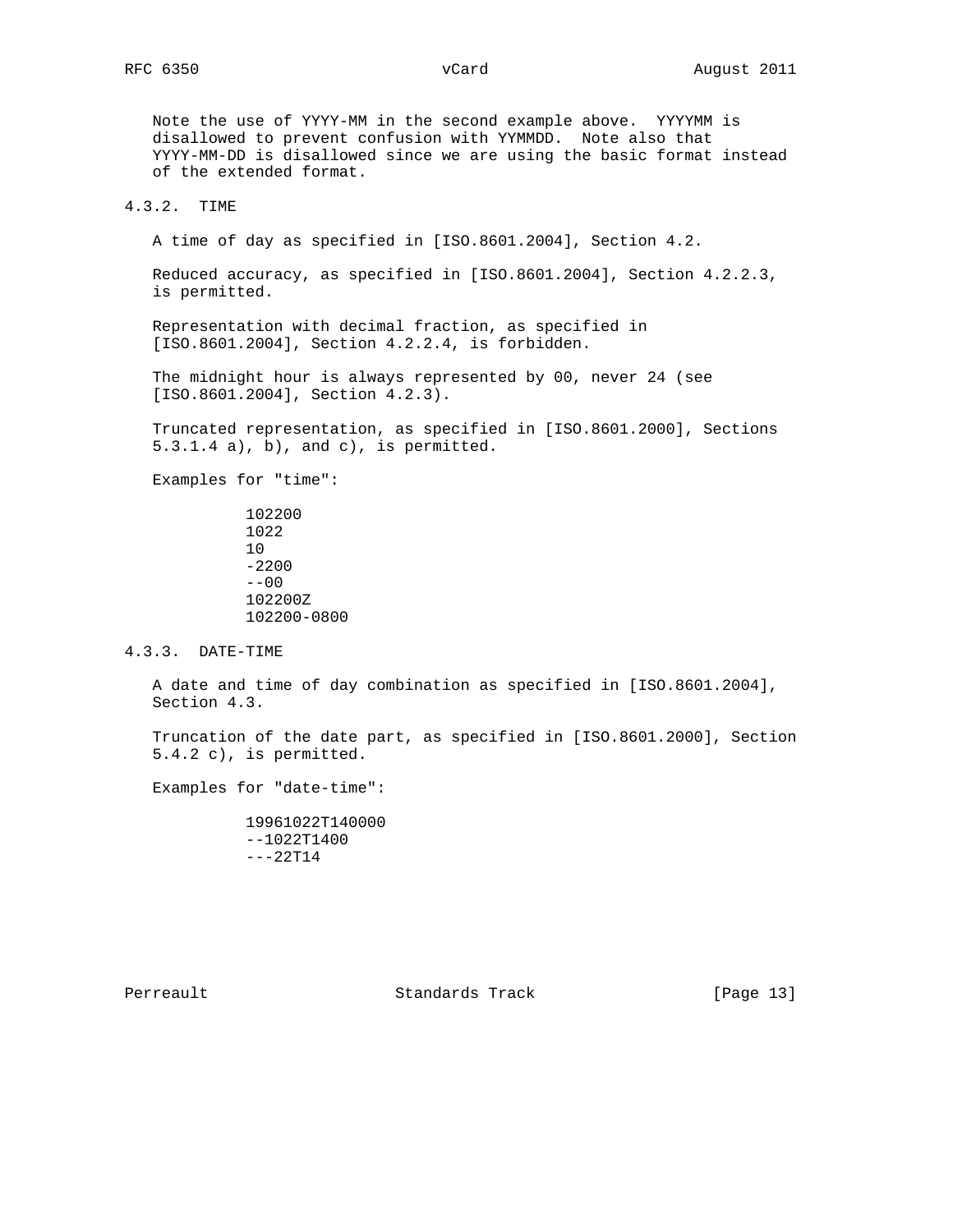Note the use of YYYY-MM in the second example above. YYYYMM is disallowed to prevent confusion with YYMMDD. Note also that YYYY-MM-DD is disallowed since we are using the basic format instead of the extended format.

### 4.3.2. TIME

A time of day as specified in [ISO.8601.2004], Section 4.2.

Reduced accuracy, as specified in [ISO.8601.2004], Section 4.2.2.3, is permitted.

Representation with decimal fraction, as specified in [ISO.8601.2004], Section 4.2.2.4, is forbidden.

The midnight hour is always represented by 00, never 24 (see [ISO.8601.2004], Section 4.2.3).

Truncated representation, as specified in [ISO.8601.2000], Sections 5.3.1.4 a), b), and c), is permitted.

Examples for "time":

```
102200
1022
10
-2200
--00
102200Z
102200-0800
```

### 4.3.3. DATE-TIME

A date and time of day combination as specified in [ISO.8601.2004], Section 4.3.

Truncation of the date part, as specified in [ISO.8601.2000], Section 5.4.2 c), is permitted.

Examples for "date-time":

```
19961022T140000
--1022T1400
---22T14
```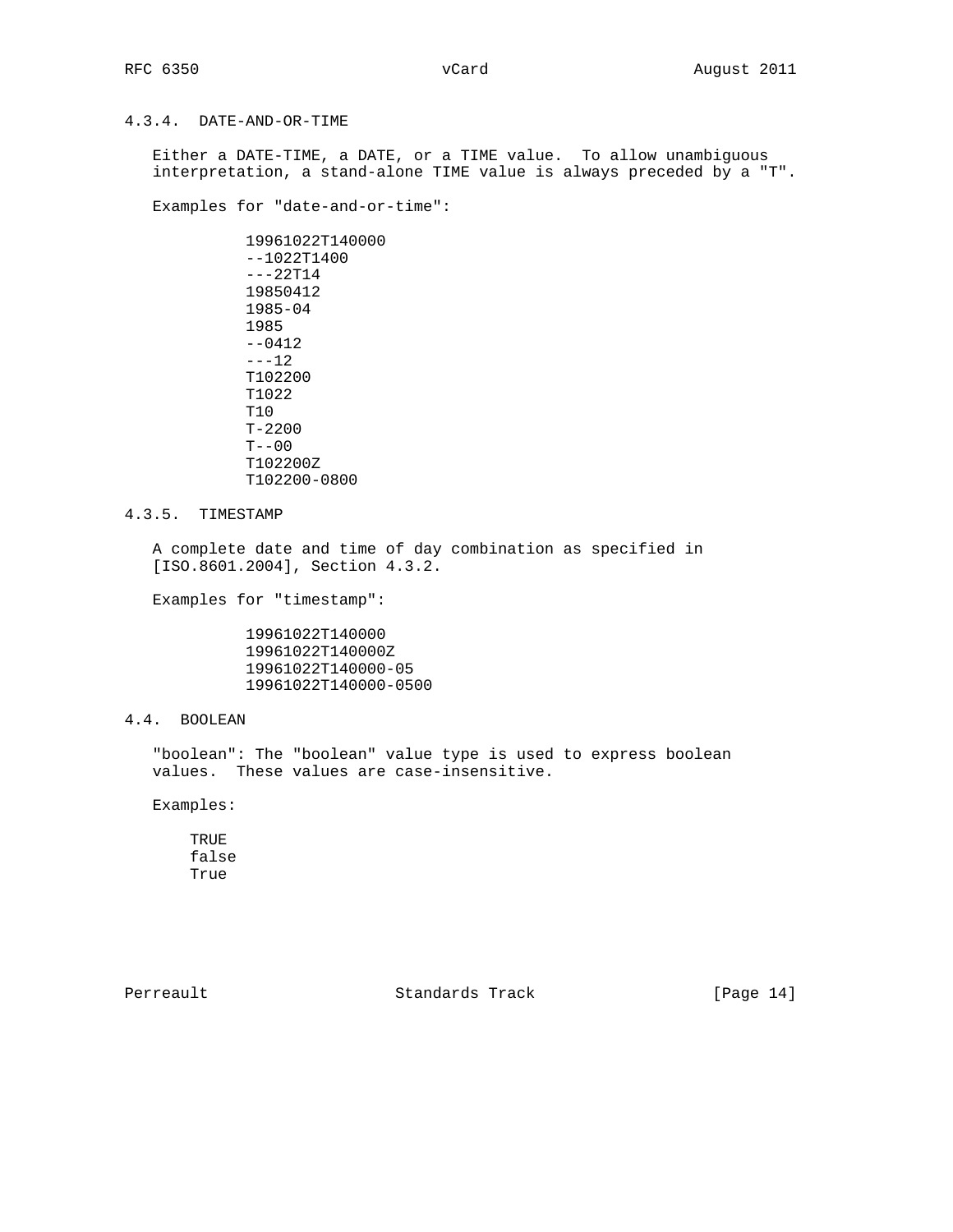### 4.3.4. DATE-AND-OR-TIME

Either a DATE-TIME, a DATE, or a TIME value. To allow unambiguous interpretation, a stand-alone TIME value is always preceded by a "T".

Examples for "date-and-or-time":

```
19961022T140000
--1022T1400
---22T14
19850412
1985-04
1985
--0412
---12
T102200
T1022
T10
T-2200
T--00
T102200Z
T102200-0800
```

### 4.3.5. TIMESTAMP

A complete date and time of day combination as specified in [ISO.8601.2004], Section 4.3.2.

Examples for "timestamp":

```
19961022T140000
19961022T140000Z
19961022T140000-05
19961022T140000-0500
```

## 4.4. BOOLEAN

"boolean": The "boolean" value type is used to express boolean values. These values are case-insensitive.

Examples:

```
TRUE
false
True
```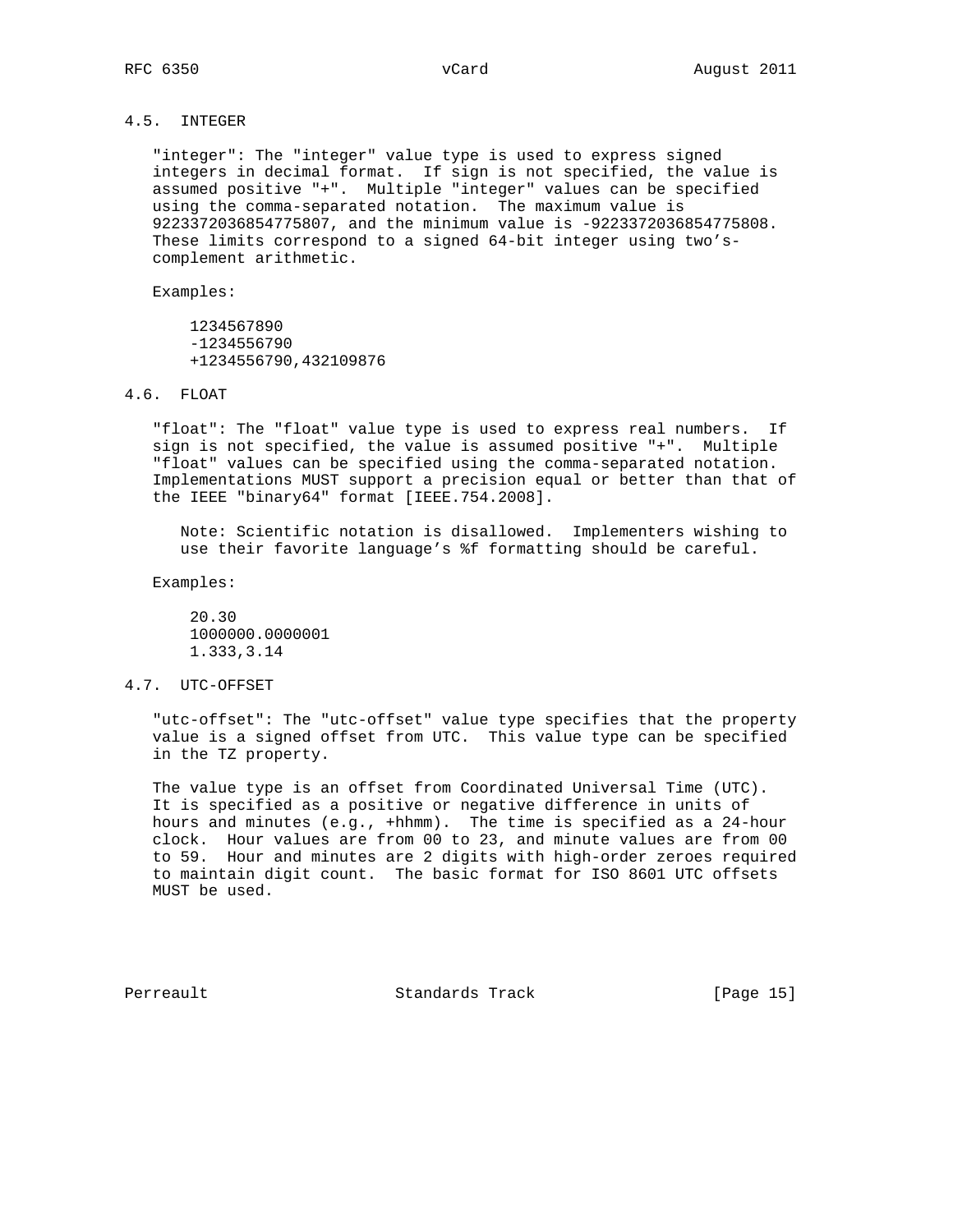### 4.5. INTEGER

"integer": The "integer" value type is used to express signed integers in decimal format. If sign is not specified, the value is assumed positive "+". Multiple "integer" values can be specified using the comma-separated notation. The maximum value is 9223372036854775807, and the minimum value is -9223372036854775808. These limits correspond to a signed 64-bit integer using two's-complement arithmetic.

Examples:

```
1234567890
-1234556790
+1234556790,432109876
```

### 4.6. FLOAT

"float": The "float" value type is used to express real numbers. If sign is not specified, the value is assumed positive "+". Multiple "float" values can be specified using the comma-separated notation. Implementations MUST support a precision equal or better than that of the IEEE "binary64" format [IEEE.754.2008].

> Note: Scientific notation is disallowed. Implementers wishing to use their favorite language's %f formatting should be careful.

Examples:

```
20.30
1000000.0000001
1.333,3.14
```

### 4.7. UTC-OFFSET

"utc-offset": The "utc-offset" value type specifies that the property value is a signed offset from UTC. This value type can be specified in the TZ property.

The value type is an offset from Coordinated Universal Time (UTC). It is specified as a positive or negative difference in units of hours and minutes (e.g., +hhmm). The time is specified as a 24-hour clock. Hour values are from 00 to 23, and minute values are from 00 to 59. Hour and minutes are 2 digits with high-order zeroes required to maintain digit count. The basic format for ISO 8601 UTC offsets MUST be used.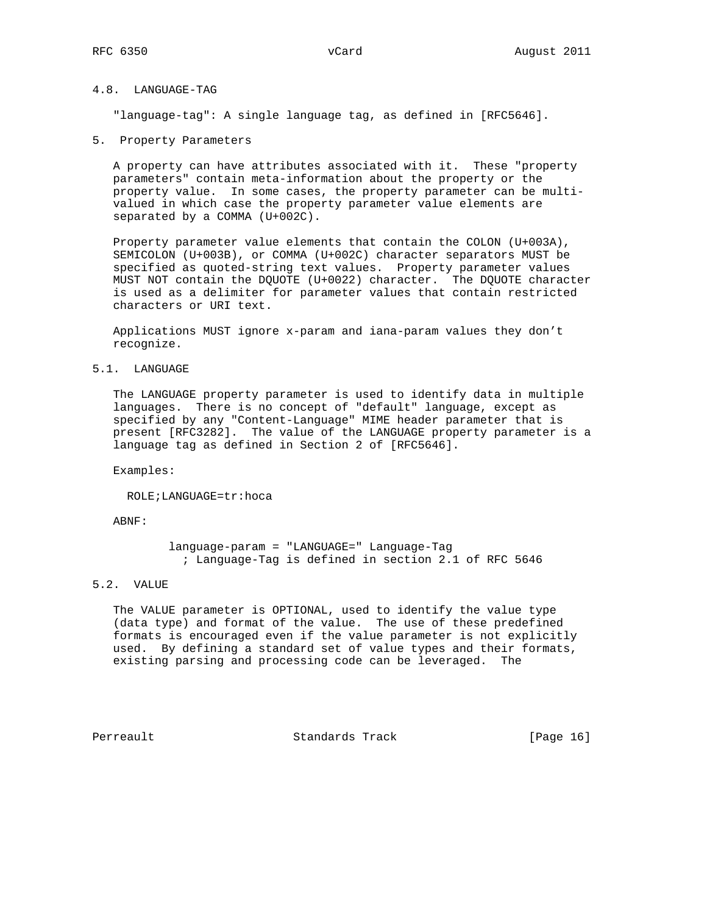### 4.8. LANGUAGE-TAG

"language-tag": A single language tag, as defined in [RFC5646].

## 5. Property Parameters

A property can have attributes associated with it. These "property parameters" contain meta-information about the property or the property value. In some cases, the property parameter can be multi-valued in which case the property parameter value elements are separated by a COMMA (U+002C).

Property parameter value elements that contain the COLON (U+003A), SEMICOLON (U+003B), or COMMA (U+002C) character separators MUST be specified as quoted-string text values. Property parameter values MUST NOT contain the DQUOTE (U+0022) character. The DQUOTE character is used as a delimiter for parameter values that contain restricted characters or URI text.

Applications MUST ignore x-param and iana-param values they don't recognize.

### 5.1. LANGUAGE

The LANGUAGE property parameter is used to identify data in multiple languages. There is no concept of "default" language, except as specified by any "Content-Language" MIME header parameter that is present [RFC3282]. The value of the LANGUAGE property parameter is a language tag as defined in Section 2 of [RFC5646].

Examples:

```
ROLE;LANGUAGE=tr:hoca
```

ABNF:

```
language-param = "LANGUAGE=" Language-Tag
  ; Language-Tag is defined in section 2.1 of RFC 5646
```

### 5.2. VALUE

The VALUE parameter is OPTIONAL, used to identify the value type (data type) and format of the value. The use of these predefined formats is encouraged even if the value parameter is not explicitly used. By defining a standard set of value types and their formats, existing parsing and processing code can be leveraged. The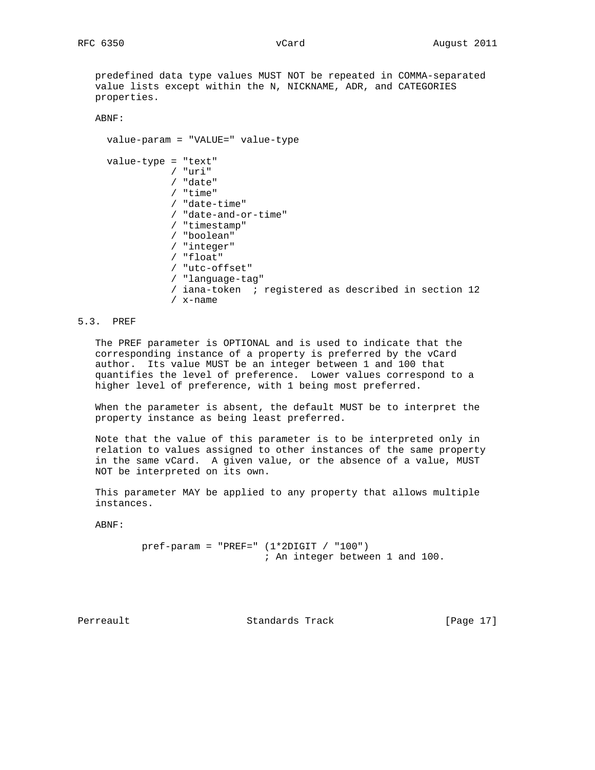predefined data type values MUST NOT be repeated in COMMA-separated value lists except within the N, NICKNAME, ADR, and CATEGORIES properties.

ABNF:

```
  value-param = "VALUE=" value-type

  value-type = "text"
             / "uri"
             / "date"
             / "time"
             / "date-time"
             / "date-and-or-time"
             / "timestamp"
             / "boolean"
             / "integer"
             / "float"
             / "utc-offset"
             / "language-tag"
             / iana-token  ; registered as described in section 12
             / x-name
```

## 5.3. PREF

The PREF parameter is OPTIONAL and is used to indicate that the corresponding instance of a property is preferred by the vCard author. Its value MUST be an integer between 1 and 100 that quantifies the level of preference. Lower values correspond to a higher level of preference, with 1 being most preferred.

When the parameter is absent, the default MUST be to interpret the property instance as being least preferred.

Note that the value of this parameter is to be interpreted only in relation to values assigned to other instances of the same property in the same vCard. A given value, or the absence of a value, MUST NOT be interpreted on its own.

This parameter MAY be applied to any property that allows multiple instances.

ABNF:

```
        pref-param = "PREF=" (1*2DIGIT / "100")
                             ; An integer between 1 and 100.
```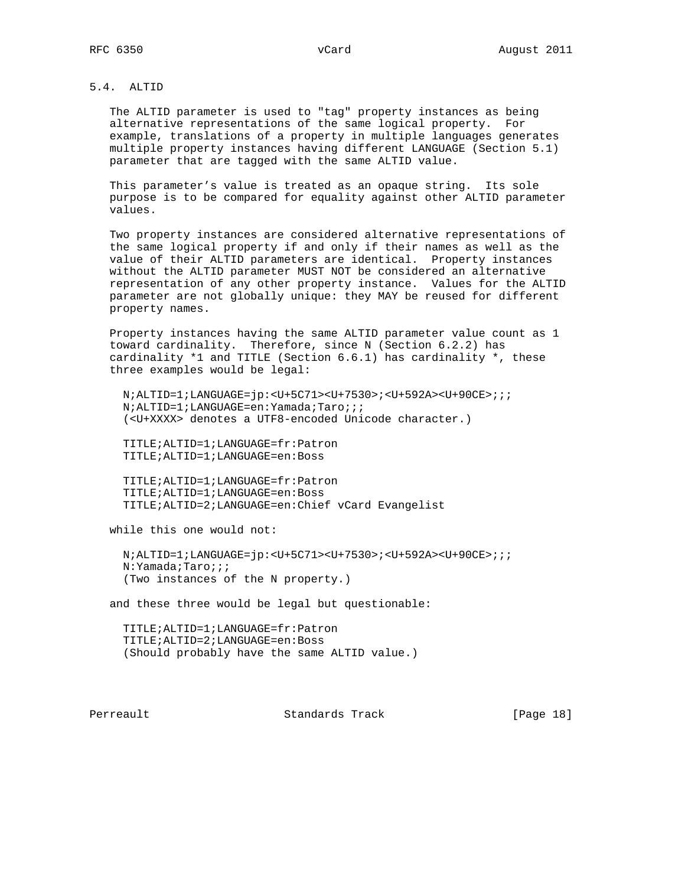## 5.4. ALTID

The ALTID parameter is used to "tag" property instances as being alternative representations of the same logical property. For example, translations of a property in multiple languages generates multiple property instances having different LANGUAGE (Section 5.1) parameter that are tagged with the same ALTID value.

This parameter's value is treated as an opaque string. Its sole purpose is to be compared for equality against other ALTID parameter values.

Two property instances are considered alternative representations of the same logical property if and only if their names as well as the value of their ALTID parameters are identical. Property instances without the ALTID parameter MUST NOT be considered an alternative representation of any other property instance. Values for the ALTID parameter are not globally unique: they MAY be reused for different property names.

Property instances having the same ALTID parameter value count as 1 toward cardinality. Therefore, since N (Section 6.2.2) has cardinality *1 and TITLE (Section 6.6.1) has cardinality *, these three examples would be legal:

```
N;ALTID=1;LANGUAGE=jp:<U+5C71><U+7530>;<U+592A><U+90CE>;;;
N;ALTID=1;LANGUAGE=en:Yamada;Taro;;;
(<U+XXXX> denotes a UTF8-encoded Unicode character.)

TITLE;ALTID=1;LANGUAGE=fr:Patron
TITLE;ALTID=1;LANGUAGE=en:Boss

TITLE;ALTID=1;LANGUAGE=fr:Patron
TITLE;ALTID=1;LANGUAGE=en:Boss
TITLE;ALTID=2;LANGUAGE=en:Chief vCard Evangelist
```

while this one would not:

```
N;ALTID=1;LANGUAGE=jp:<U+5C71><U+7530>;<U+592A><U+90CE>;;;
N:Yamada;Taro;;;
(Two instances of the N property.)
```

and these three would be legal but questionable:

```
TITLE;ALTID=1;LANGUAGE=fr:Patron
TITLE;ALTID=2;LANGUAGE=en:Boss
(Should probably have the same ALTID value.)
```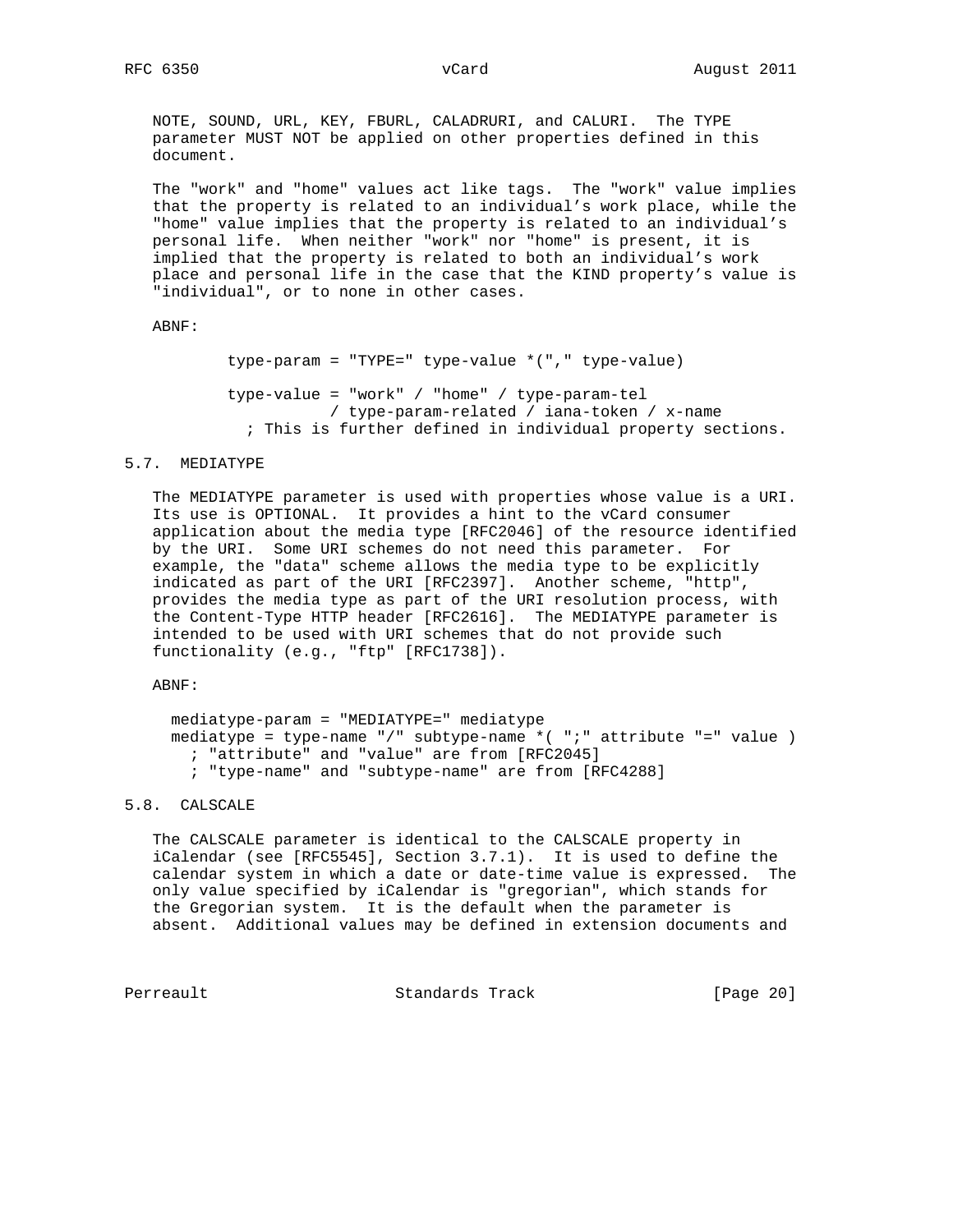NOTE, SOUND, URL, KEY, FBURL, CALADRURI, and CALURI. The TYPE parameter MUST NOT be applied on other properties defined in this document.

The "work" and "home" values act like tags. The "work" value implies that the property is related to an individual's work place, while the "home" value implies that the property is related to an individual's personal life. When neither "work" nor "home" is present, it is implied that the property is related to both an individual's work place and personal life in the case that the KIND property's value is "individual", or to none in other cases.

ABNF:

```
        type-param = "TYPE=" type-value *("," type-value)

        type-value = "work" / "home" / type-param-tel
                   / type-param-related / iana-token / x-name
          ; This is further defined in individual property sections.
```

## 5.7. MEDIATYPE

The MEDIATYPE parameter is used with properties whose value is a URI. Its use is OPTIONAL. It provides a hint to the vCard consumer application about the media type [RFC2046] of the resource identified by the URI. Some URI schemes do not need this parameter. For example, the "data" scheme allows the media type to be explicitly indicated as part of the URI [RFC2397]. Another scheme, "http", provides the media type as part of the URI resolution process, with the Content-Type HTTP header [RFC2616]. The MEDIATYPE parameter is intended to be used with URI schemes that do not provide such functionality (e.g., "ftp" [RFC1738]).

ABNF:

```
  mediatype-param = "MEDIATYPE=" mediatype
  mediatype = type-name "/" subtype-name *( ";" attribute "=" value )
    ; "attribute" and "value" are from [RFC2045]
    ; "type-name" and "subtype-name" are from [RFC4288]
```

## 5.8. CALSCALE

The CALSCALE parameter is identical to the CALSCALE property in iCalendar (see [RFC5545], Section 3.7.1). It is used to define the calendar system in which a date or date-time value is expressed. The only value specified by iCalendar is "gregorian", which stands for the Gregorian system. It is the default when the parameter is absent. Additional values may be defined in extension documents and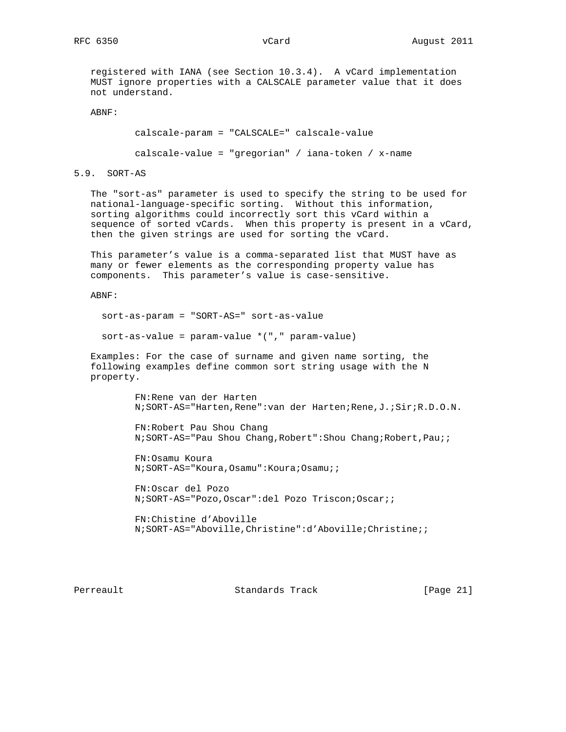registered with IANA (see Section 10.3.4). A vCard implementation MUST ignore properties with a CALSCALE parameter value that it does not understand.

ABNF:

```
calscale-param = "CALSCALE=" calscale-value

calscale-value = "gregorian" / iana-token / x-name
```

### 5.9. SORT-AS

The "sort-as" parameter is used to specify the string to be used for national-language-specific sorting. Without this information, sorting algorithms could incorrectly sort this vCard within a sequence of sorted vCards. When this property is present in a vCard, then the given strings are used for sorting the vCard.

This parameter's value is a comma-separated list that MUST have as many or fewer elements as the corresponding property value has components. This parameter's value is case-sensitive.

ABNF:

```
sort-as-param = "SORT-AS=" sort-as-value

sort-as-value = param-value *("," param-value)
```

Examples: For the case of surname and given name sorting, the following examples define common sort string usage with the N property.

```
FN:Rene van der Harten
N;SORT-AS="Harten,Rene":van der Harten;Rene,J.;Sir;R.D.O.N.

FN:Robert Pau Shou Chang
N;SORT-AS="Pau Shou Chang,Robert":Shou Chang;Robert,Pau;;

FN:Osamu Koura
N;SORT-AS="Koura,Osamu":Koura;Osamu;;

FN:Oscar del Pozo
N;SORT-AS="Pozo,Oscar":del Pozo Triscon;Oscar;;

FN:Chistine d'Aboville
N;SORT-AS="Aboville,Christine":d'Aboville;Christine;;
```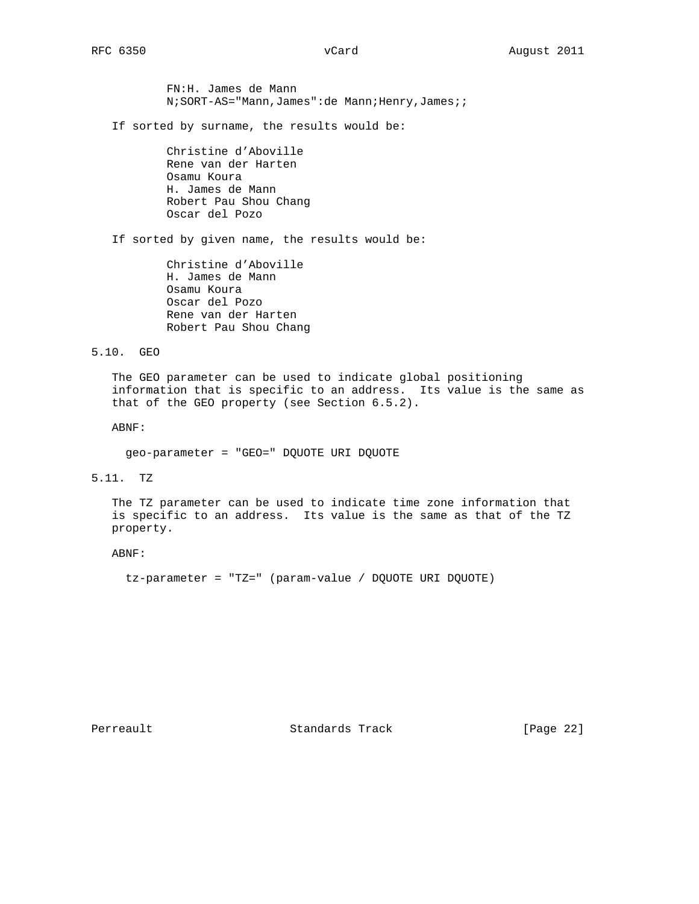```
FN:H. James de Mann
N;SORT-AS="Mann,James":de Mann;Henry,James;;
```

If sorted by surname, the results would be:

```
Christine d'Aboville
Rene van der Harten
Osamu Koura
H. James de Mann
Robert Pau Shou Chang
Oscar del Pozo
```

If sorted by given name, the results would be:

```
Christine d'Aboville
H. James de Mann
Osamu Koura
Oscar del Pozo
Rene van der Harten
Robert Pau Shou Chang
```

## 5.10. GEO

The GEO parameter can be used to indicate global positioning information that is specific to an address. Its value is the same as that of the GEO property (see Section 6.5.2).

ABNF:

```
geo-parameter = "GEO=" DQUOTE URI DQUOTE
```

## 5.11. TZ

The TZ parameter can be used to indicate time zone information that is specific to an address. Its value is the same as that of the TZ property.

ABNF:

```
tz-parameter = "TZ=" (param-value / DQUOTE URI DQUOTE)
```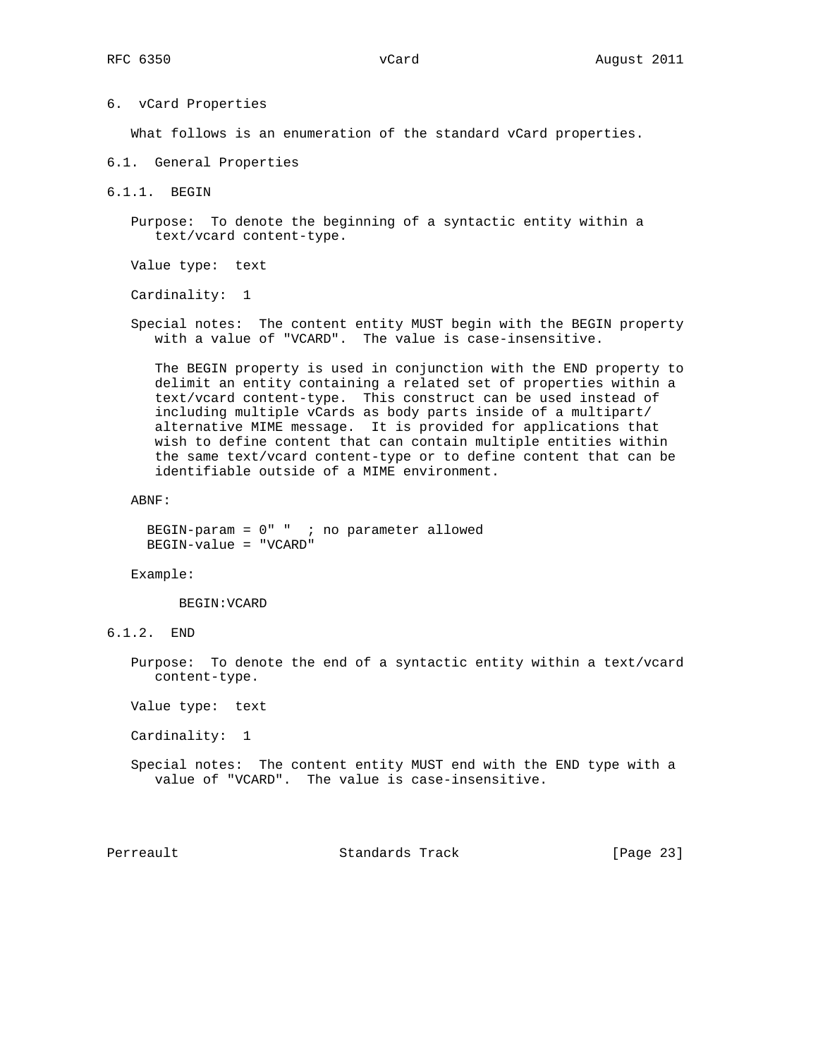# 6. vCard Properties

What follows is an enumeration of the standard vCard properties.

## 6.1. General Properties

### 6.1.1. BEGIN

Purpose: To denote the beginning of a syntactic entity within a text/vcard content-type.

Value type: text

Cardinality: 1

Special notes: The content entity MUST begin with the BEGIN property with a value of "VCARD". The value is case-insensitive.

The BEGIN property is used in conjunction with the END property to delimit an entity containing a related set of properties within a text/vcard content-type. This construct can be used instead of including multiple vCards as body parts inside of a multipart/alternative MIME message. It is provided for applications that wish to define content that can contain multiple entities within the same text/vcard content-type or to define content that can be identifiable outside of a MIME environment.

ABNF:

```
BEGIN-param = 0" "  ; no parameter allowed
BEGIN-value = "VCARD"
```

Example:

```
BEGIN:VCARD
```

### 6.1.2. END

Purpose: To denote the end of a syntactic entity within a text/vcard content-type.

Value type: text

Cardinality: 1

Special notes: The content entity MUST end with the END type with a value of "VCARD". The value is case-insensitive.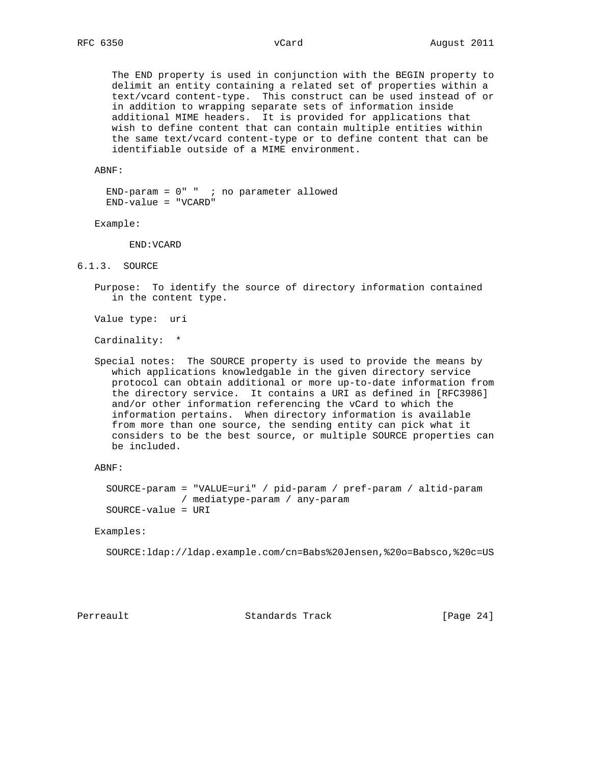The END property is used in conjunction with the BEGIN property to delimit an entity containing a related set of properties within a text/vcard content-type. This construct can be used instead of or in addition to wrapping separate sets of information inside additional MIME headers. It is provided for applications that wish to define content that can contain multiple entities within the same text/vcard content-type or to define content that can be identifiable outside of a MIME environment.

ABNF:

```
END-param = 0" "  ; no parameter allowed
END-value = "VCARD"
```

Example:

```
END:VCARD
```

### 6.1.3. SOURCE

Purpose: To identify the source of directory information contained in the content type.

Value type: uri

Cardinality: *

Special notes: The SOURCE property is used to provide the means by which applications knowledgable in the given directory service protocol can obtain additional or more up-to-date information from the directory service. It contains a URI as defined in [RFC3986] and/or other information referencing the vCard to which the information pertains. When directory information is available from more than one source, the sending entity can pick what it considers to be the best source, or multiple SOURCE properties can be included.

ABNF:

```
SOURCE-param = "VALUE=uri" / pid-param / pref-param / altid-param
             / mediatype-param / any-param
SOURCE-value = URI
```

Examples:

```
SOURCE:ldap://ldap.example.com/cn=Babs%20Jensen,%20o=Babsco,%20c=US
```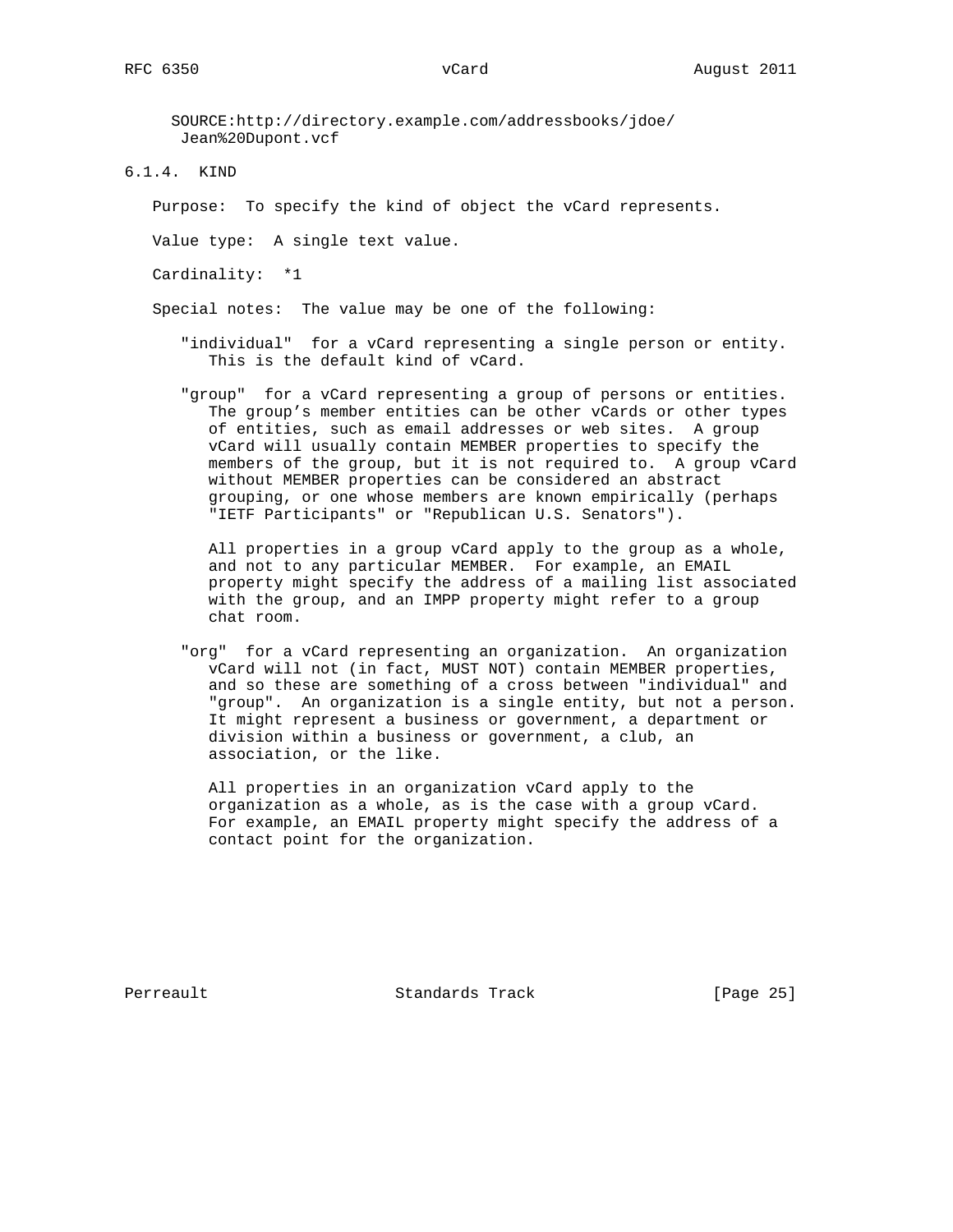```
SOURCE:http://directory.example.com/addressbooks/jdoe/
 Jean%20Dupont.vcf
```

### 6.1.4. KIND

Purpose: To specify the kind of object the vCard represents.

Value type: A single text value.

Cardinality: *1

Special notes: The value may be one of the following:

"individual" for a vCard representing a single person or entity. This is the default kind of vCard.

"group" for a vCard representing a group of persons or entities. The group's member entities can be other vCards or other types of entities, such as email addresses or web sites. A group vCard will usually contain MEMBER properties to specify the members of the group, but it is not required to. A group vCard without MEMBER properties can be considered an abstract grouping, or one whose members are known empirically (perhaps "IETF Participants" or "Republican U.S. Senators").

All properties in a group vCard apply to the group as a whole, and not to any particular MEMBER. For example, an EMAIL property might specify the address of a mailing list associated with the group, and an IMPP property might refer to a group chat room.

"org" for a vCard representing an organization. An organization vCard will not (in fact, MUST NOT) contain MEMBER properties, and so these are something of a cross between "individual" and "group". An organization is a single entity, but not a person. It might represent a business or government, a department or division within a business or government, a club, an association, or the like.

All properties in an organization vCard apply to the organization as a whole, as is the case with a group vCard. For example, an EMAIL property might specify the address of a contact point for the organization.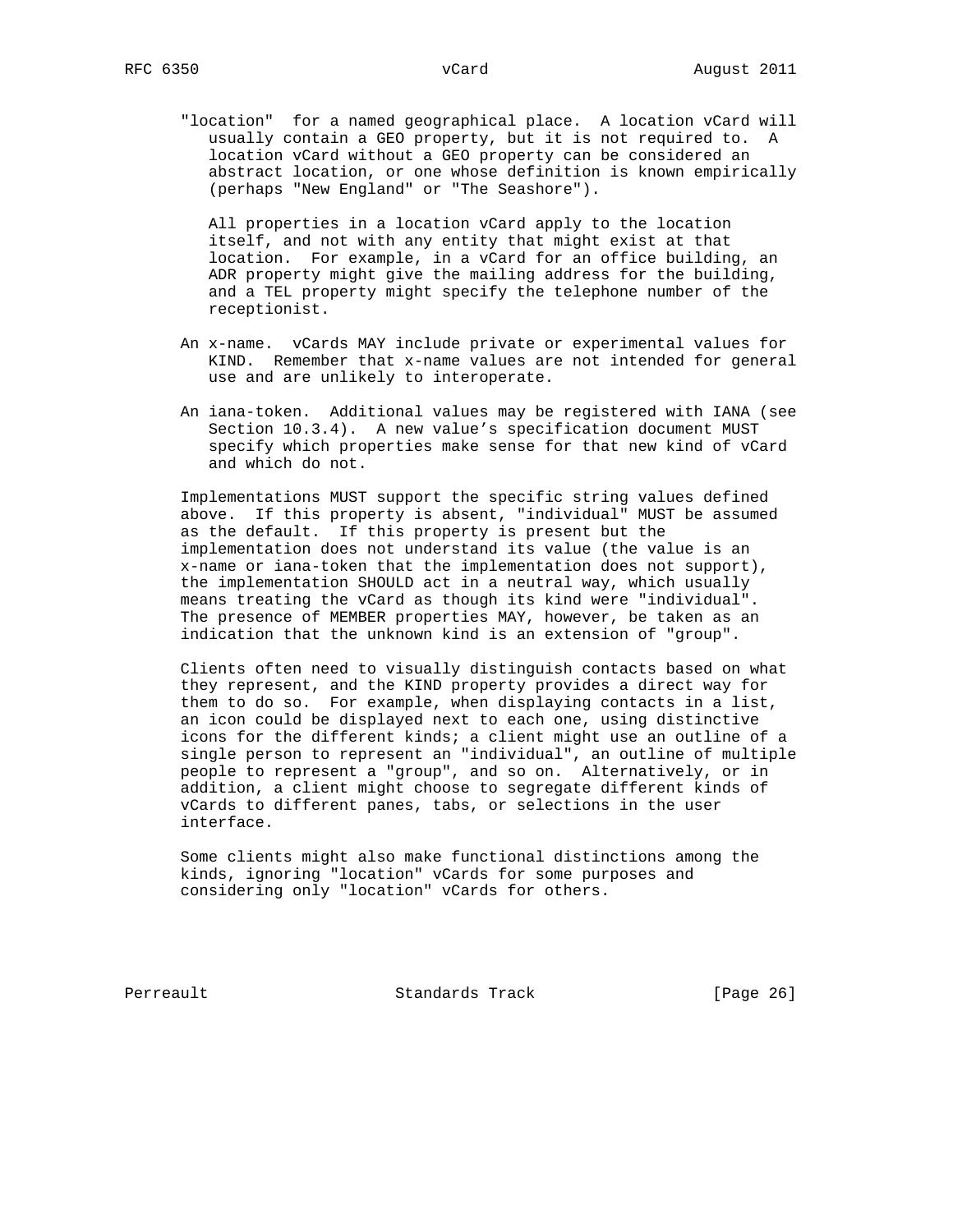"location" for a named geographical place. A location vCard will usually contain a GEO property, but it is not required to. A location vCard without a GEO property can be considered an abstract location, or one whose definition is known empirically (perhaps "New England" or "The Seashore").

All properties in a location vCard apply to the location itself, and not with any entity that might exist at that location. For example, in a vCard for an office building, an ADR property might give the mailing address for the building, and a TEL property might specify the telephone number of the receptionist.

An x-name. vCards MAY include private or experimental values for KIND. Remember that x-name values are not intended for general use and are unlikely to interoperate.

An iana-token. Additional values may be registered with IANA (see Section 10.3.4). A new value's specification document MUST specify which properties make sense for that new kind of vCard and which do not.

Implementations MUST support the specific string values defined above. If this property is absent, "individual" MUST be assumed as the default. If this property is present but the implementation does not understand its value (the value is an x-name or iana-token that the implementation does not support), the implementation SHOULD act in a neutral way, which usually means treating the vCard as though its kind were "individual". The presence of MEMBER properties MAY, however, be taken as an indication that the unknown kind is an extension of "group".

Clients often need to visually distinguish contacts based on what they represent, and the KIND property provides a direct way for them to do so. For example, when displaying contacts in a list, an icon could be displayed next to each one, using distinctive icons for the different kinds; a client might use an outline of a single person to represent an "individual", an outline of multiple people to represent a "group", and so on. Alternatively, or in addition, a client might choose to segregate different kinds of vCards to different panes, tabs, or selections in the user interface.

Some clients might also make functional distinctions among the kinds, ignoring "location" vCards for some purposes and considering only "location" vCards for others.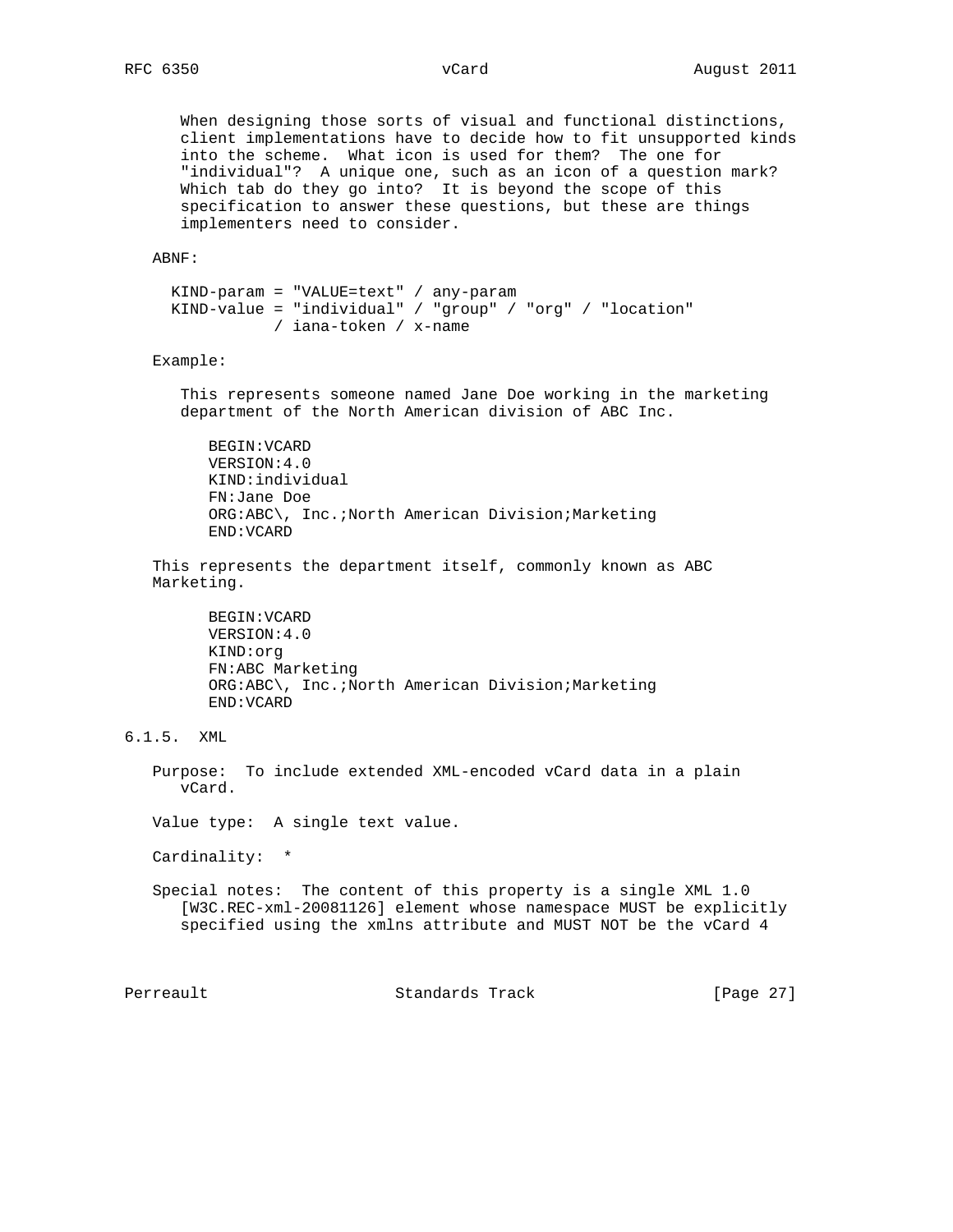When designing those sorts of visual and functional distinctions, client implementations have to decide how to fit unsupported kinds into the scheme. What icon is used for them? The one for "individual"? A unique one, such as an icon of a question mark? Which tab do they go into? It is beyond the scope of this specification to answer these questions, but these are things implementers need to consider.

ABNF:

```
KIND-param = "VALUE=text" / any-param
KIND-value = "individual" / "group" / "org" / "location"
           / iana-token / x-name
```

Example:

This represents someone named Jane Doe working in the marketing department of the North American division of ABC Inc.

```
BEGIN:VCARD
VERSION:4.0
KIND:individual
FN:Jane Doe
ORG:ABC\, Inc.;North American Division;Marketing
END:VCARD
```

This represents the department itself, commonly known as ABC Marketing.

```
BEGIN:VCARD
VERSION:4.0
KIND:org
FN:ABC Marketing
ORG:ABC\, Inc.;North American Division;Marketing
END:VCARD
```

### 6.1.5. XML

Purpose: To include extended XML-encoded vCard data in a plain vCard.

Value type: A single text value.

Cardinality: *

Special notes: The content of this property is a single XML 1.0 [W3C.REC-xml-20081126] element whose namespace MUST be explicitly specified using the xmlns attribute and MUST NOT be the vCard 4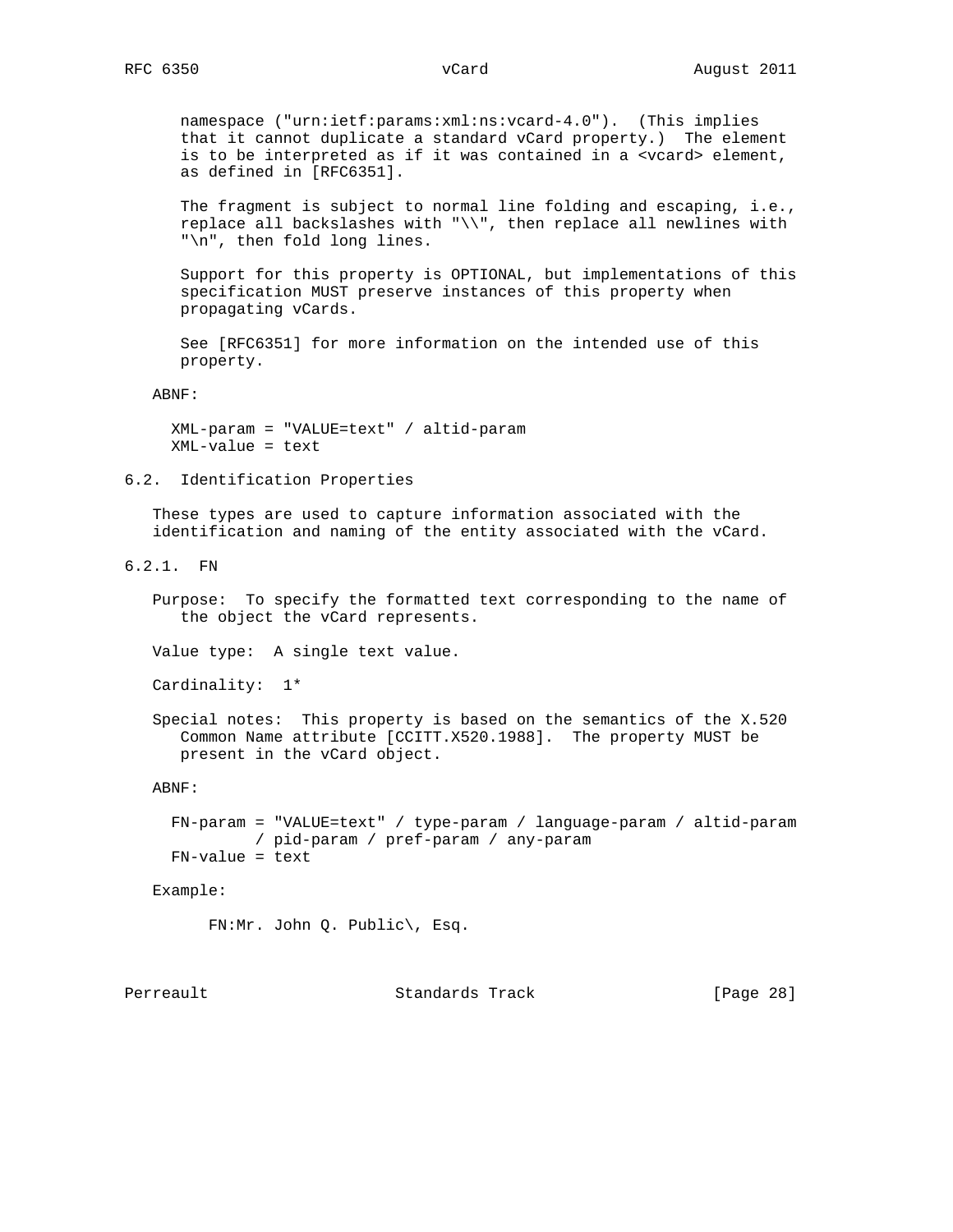namespace ("urn:ietf:params:xml:ns:vcard-4.0"). (This implies that it cannot duplicate a standard vCard property.) The element is to be interpreted as if it was contained in a <vcard> element, as defined in [RFC6351].

The fragment is subject to normal line folding and escaping, i.e., replace all backslashes with "\\", then replace all newlines with "\n", then fold long lines.

Support for this property is OPTIONAL, but implementations of this specification MUST preserve instances of this property when propagating vCards.

See [RFC6351] for more information on the intended use of this property.

ABNF:

```
XML-param = "VALUE=text" / altid-param
XML-value = text
```

## 6.2. Identification Properties

These types are used to capture information associated with the identification and naming of the entity associated with the vCard.

### 6.2.1. FN

Purpose: To specify the formatted text corresponding to the name of the object the vCard represents.

Value type: A single text value.

Cardinality: 1*

Special notes: This property is based on the semantics of the X.520 Common Name attribute [CCITT.X520.1988]. The property MUST be present in the vCard object.

ABNF:

```
FN-param = "VALUE=text" / type-param / language-param / altid-param
         / pid-param / pref-param / any-param
FN-value = text
```

Example:

```
FN:Mr. John Q. Public\, Esq.
```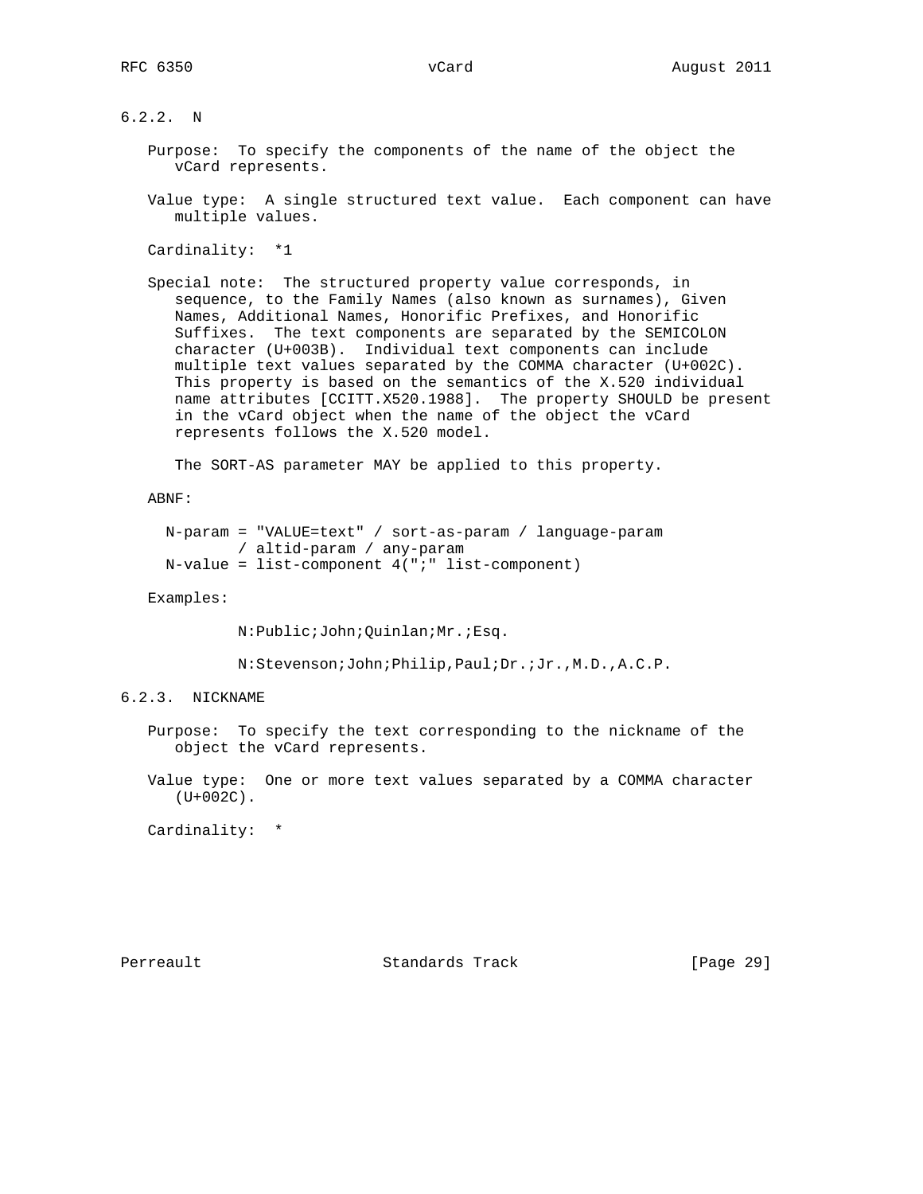### 6.2.2. N

Purpose: To specify the components of the name of the object the vCard represents.

Value type: A single structured text value. Each component can have multiple values.

Cardinality: *1

Special note: The structured property value corresponds, in sequence, to the Family Names (also known as surnames), Given Names, Additional Names, Honorific Prefixes, and Honorific Suffixes. The text components are separated by the SEMICOLON character (U+003B). Individual text components can include multiple text values separated by the COMMA character (U+002C). This property is based on the semantics of the X.520 individual name attributes [CCITT.X520.1988]. The property SHOULD be present in the vCard object when the name of the object the vCard represents follows the X.520 model.

The SORT-AS parameter MAY be applied to this property.

ABNF:

```
N-param = "VALUE=text" / sort-as-param / language-param
        / altid-param / any-param
N-value = list-component 4(";" list-component)
```

Examples:

```
N:Public;John;Quinlan;Mr.;Esq.

N:Stevenson;John;Philip,Paul;Dr.;Jr.,M.D.,A.C.P.
```

### 6.2.3. NICKNAME

Purpose: To specify the text corresponding to the nickname of the object the vCard represents.

Value type: One or more text values separated by a COMMA character (U+002C).

Cardinality: *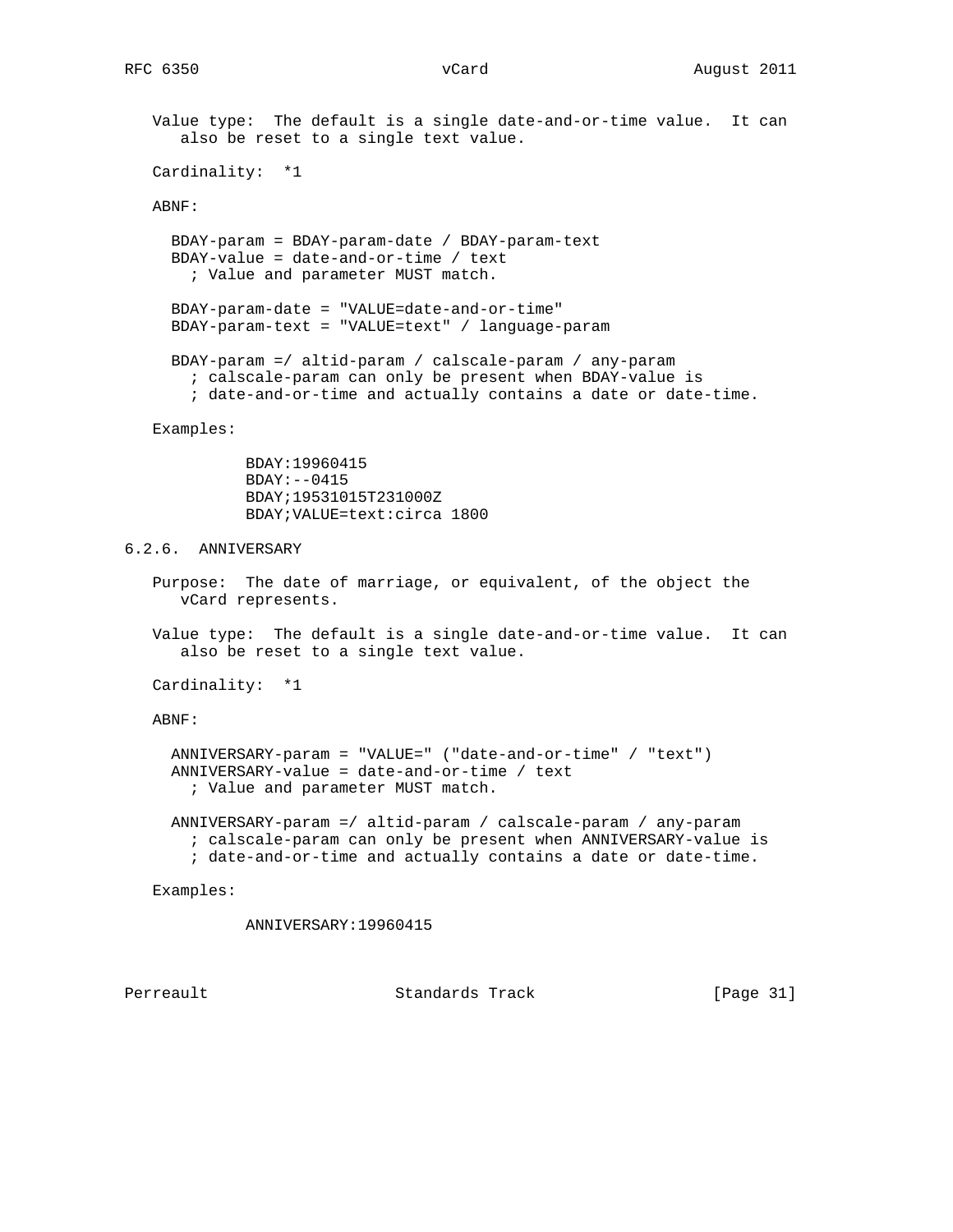Value type: The default is a single date-and-or-time value. It can also be reset to a single text value.

Cardinality: *1

ABNF:

```
BDAY-param = BDAY-param-date / BDAY-param-text
BDAY-value = date-and-or-time / text
  ; Value and parameter MUST match.

BDAY-param-date = "VALUE=date-and-or-time"
BDAY-param-text = "VALUE=text" / language-param

BDAY-param =/ altid-param / calscale-param / any-param
  ; calscale-param can only be present when BDAY-value is
  ; date-and-or-time and actually contains a date or date-time.
```

Examples:

```
BDAY:19960415
BDAY:--0415
BDAY;19531015T231000Z
BDAY;VALUE=text:circa 1800
```

### 6.2.6. ANNIVERSARY

Purpose: The date of marriage, or equivalent, of the object the vCard represents.

Value type: The default is a single date-and-or-time value. It can also be reset to a single text value.

Cardinality: *1

ABNF:

```
ANNIVERSARY-param = "VALUE=" ("date-and-or-time" / "text")
ANNIVERSARY-value = date-and-or-time / text
  ; Value and parameter MUST match.

ANNIVERSARY-param =/ altid-param / calscale-param / any-param
  ; calscale-param can only be present when ANNIVERSARY-value is
  ; date-and-or-time and actually contains a date or date-time.
```

Examples:

```
ANNIVERSARY:19960415
```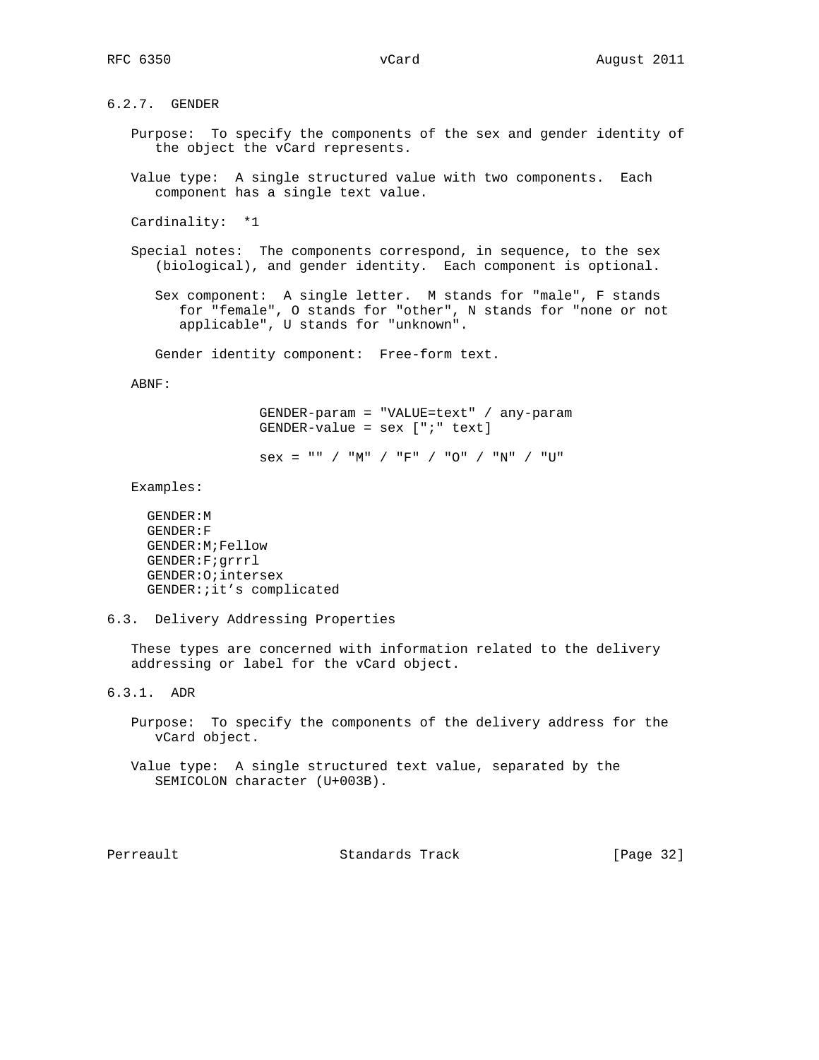### 6.2.7. GENDER

Purpose: To specify the components of the sex and gender identity of the object the vCard represents.

Value type: A single structured value with two components. Each component has a single text value.

Cardinality: *1

Special notes: The components correspond, in sequence, to the sex (biological), and gender identity. Each component is optional.

Sex component: A single letter. M stands for "male", F stands for "female", O stands for "other", N stands for "none or not applicable", U stands for "unknown".

Gender identity component: Free-form text.

ABNF:

```
GENDER-param = "VALUE=text" / any-param
GENDER-value = sex [";" text]

sex = "" / "M" / "F" / "O" / "N" / "U"
```

Examples:

```
GENDER:M
GENDER:F
GENDER:M;Fellow
GENDER:F;grrrl
GENDER:O;intersex
GENDER:;it’s complicated
```

## 6.3. Delivery Addressing Properties

These types are concerned with information related to the delivery addressing or label for the vCard object.

### 6.3.1. ADR

Purpose: To specify the components of the delivery address for the vCard object.

Value type: A single structured text value, separated by the SEMICOLON character (U+003B).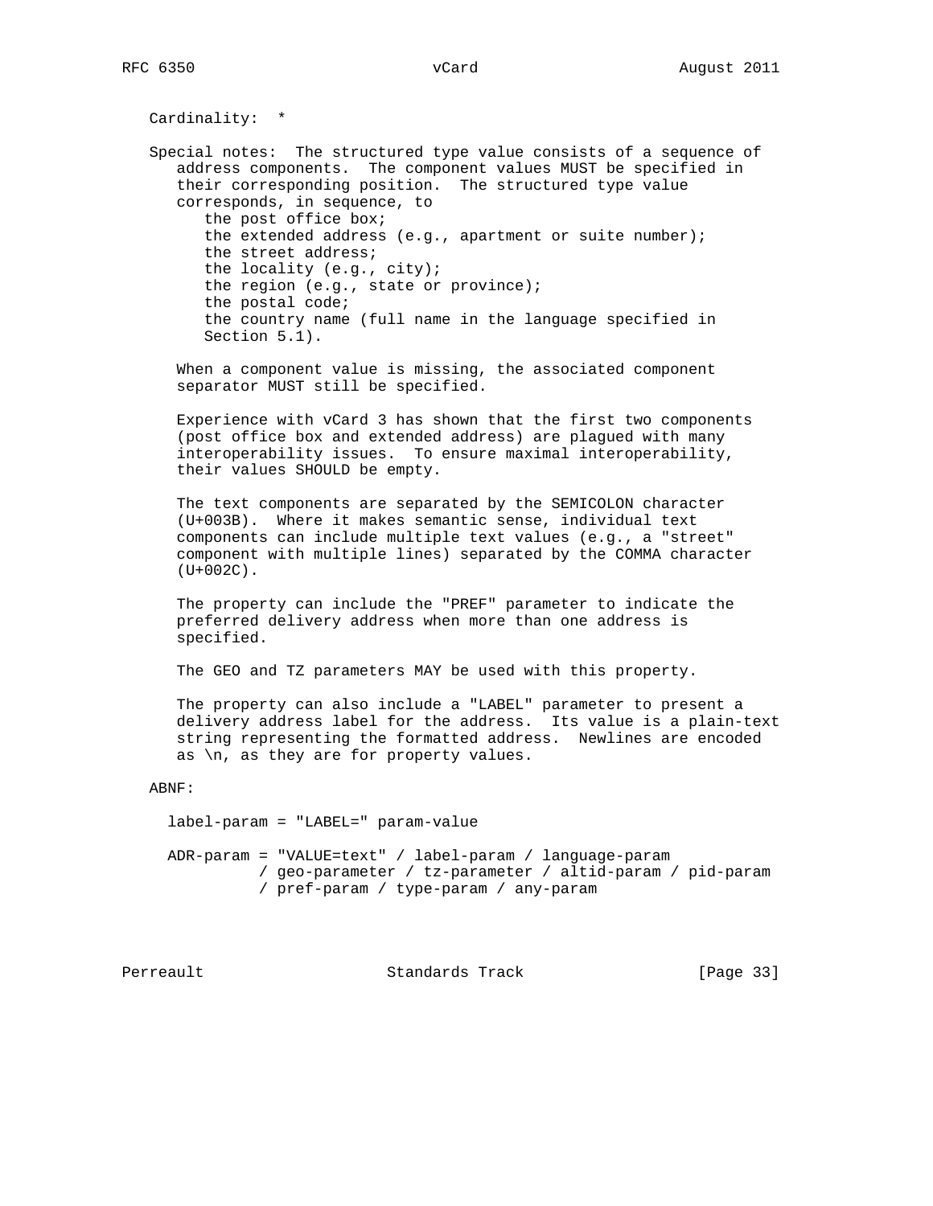Cardinality: *

Special notes: The structured type value consists of a sequence of address components. The component values MUST be specified in their corresponding position. The structured type value corresponds, in sequence, to

- the post office box;
- the extended address (e.g., apartment or suite number);
- the street address;
- the locality (e.g., city);
- the region (e.g., state or province);
- the postal code;
- the country name (full name in the language specified in Section 5.1).

When a component value is missing, the associated component separator MUST still be specified.

Experience with vCard 3 has shown that the first two components (post office box and extended address) are plagued with many interoperability issues. To ensure maximal interoperability, their values SHOULD be empty.

The text components are separated by the SEMICOLON character (U+003B). Where it makes semantic sense, individual text components can include multiple text values (e.g., a "street" component with multiple lines) separated by the COMMA character (U+002C).

The property can include the "PREF" parameter to indicate the preferred delivery address when more than one address is specified.

The GEO and TZ parameters MAY be used with this property.

The property can also include a "LABEL" parameter to present a delivery address label for the address. Its value is a plain-text string representing the formatted address. Newlines are encoded as \n, as they are for property values.

ABNF:

```
  label-param = "LABEL=" param-value

  ADR-param = "VALUE=text" / label-param / language-param
            / geo-parameter / tz-parameter / altid-param / pid-param
            / pref-param / type-param / any-param
```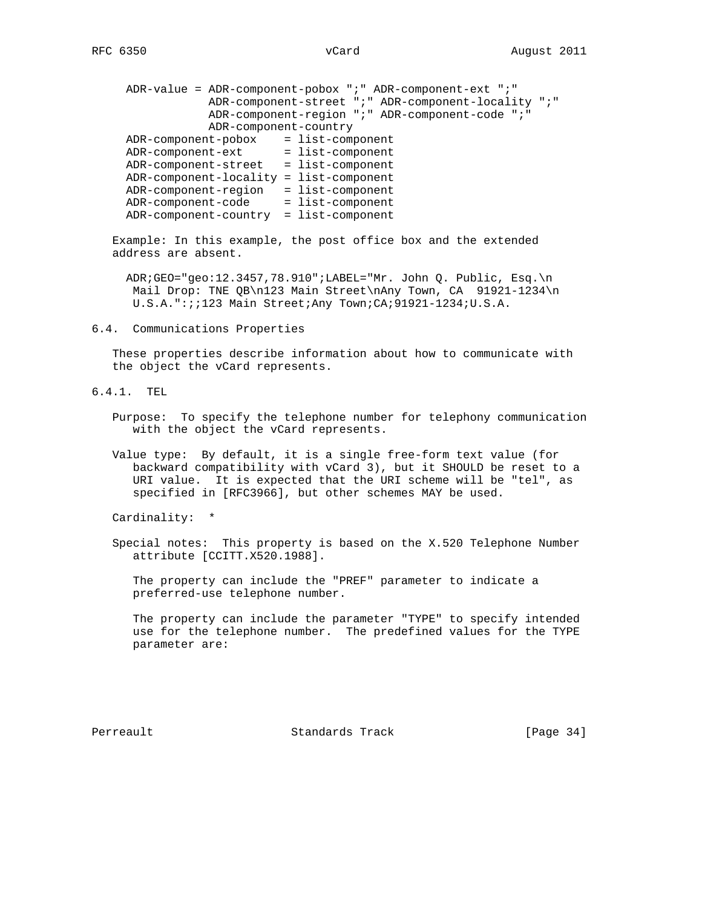```
ADR-value = ADR-component-pobox ";" ADR-component-ext ";"
            ADR-component-street ";" ADR-component-locality ";"
            ADR-component-region ";" ADR-component-code ";"
            ADR-component-country
ADR-component-pobox    = list-component
ADR-component-ext      = list-component
ADR-component-street   = list-component
ADR-component-locality = list-component
ADR-component-region   = list-component
ADR-component-code     = list-component
ADR-component-country  = list-component
```

Example: In this example, the post office box and the extended address are absent.

```
ADR;GEO="geo:12.3457,78.910";LABEL="Mr. John Q. Public, Esq.\n
 Mail Drop: TNE QB\n123 Main Street\nAny Town, CA  91921-1234\n
 U.S.A.":;;123 Main Street;Any Town;CA;91921-1234;U.S.A.
```

### 6.4. Communications Properties

These properties describe information about how to communicate with the object the vCard represents.

#### 6.4.1. TEL

Purpose: To specify the telephone number for telephony communication with the object the vCard represents.

Value type: By default, it is a single free-form text value (for backward compatibility with vCard 3), but it SHOULD be reset to a URI value. It is expected that the URI scheme will be "tel", as specified in [RFC3966], but other schemes MAY be used.

Cardinality: *

Special notes: This property is based on the X.520 Telephone Number attribute [CCITT.X520.1988].

The property can include the "PREF" parameter to indicate a preferred-use telephone number.

The property can include the parameter "TYPE" to specify intended use for the telephone number. The predefined values for the TYPE parameter are: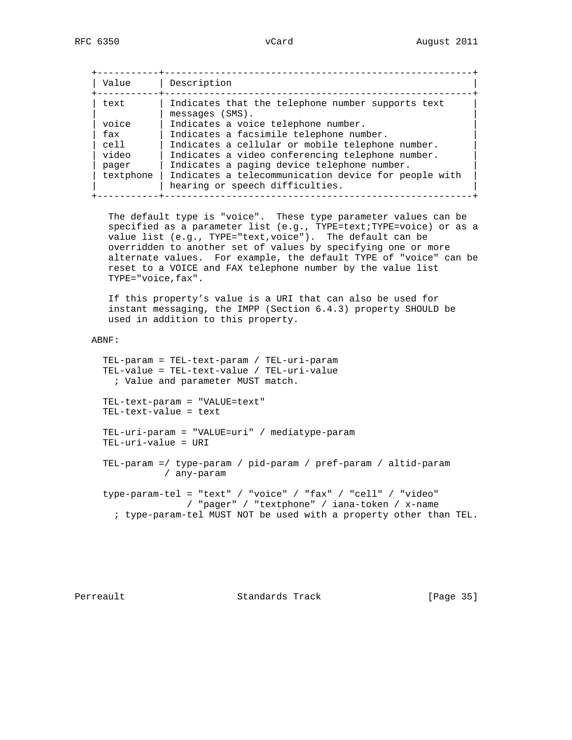| Value | Description |
|---|---|
| text | Indicates that the telephone number supports text messages (SMS). |
| voice | Indicates a voice telephone number. |
| fax | Indicates a facsimile telephone number. |
| cell | Indicates a cellular or mobile telephone number. |
| video | Indicates a video conferencing telephone number. |
| pager | Indicates a paging device telephone number. |
| textphone | Indicates a telecommunication device for people with hearing or speech difficulties. |

The default type is "voice". These type parameter values can be specified as a parameter list (e.g., TYPE=text;TYPE=voice) or as a value list (e.g., TYPE="text,voice"). The default can be overridden to another set of values by specifying one or more alternate values. For example, the default TYPE of "voice" can be reset to a VOICE and FAX telephone number by the value list TYPE="voice,fax".

If this property's value is a URI that can also be used for instant messaging, the IMPP (Section 6.4.3) property SHOULD be used in addition to this property.

ABNF:

```
  TEL-param = TEL-text-param / TEL-uri-param
  TEL-value = TEL-text-value / TEL-uri-value
    ; Value and parameter MUST match.

  TEL-text-param = "VALUE=text"
  TEL-text-value = text

  TEL-uri-param = "VALUE=uri" / mediatype-param
  TEL-uri-value = URI

  TEL-param =/ type-param / pid-param / pref-param / altid-param
             / any-param

  type-param-tel = "text" / "voice" / "fax" / "cell" / "video"
                 / "pager" / "textphone" / iana-token / x-name
    ; type-param-tel MUST NOT be used with a property other than TEL.
```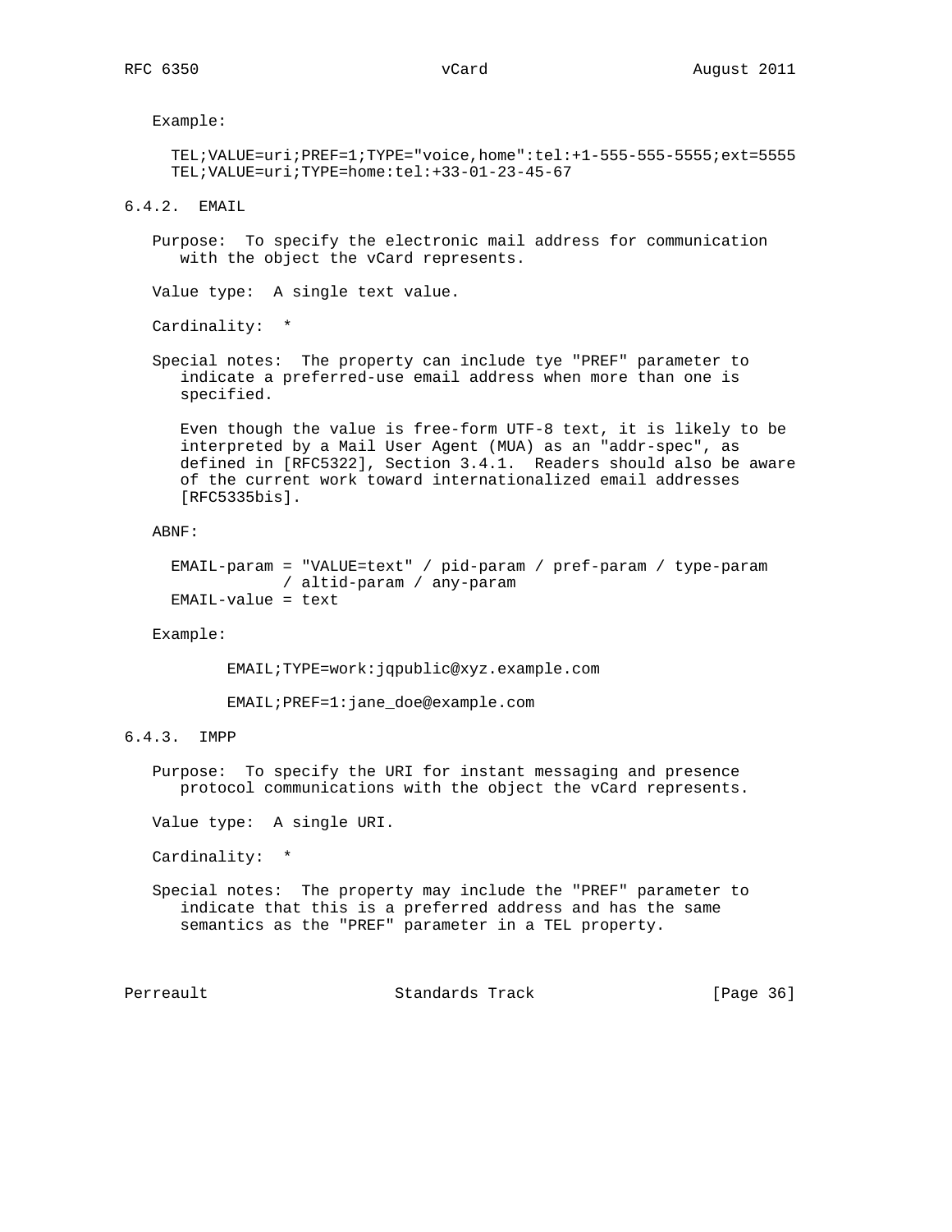Example:

```
TEL;VALUE=uri;PREF=1;TYPE="voice,home":tel:+1-555-555-5555;ext=5555
TEL;VALUE=uri;TYPE=home:tel:+33-01-23-45-67
```

### 6.4.2. EMAIL

Purpose: To specify the electronic mail address for communication with the object the vCard represents.

Value type: A single text value.

Cardinality: *

Special notes: The property can include tye "PREF" parameter to indicate a preferred-use email address when more than one is specified.

Even though the value is free-form UTF-8 text, it is likely to be interpreted by a Mail User Agent (MUA) as an "addr-spec", as defined in [RFC5322], Section 3.4.1. Readers should also be aware of the current work toward internationalized email addresses [RFC5335bis].

ABNF:

```
EMAIL-param = "VALUE=text" / pid-param / pref-param / type-param
            / altid-param / any-param
EMAIL-value = text
```

Example:

```
EMAIL;TYPE=work:jqpublic@xyz.example.com

EMAIL;PREF=1:jane_doe@example.com
```

### 6.4.3. IMPP

Purpose: To specify the URI for instant messaging and presence protocol communications with the object the vCard represents.

Value type: A single URI.

Cardinality: *

Special notes: The property may include the "PREF" parameter to indicate that this is a preferred address and has the same semantics as the "PREF" parameter in a TEL property.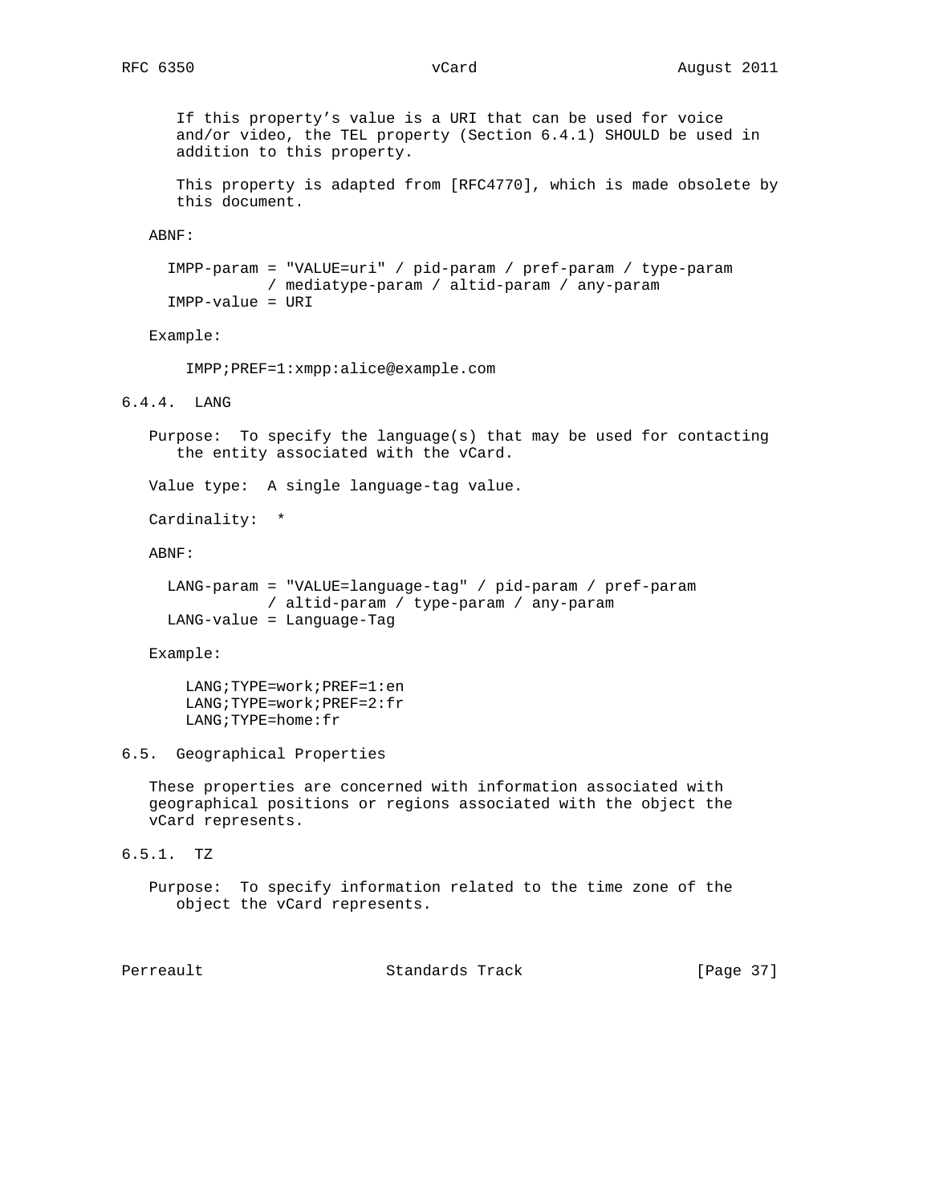If this property's value is a URI that can be used for voice and/or video, the TEL property (Section 6.4.1) SHOULD be used in addition to this property.

This property is adapted from [RFC4770], which is made obsolete by this document.

ABNF:

```
  IMPP-param = "VALUE=uri" / pid-param / pref-param / type-param
             / mediatype-param / altid-param / any-param
  IMPP-value = URI
```

Example:

```
    IMPP;PREF=1:xmpp:alice@example.com
```

#### 6.4.4. LANG

Purpose: To specify the language(s) that may be used for contacting the entity associated with the vCard.

Value type: A single language-tag value.

Cardinality: *

ABNF:

```
  LANG-param = "VALUE=language-tag" / pid-param / pref-param
             / altid-param / type-param / any-param
  LANG-value = Language-Tag
```

Example:

```
    LANG;TYPE=work;PREF=1:en
    LANG;TYPE=work;PREF=2:fr
    LANG;TYPE=home:fr
```

### 6.5. Geographical Properties

These properties are concerned with information associated with geographical positions or regions associated with the object the vCard represents.

#### 6.5.1. TZ

Purpose: To specify information related to the time zone of the object the vCard represents.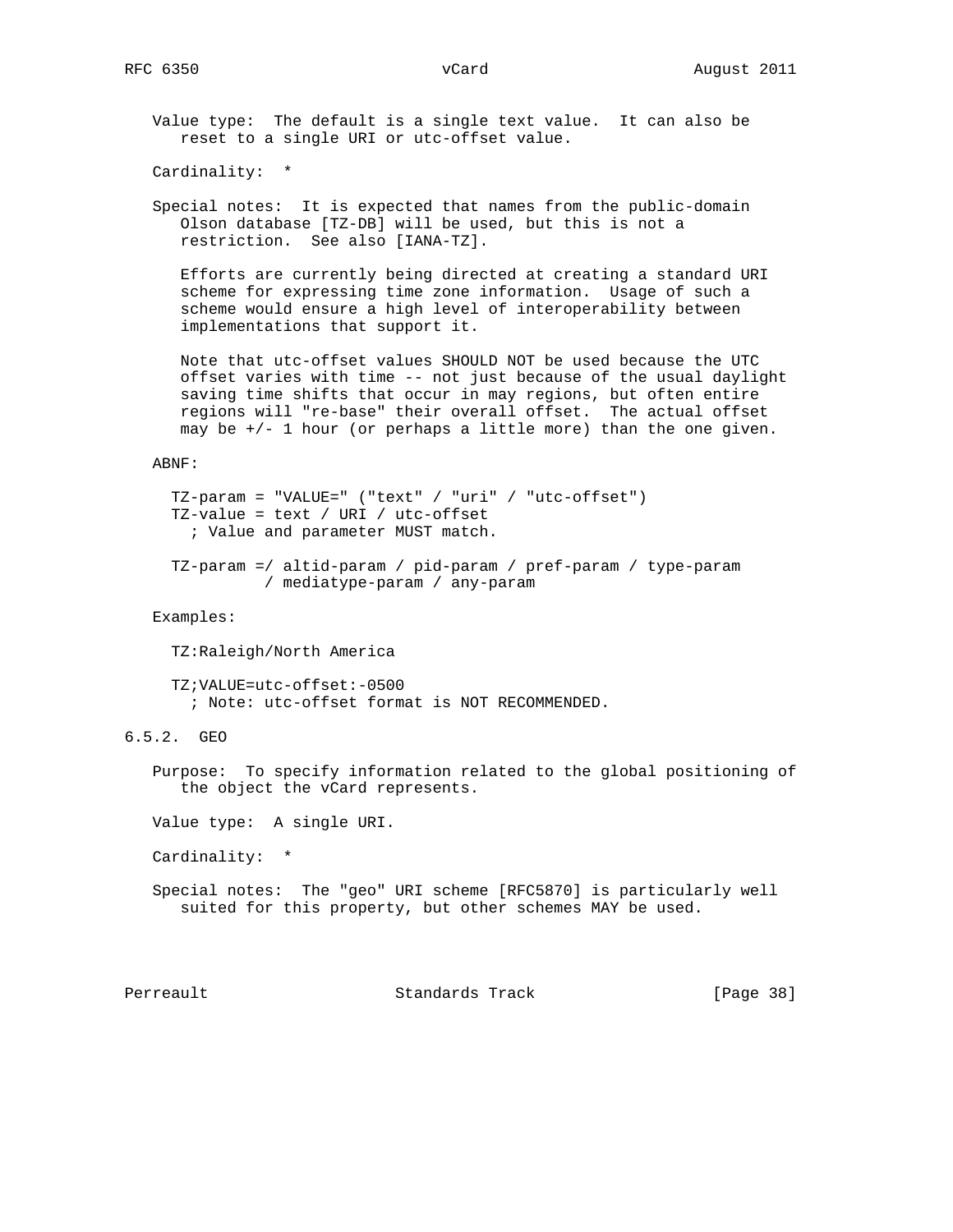Value type: The default is a single text value. It can also be reset to a single URI or utc-offset value.

Cardinality: *

Special notes: It is expected that names from the public-domain Olson database [TZ-DB] will be used, but this is not a restriction. See also [IANA-TZ].

Efforts are currently being directed at creating a standard URI scheme for expressing time zone information. Usage of such a scheme would ensure a high level of interoperability between implementations that support it.

Note that utc-offset values SHOULD NOT be used because the UTC offset varies with time -- not just because of the usual daylight saving time shifts that occur in may regions, but often entire regions will "re-base" their overall offset. The actual offset may be +/- 1 hour (or perhaps a little more) than the one given.

ABNF:

```
  TZ-param = "VALUE=" ("text" / "uri" / "utc-offset")
  TZ-value = text / URI / utc-offset
    ; Value and parameter MUST match.

  TZ-param =/ altid-param / pid-param / pref-param / type-param
             / mediatype-param / any-param
```

Examples:

```
  TZ:Raleigh/North America

  TZ;VALUE=utc-offset:-0500
    ; Note: utc-offset format is NOT RECOMMENDED.
```

### 6.5.2. GEO

Purpose: To specify information related to the global positioning of the object the vCard represents.

Value type: A single URI.

Cardinality: *

Special notes: The "geo" URI scheme [RFC5870] is particularly well suited for this property, but other schemes MAY be used.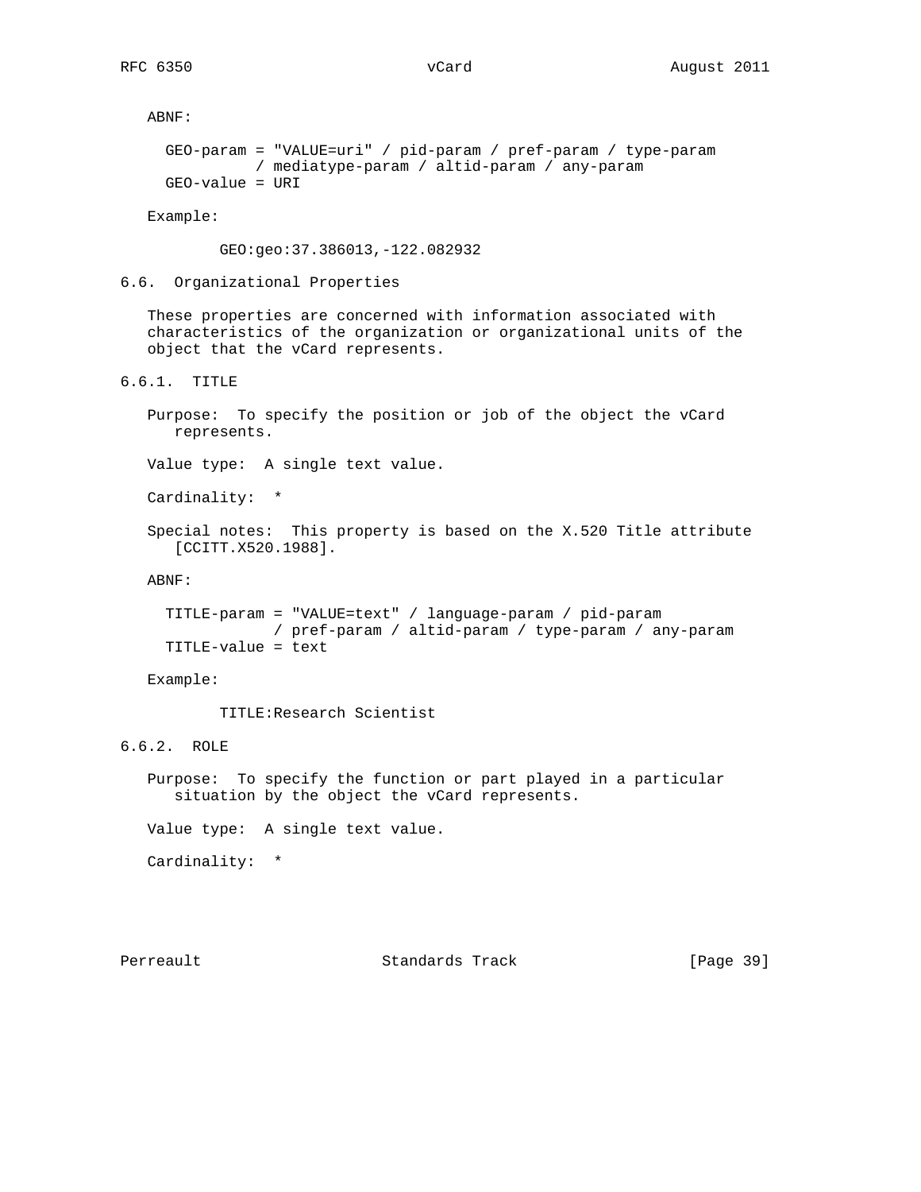ABNF:

```
  GEO-param = "VALUE=uri" / pid-param / pref-param / type-param
            / mediatype-param / altid-param / any-param
  GEO-value = URI
```

Example:

```
        GEO:geo:37.386013,-122.082932
```

### 6.6. Organizational Properties

These properties are concerned with information associated with characteristics of the organization or organizational units of the object that the vCard represents.

#### 6.6.1. TITLE

Purpose: To specify the position or job of the object the vCard represents.

Value type: A single text value.

Cardinality: *

Special notes: This property is based on the X.520 Title attribute [CCITT.X520.1988].

ABNF:

```
  TITLE-param = "VALUE=text" / language-param / pid-param
              / pref-param / altid-param / type-param / any-param
  TITLE-value = text
```

Example:

```
        TITLE:Research Scientist
```

#### 6.6.2. ROLE

Purpose: To specify the function or part played in a particular situation by the object the vCard represents.

Value type: A single text value.

Cardinality: *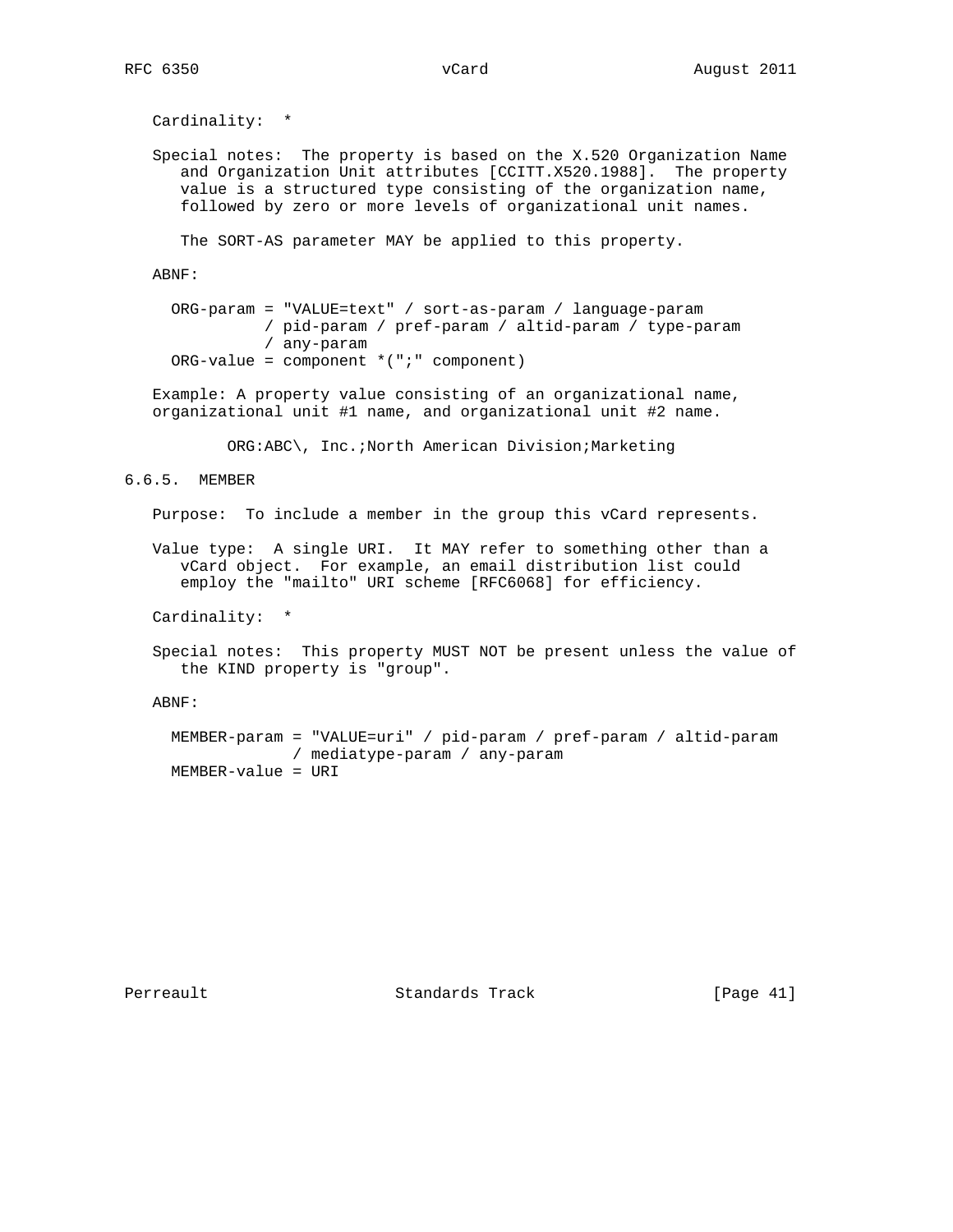Cardinality: *

Special notes: The property is based on the X.520 Organization Name and Organization Unit attributes [CCITT.X520.1988]. The property value is a structured type consisting of the organization name, followed by zero or more levels of organizational unit names.

The SORT-AS parameter MAY be applied to this property.

ABNF:

```
  ORG-param = "VALUE=text" / sort-as-param / language-param
            / pid-param / pref-param / altid-param / type-param
            / any-param
  ORG-value = component *(";" component)
```

Example: A property value consisting of an organizational name, organizational unit #1 name, and organizational unit #2 name.

```
        ORG:ABC\, Inc.;North American Division;Marketing
```

### 6.6.5. MEMBER

Purpose: To include a member in the group this vCard represents.

Value type: A single URI. It MAY refer to something other than a vCard object. For example, an email distribution list could employ the "mailto" URI scheme [RFC6068] for efficiency.

Cardinality: *

Special notes: This property MUST NOT be present unless the value of the KIND property is "group".

ABNF:

```
  MEMBER-param = "VALUE=uri" / pid-param / pref-param / altid-param
               / mediatype-param / any-param
  MEMBER-value = URI
```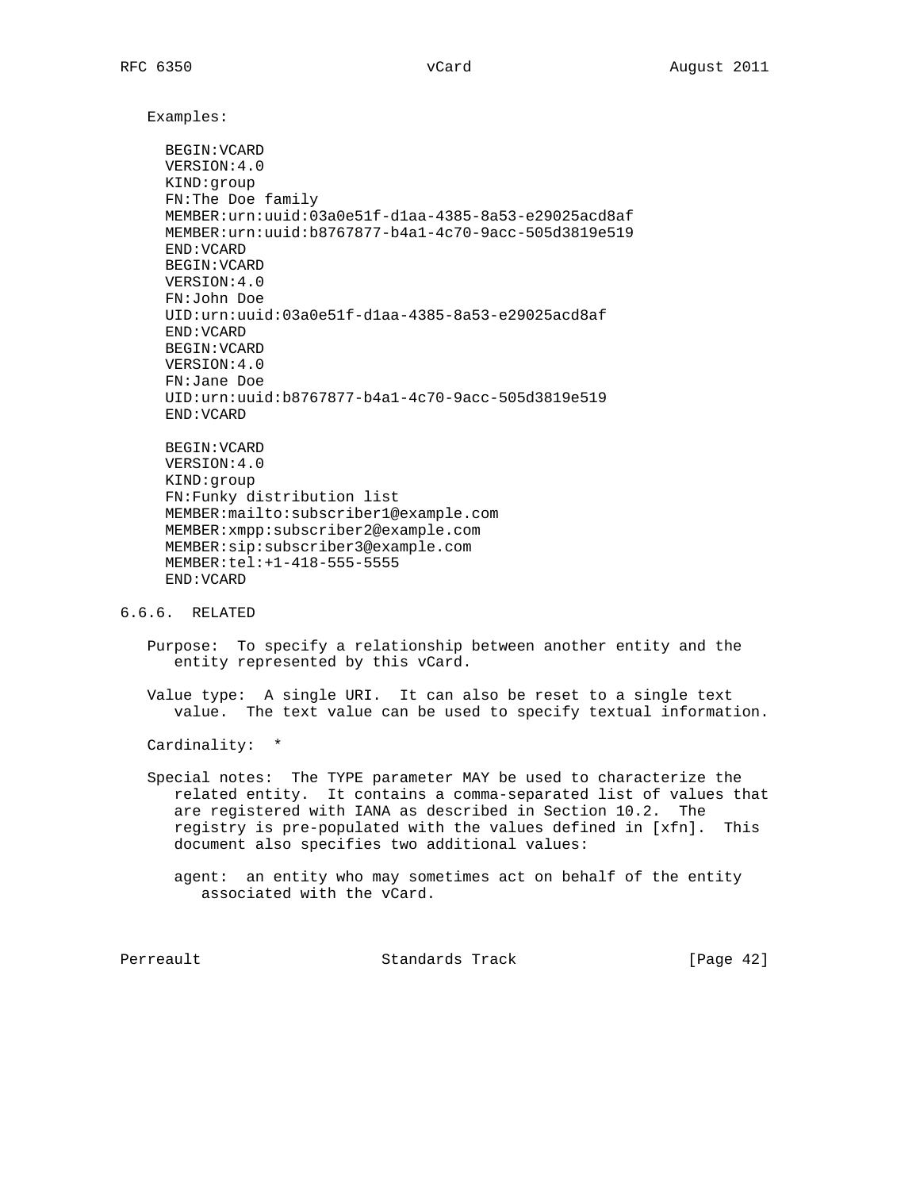Examples:

```
BEGIN:VCARD
VERSION:4.0
KIND:group
FN:The Doe family
MEMBER:urn:uuid:03a0e51f-d1aa-4385-8a53-e29025acd8af
MEMBER:urn:uuid:b8767877-b4a1-4c70-9acc-505d3819e519
END:VCARD
BEGIN:VCARD
VERSION:4.0
FN:John Doe
UID:urn:uuid:03a0e51f-d1aa-4385-8a53-e29025acd8af
END:VCARD
BEGIN:VCARD
VERSION:4.0
FN:Jane Doe
UID:urn:uuid:b8767877-b4a1-4c70-9acc-505d3819e519
END:VCARD
```

```
BEGIN:VCARD
VERSION:4.0
KIND:group
FN:Funky distribution list
MEMBER:mailto:subscriber1@example.com
MEMBER:xmpp:subscriber2@example.com
MEMBER:sip:subscriber3@example.com
MEMBER:tel:+1-418-555-5555
END:VCARD
```

### 6.6.6. RELATED

Purpose: To specify a relationship between another entity and the entity represented by this vCard.

Value type: A single URI. It can also be reset to a single text value. The text value can be used to specify textual information.

Cardinality: *

Special notes: The TYPE parameter MAY be used to characterize the related entity. It contains a comma-separated list of values that are registered with IANA as described in Section 10.2. The registry is pre-populated with the values defined in [xfn]. This document also specifies two additional values:

agent: an entity who may sometimes act on behalf of the entity associated with the vCard.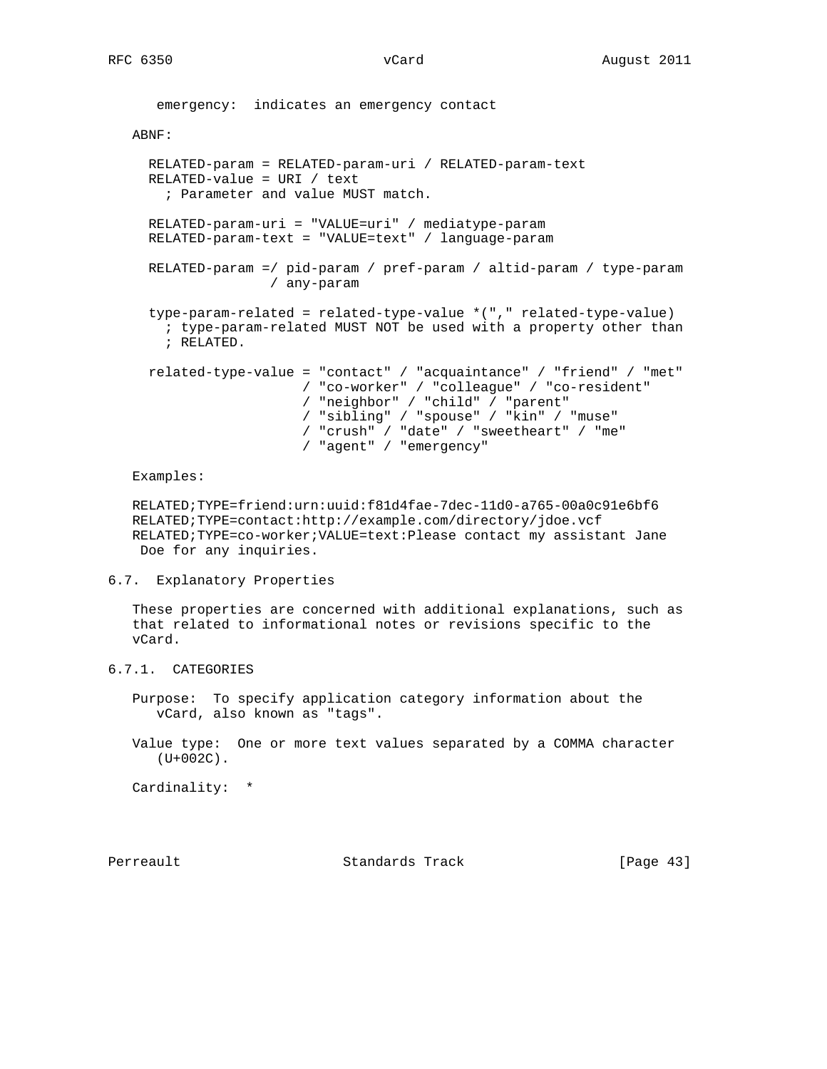emergency:  indicates an emergency contact

ABNF:

```
  RELATED-param = RELATED-param-uri / RELATED-param-text
  RELATED-value = URI / text
    ; Parameter and value MUST match.

  RELATED-param-uri = "VALUE=uri" / mediatype-param
  RELATED-param-text = "VALUE=text" / language-param

  RELATED-param =/ pid-param / pref-param / altid-param / type-param
                 / any-param

  type-param-related = related-type-value *("," related-type-value)
    ; type-param-related MUST NOT be used with a property other than
    ; RELATED.

  related-type-value = "contact" / "acquaintance" / "friend" / "met"
                     / "co-worker" / "colleague" / "co-resident"
                     / "neighbor" / "child" / "parent"
                     / "sibling" / "spouse" / "kin" / "muse"
                     / "crush" / "date" / "sweetheart" / "me"
                     / "agent" / "emergency"
```

Examples:

```
RELATED;TYPE=friend:urn:uuid:f81d4fae-7dec-11d0-a765-00a0c91e6bf6
RELATED;TYPE=contact:http://example.com/directory/jdoe.vcf
RELATED;TYPE=co-worker;VALUE=text:Please contact my assistant Jane
 Doe for any inquiries.
```

## 6.7. Explanatory Properties

These properties are concerned with additional explanations, such as that related to informational notes or revisions specific to the vCard.

### 6.7.1. CATEGORIES

Purpose:  To specify application category information about the vCard, also known as "tags".

Value type:  One or more text values separated by a COMMA character (U+002C).

Cardinality:  *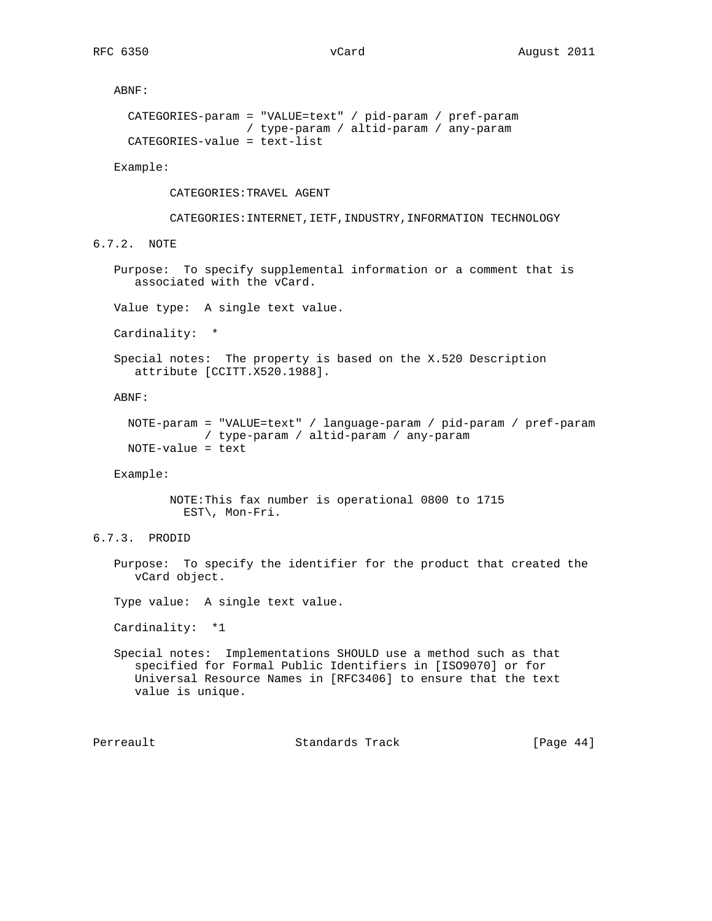ABNF:

```
CATEGORIES-param = "VALUE=text" / pid-param / pref-param
                 / type-param / altid-param / any-param
CATEGORIES-value = text-list
```

Example:

```
CATEGORIES:TRAVEL AGENT

CATEGORIES:INTERNET,IETF,INDUSTRY,INFORMATION TECHNOLOGY
```

### 6.7.2. NOTE

Purpose: To specify supplemental information or a comment that is associated with the vCard.

Value type: A single text value.

Cardinality: *

Special notes: The property is based on the X.520 Description attribute [CCITT.X520.1988].

ABNF:

```
NOTE-param = "VALUE=text" / language-param / pid-param / pref-param
           / type-param / altid-param / any-param
NOTE-value = text
```

Example:

```
NOTE:This fax number is operational 0800 to 1715
  EST\, Mon-Fri.
```

### 6.7.3. PRODID

Purpose: To specify the identifier for the product that created the vCard object.

Type value: A single text value.

Cardinality: *1

Special notes: Implementations SHOULD use a method such as that specified for Formal Public Identifiers in [ISO9070] or for Universal Resource Names in [RFC3406] to ensure that the text value is unique.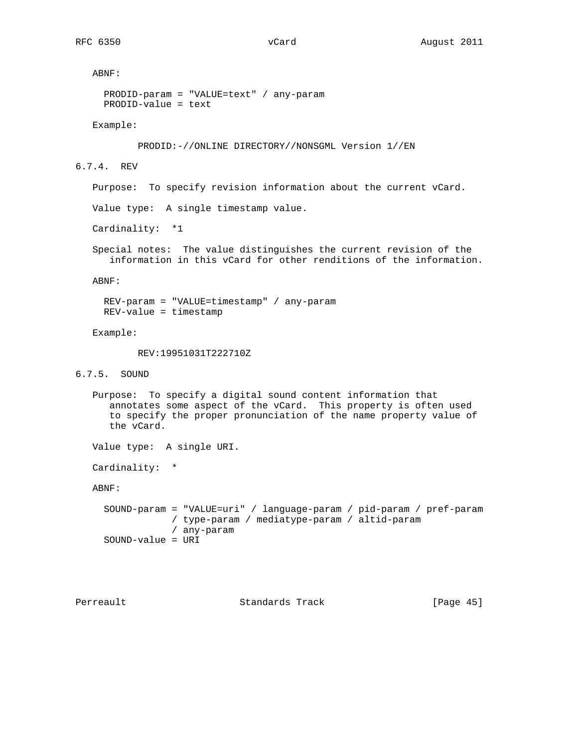ABNF:

```
PRODID-param = "VALUE=text" / any-param
PRODID-value = text
```

Example:

```
PRODID:-//ONLINE DIRECTORY//NONSGML Version 1//EN
```

### 6.7.4. REV

Purpose: To specify revision information about the current vCard.

Value type: A single timestamp value.

Cardinality: *1

Special notes: The value distinguishes the current revision of the information in this vCard for other renditions of the information.

ABNF:

```
REV-param = "VALUE=timestamp" / any-param
REV-value = timestamp
```

Example:

```
REV:19951031T222710Z
```

### 6.7.5. SOUND

Purpose: To specify a digital sound content information that annotates some aspect of the vCard. This property is often used to specify the proper pronunciation of the name property value of the vCard.

Value type: A single URI.

Cardinality: *

ABNF:

```
SOUND-param = "VALUE=uri" / language-param / pid-param / pref-param
            / type-param / mediatype-param / altid-param
            / any-param
SOUND-value = URI
```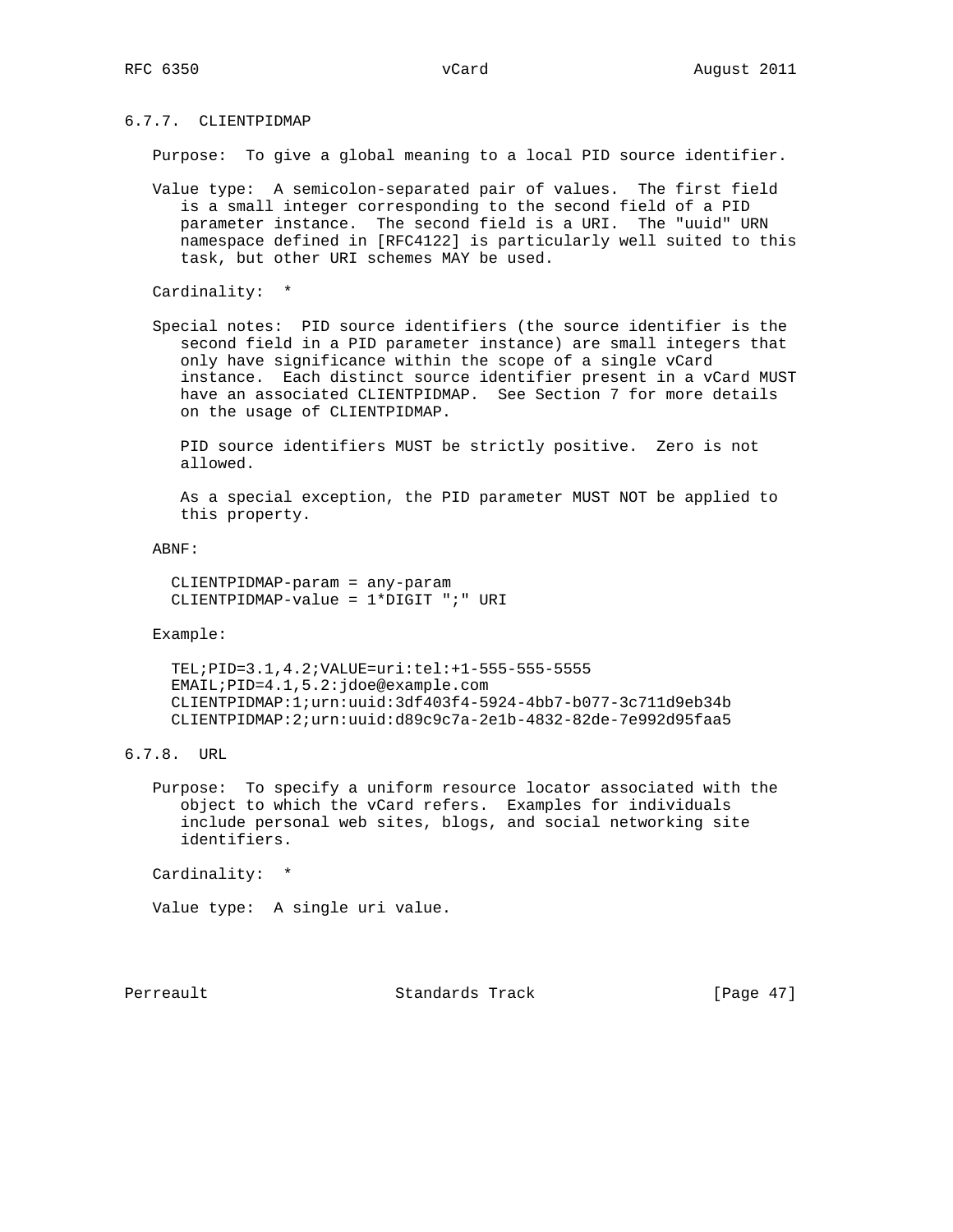### 6.7.7. CLIENTPIDMAP

Purpose: To give a global meaning to a local PID source identifier.

Value type: A semicolon-separated pair of values. The first field is a small integer corresponding to the second field of a PID parameter instance. The second field is a URI. The "uuid" URN namespace defined in [RFC4122] is particularly well suited to this task, but other URI schemes MAY be used.

Cardinality: *

Special notes: PID source identifiers (the source identifier is the second field in a PID parameter instance) are small integers that only have significance within the scope of a single vCard instance. Each distinct source identifier present in a vCard MUST have an associated CLIENTPIDMAP. See Section 7 for more details on the usage of CLIENTPIDMAP.

PID source identifiers MUST be strictly positive. Zero is not allowed.

As a special exception, the PID parameter MUST NOT be applied to this property.

ABNF:

```
CLIENTPIDMAP-param = any-param
CLIENTPIDMAP-value = 1*DIGIT ";" URI
```

Example:

```
TEL;PID=3.1,4.2;VALUE=uri:tel:+1-555-555-5555
EMAIL;PID=4.1,5.2:jdoe@example.com
CLIENTPIDMAP:1;urn:uuid:3df403f4-5924-4bb7-b077-3c711d9eb34b
CLIENTPIDMAP:2;urn:uuid:d89c9c7a-2e1b-4832-82de-7e992d95faa5
```

### 6.7.8. URL

Purpose: To specify a uniform resource locator associated with the object to which the vCard refers. Examples for individuals include personal web sites, blogs, and social networking site identifiers.

Cardinality: *

Value type: A single uri value.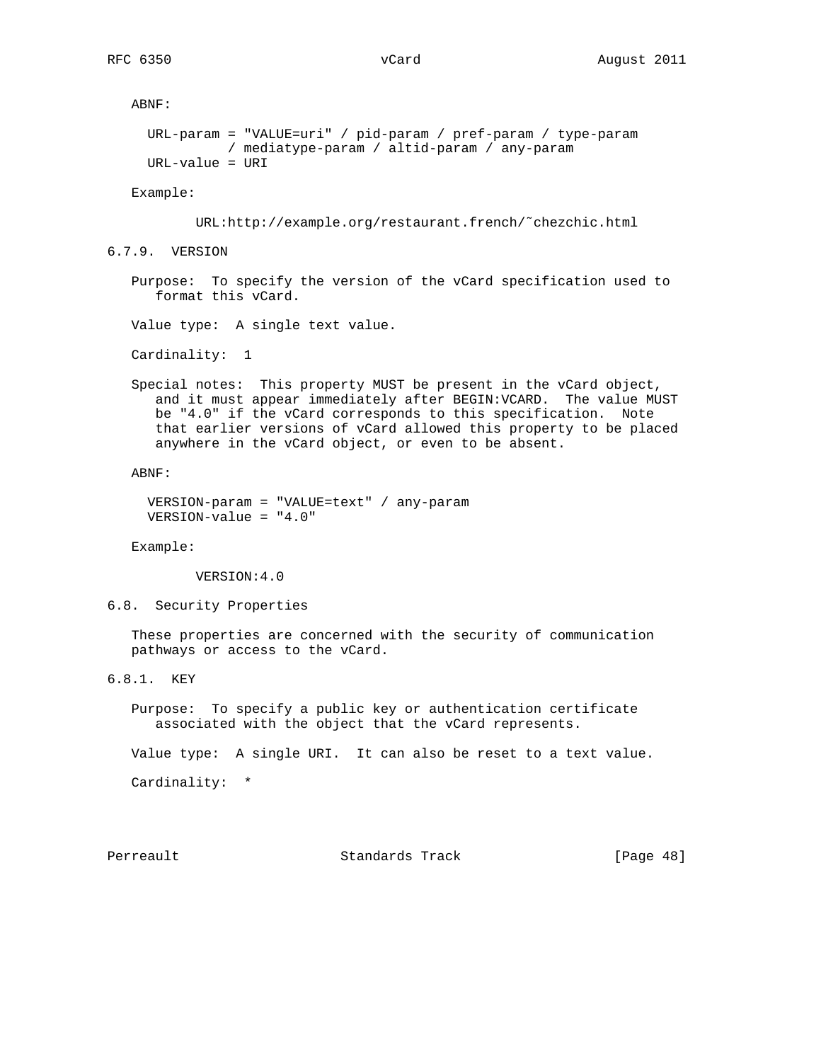ABNF:

```
URL-param = "VALUE=uri" / pid-param / pref-param / type-param
          / mediatype-param / altid-param / any-param
URL-value = URI
```

Example:

```
URL:http://example.org/restaurant.french/~chezchic.html
```

#### 6.7.9. VERSION

Purpose: To specify the version of the vCard specification used to format this vCard.

Value type: A single text value.

Cardinality: 1

Special notes: This property MUST be present in the vCard object, and it must appear immediately after BEGIN:VCARD. The value MUST be "4.0" if the vCard corresponds to this specification. Note that earlier versions of vCard allowed this property to be placed anywhere in the vCard object, or even to be absent.

ABNF:

```
VERSION-param = "VALUE=text" / any-param
VERSION-value = "4.0"
```

Example:

```
VERSION:4.0
```

### 6.8. Security Properties

These properties are concerned with the security of communication pathways or access to the vCard.

#### 6.8.1. KEY

Purpose: To specify a public key or authentication certificate associated with the object that the vCard represents.

Value type: A single URI. It can also be reset to a text value.

Cardinality: *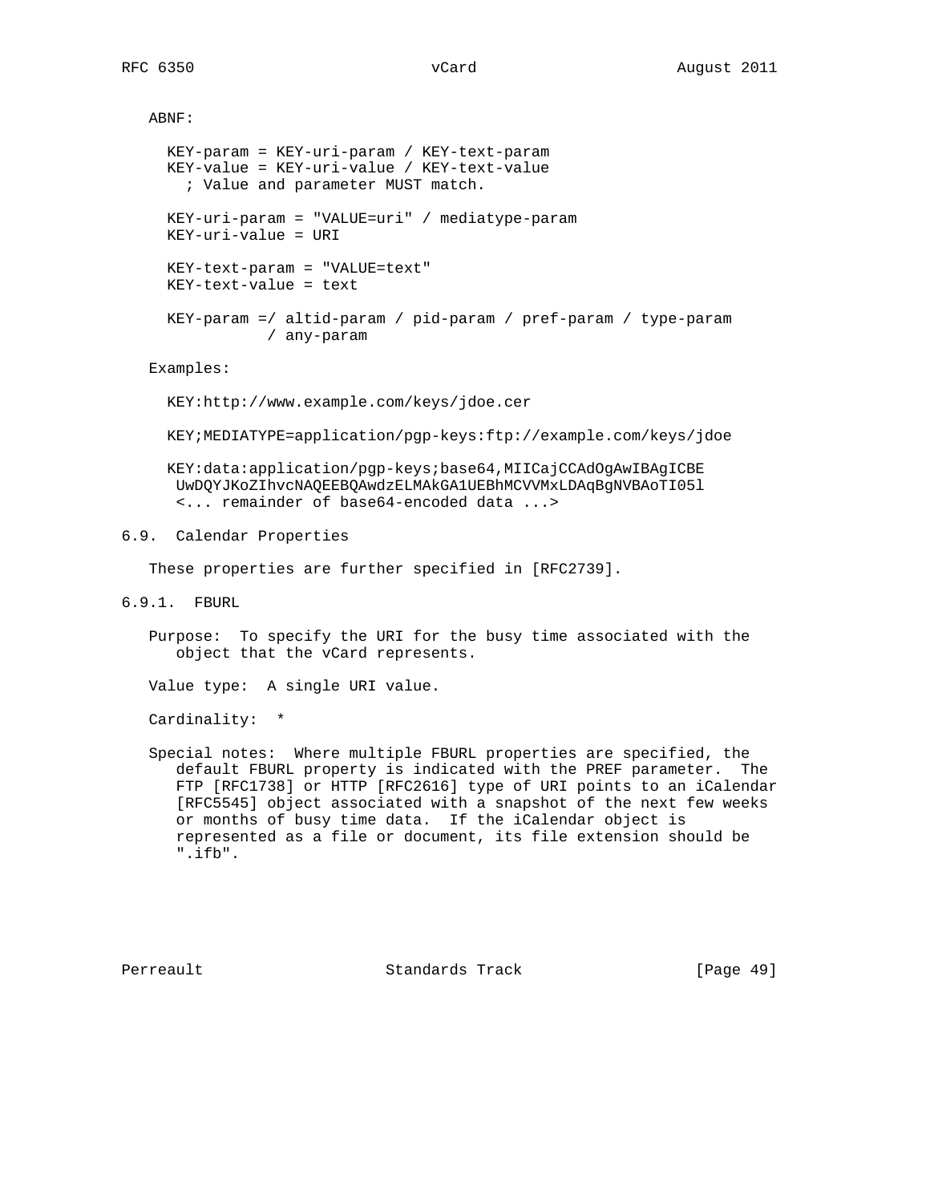ABNF:

```
KEY-param = KEY-uri-param / KEY-text-param
KEY-value = KEY-uri-value / KEY-text-value
  ; Value and parameter MUST match.

KEY-uri-param = "VALUE=uri" / mediatype-param
KEY-uri-value = URI

KEY-text-param = "VALUE=text"
KEY-text-value = text

KEY-param =/ altid-param / pid-param / pref-param / type-param
           / any-param
```

Examples:

```
KEY:http://www.example.com/keys/jdoe.cer

KEY;MEDIATYPE=application/pgp-keys:ftp://example.com/keys/jdoe

KEY:data:application/pgp-keys;base64,MIICajCCAdOgAwIBAgICBE
 UwDQYJKoZIhvcNAQEEBQAwdzELMAkGA1UEBhMCVVMxLDAqBgNVBAoTI05l
 <... remainder of base64-encoded data ...>
```

### 6.9. Calendar Properties

These properties are further specified in [RFC2739].

#### 6.9.1. FBURL

Purpose: To specify the URI for the busy time associated with the object that the vCard represents.

Value type: A single URI value.

Cardinality: *

Special notes: Where multiple FBURL properties are specified, the default FBURL property is indicated with the PREF parameter. The FTP [RFC1738] or HTTP [RFC2616] type of URI points to an iCalendar [RFC5545] object associated with a snapshot of the next few weeks or months of busy time data. If the iCalendar object is represented as a file or document, its file extension should be ".ifb".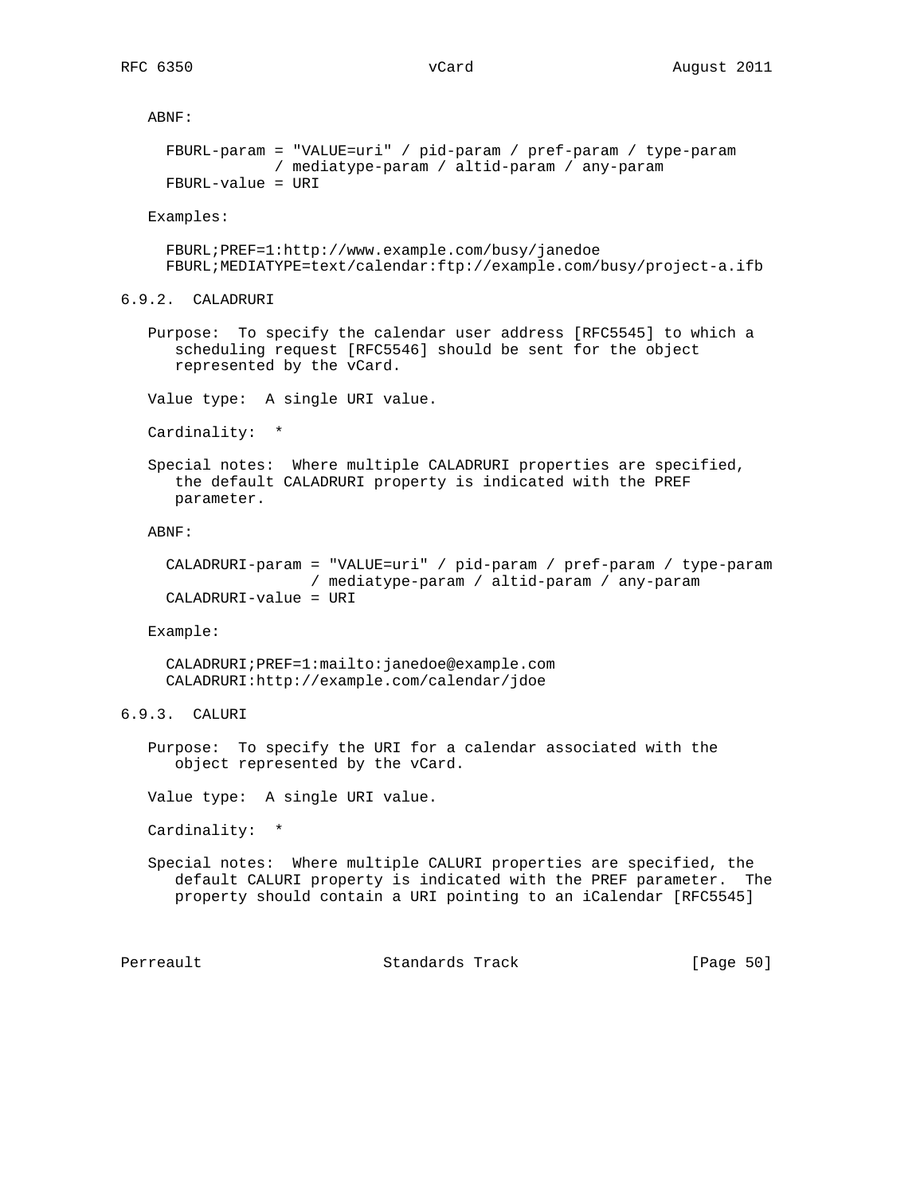ABNF:

```
FBURL-param = "VALUE=uri" / pid-param / pref-param / type-param
            / mediatype-param / altid-param / any-param
FBURL-value = URI
```

Examples:

```
FBURL;PREF=1:http://www.example.com/busy/janedoe
FBURL;MEDIATYPE=text/calendar:ftp://example.com/busy/project-a.ifb
```

### 6.9.2. CALADRURI

Purpose: To specify the calendar user address [RFC5545] to which a scheduling request [RFC5546] should be sent for the object represented by the vCard.

Value type: A single URI value.

Cardinality: *

Special notes: Where multiple CALADRURI properties are specified, the default CALADRURI property is indicated with the PREF parameter.

ABNF:

```
CALADRURI-param = "VALUE=uri" / pid-param / pref-param / type-param
                / mediatype-param / altid-param / any-param
CALADRURI-value = URI
```

Example:

```
CALADRURI;PREF=1:mailto:janedoe@example.com
CALADRURI:http://example.com/calendar/jdoe
```

### 6.9.3. CALURI

Purpose: To specify the URI for a calendar associated with the object represented by the vCard.

Value type: A single URI value.

Cardinality: *

Special notes: Where multiple CALURI properties are specified, the default CALURI property is indicated with the PREF parameter. The property should contain a URI pointing to an iCalendar [RFC5545]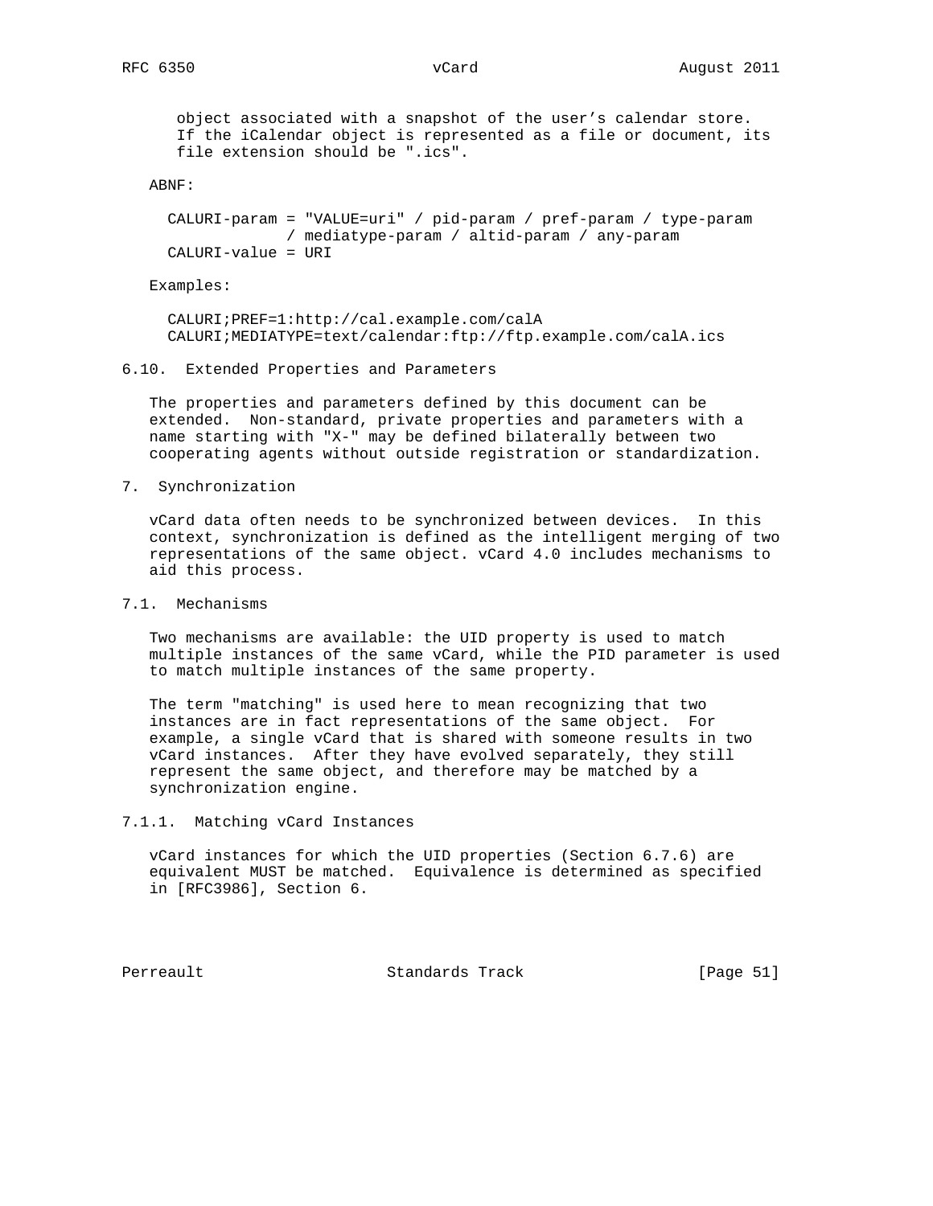object associated with a snapshot of the user’s calendar store. If the iCalendar object is represented as a file or document, its file extension should be ".ics".

ABNF:

```
CALURI-param = "VALUE=uri" / pid-param / pref-param / type-param
             / mediatype-param / altid-param / any-param
CALURI-value = URI
```

Examples:

```
CALURI;PREF=1:http://cal.example.com/calA
CALURI;MEDIATYPE=text/calendar:ftp://ftp.example.com/calA.ics
```

### 6.10. Extended Properties and Parameters

The properties and parameters defined by this document can be extended. Non-standard, private properties and parameters with a name starting with "X-" may be defined bilaterally between two cooperating agents without outside registration or standardization.

## 7. Synchronization

vCard data often needs to be synchronized between devices. In this context, synchronization is defined as the intelligent merging of two representations of the same object. vCard 4.0 includes mechanisms to aid this process.

### 7.1. Mechanisms

Two mechanisms are available: the UID property is used to match multiple instances of the same vCard, while the PID parameter is used to match multiple instances of the same property.

The term "matching" is used here to mean recognizing that two instances are in fact representations of the same object. For example, a single vCard that is shared with someone results in two vCard instances. After they have evolved separately, they still represent the same object, and therefore may be matched by a synchronization engine.

#### 7.1.1. Matching vCard Instances

vCard instances for which the UID properties (Section 6.7.6) are equivalent MUST be matched. Equivalence is determined as specified in [RFC3986], Section 6.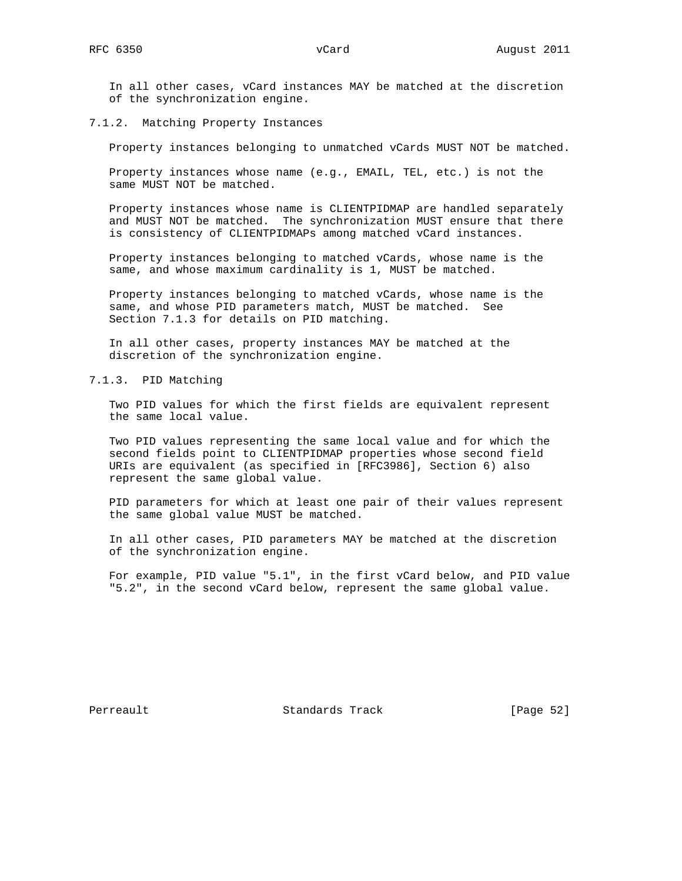In all other cases, vCard instances MAY be matched at the discretion of the synchronization engine.

#### 7.1.2. Matching Property Instances

Property instances belonging to unmatched vCards MUST NOT be matched.

Property instances whose name (e.g., EMAIL, TEL, etc.) is not the same MUST NOT be matched.

Property instances whose name is CLIENTPIDMAP are handled separately and MUST NOT be matched. The synchronization MUST ensure that there is consistency of CLIENTPIDMAPs among matched vCard instances.

Property instances belonging to matched vCards, whose name is the same, and whose maximum cardinality is 1, MUST be matched.

Property instances belonging to matched vCards, whose name is the same, and whose PID parameters match, MUST be matched. See Section 7.1.3 for details on PID matching.

In all other cases, property instances MAY be matched at the discretion of the synchronization engine.

#### 7.1.3. PID Matching

Two PID values for which the first fields are equivalent represent the same local value.

Two PID values representing the same local value and for which the second fields point to CLIENTPIDMAP properties whose second field URIs are equivalent (as specified in [RFC3986], Section 6) also represent the same global value.

PID parameters for which at least one pair of their values represent the same global value MUST be matched.

In all other cases, PID parameters MAY be matched at the discretion of the synchronization engine.

For example, PID value "5.1", in the first vCard below, and PID value "5.2", in the second vCard below, represent the same global value.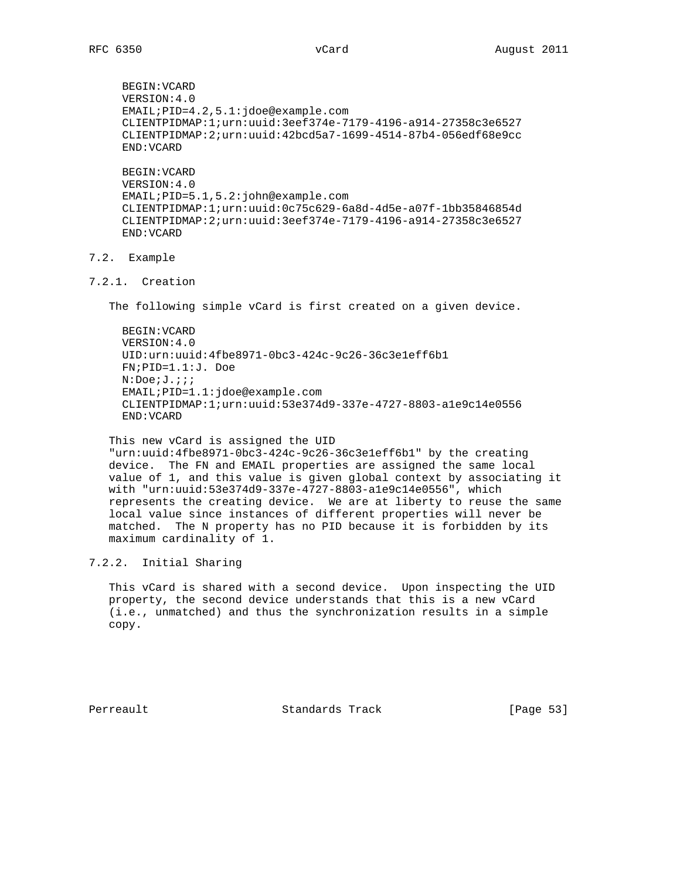```
BEGIN:VCARD
VERSION:4.0
EMAIL;PID=4.2,5.1:jdoe@example.com
CLIENTPIDMAP:1;urn:uuid:3eef374e-7179-4196-a914-27358c3e6527
CLIENTPIDMAP:2;urn:uuid:42bcd5a7-1699-4514-87b4-056edf68e9cc
END:VCARD
```

```
BEGIN:VCARD
VERSION:4.0
EMAIL;PID=5.1,5.2:john@example.com
CLIENTPIDMAP:1;urn:uuid:0c75c629-6a8d-4d5e-a07f-1bb35846854d
CLIENTPIDMAP:2;urn:uuid:3eef374e-7179-4196-a914-27358c3e6527
END:VCARD
```

## 7.2. Example

### 7.2.1. Creation

The following simple vCard is first created on a given device.

```
BEGIN:VCARD
VERSION:4.0
UID:urn:uuid:4fbe8971-0bc3-424c-9c26-36c3e1eff6b1
FN;PID=1.1:J. Doe
N:Doe;J.;;;
EMAIL;PID=1.1:jdoe@example.com
CLIENTPIDMAP:1;urn:uuid:53e374d9-337e-4727-8803-a1e9c14e0556
END:VCARD
```

This new vCard is assigned the UID "urn:uuid:4fbe8971-0bc3-424c-9c26-36c3e1eff6b1" by the creating device. The FN and EMAIL properties are assigned the same local value of 1, and this value is given global context by associating it with "urn:uuid:53e374d9-337e-4727-8803-a1e9c14e0556", which represents the creating device. We are at liberty to reuse the same local value since instances of different properties will never be matched. The N property has no PID because it is forbidden by its maximum cardinality of 1.

### 7.2.2. Initial Sharing

This vCard is shared with a second device. Upon inspecting the UID property, the second device understands that this is a new vCard (i.e., unmatched) and thus the synchronization results in a simple copy.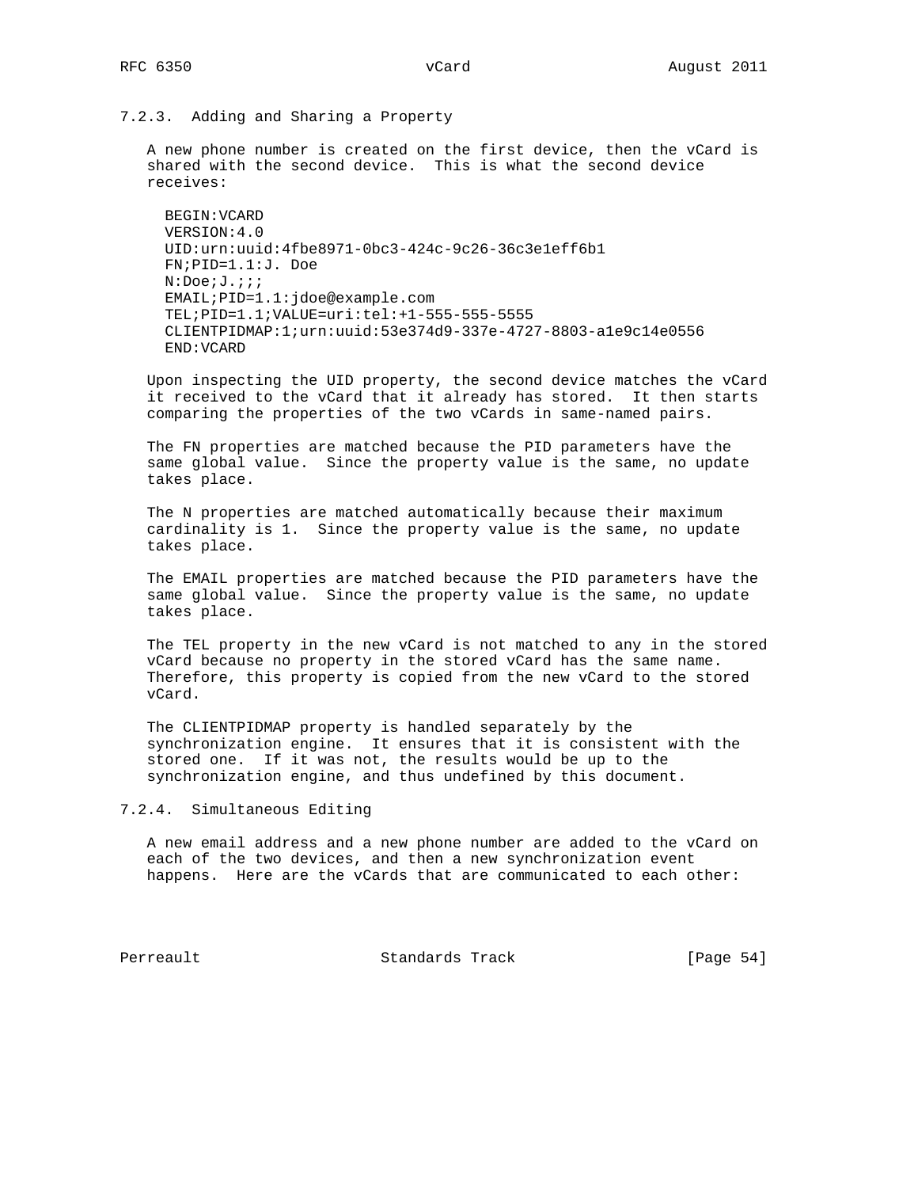#### 7.2.3. Adding and Sharing a Property

A new phone number is created on the first device, then the vCard is shared with the second device. This is what the second device receives:

```
BEGIN:VCARD
VERSION:4.0
UID:urn:uuid:4fbe8971-0bc3-424c-9c26-36c3e1eff6b1
FN;PID=1.1:J. Doe
N:Doe;J.;;;
EMAIL;PID=1.1:jdoe@example.com
TEL;PID=1.1;VALUE=uri:tel:+1-555-555-5555
CLIENTPIDMAP:1;urn:uuid:53e374d9-337e-4727-8803-a1e9c14e0556
END:VCARD
```

Upon inspecting the UID property, the second device matches the vCard it received to the vCard that it already has stored. It then starts comparing the properties of the two vCards in same-named pairs.

The FN properties are matched because the PID parameters have the same global value. Since the property value is the same, no update takes place.

The N properties are matched automatically because their maximum cardinality is 1. Since the property value is the same, no update takes place.

The EMAIL properties are matched because the PID parameters have the same global value. Since the property value is the same, no update takes place.

The TEL property in the new vCard is not matched to any in the stored vCard because no property in the stored vCard has the same name. Therefore, this property is copied from the new vCard to the stored vCard.

The CLIENTPIDMAP property is handled separately by the synchronization engine. It ensures that it is consistent with the stored one. If it was not, the results would be up to the synchronization engine, and thus undefined by this document.

#### 7.2.4. Simultaneous Editing

A new email address and a new phone number are added to the vCard on each of the two devices, and then a new synchronization event happens. Here are the vCards that are communicated to each other: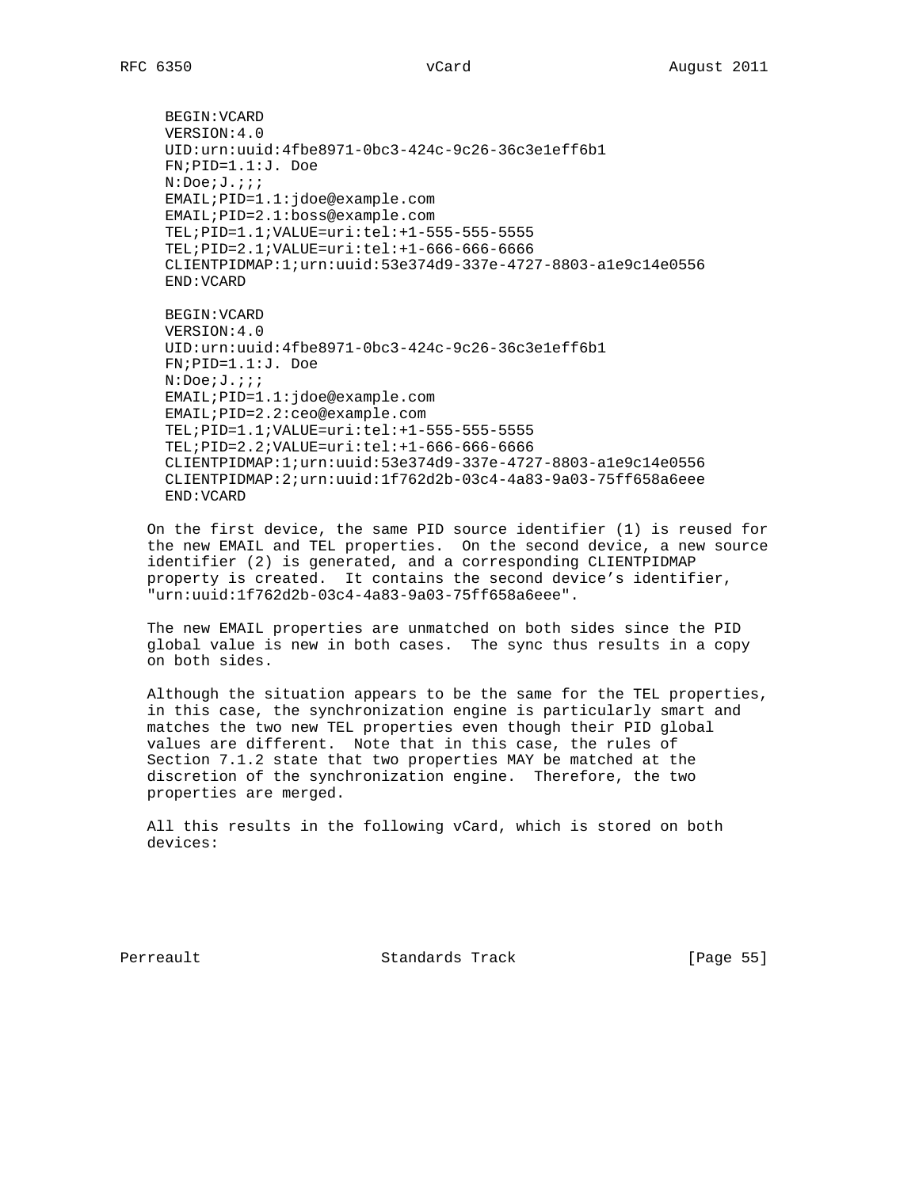```
BEGIN:VCARD
VERSION:4.0
UID:urn:uuid:4fbe8971-0bc3-424c-9c26-36c3e1eff6b1
FN;PID=1.1:J. Doe
N:Doe;J.;;;
EMAIL;PID=1.1:jdoe@example.com
EMAIL;PID=2.1:boss@example.com
TEL;PID=1.1;VALUE=uri:tel:+1-555-555-5555
TEL;PID=2.1;VALUE=uri:tel:+1-666-666-6666
CLIENTPIDMAP:1;urn:uuid:53e374d9-337e-4727-8803-a1e9c14e0556
END:VCARD

BEGIN:VCARD
VERSION:4.0
UID:urn:uuid:4fbe8971-0bc3-424c-9c26-36c3e1eff6b1
FN;PID=1.1:J. Doe
N:Doe;J.;;;
EMAIL;PID=1.1:jdoe@example.com
EMAIL;PID=2.2:ceo@example.com
TEL;PID=1.1;VALUE=uri:tel:+1-555-555-5555
TEL;PID=2.2;VALUE=uri:tel:+1-666-666-6666
CLIENTPIDMAP:1;urn:uuid:53e374d9-337e-4727-8803-a1e9c14e0556
CLIENTPIDMAP:2;urn:uuid:1f762d2b-03c4-4a83-9a03-75ff658a6eee
END:VCARD
```

On the first device, the same PID source identifier (1) is reused for the new EMAIL and TEL properties. On the second device, a new source identifier (2) is generated, and a corresponding CLIENTPIDMAP property is created. It contains the second device's identifier, "urn:uuid:1f762d2b-03c4-4a83-9a03-75ff658a6eee".

The new EMAIL properties are unmatched on both sides since the PID global value is new in both cases. The sync thus results in a copy on both sides.

Although the situation appears to be the same for the TEL properties, in this case, the synchronization engine is particularly smart and matches the two new TEL properties even though their PID global values are different. Note that in this case, the rules of Section 7.1.2 state that two properties MAY be matched at the discretion of the synchronization engine. Therefore, the two properties are merged.

All this results in the following vCard, which is stored on both devices: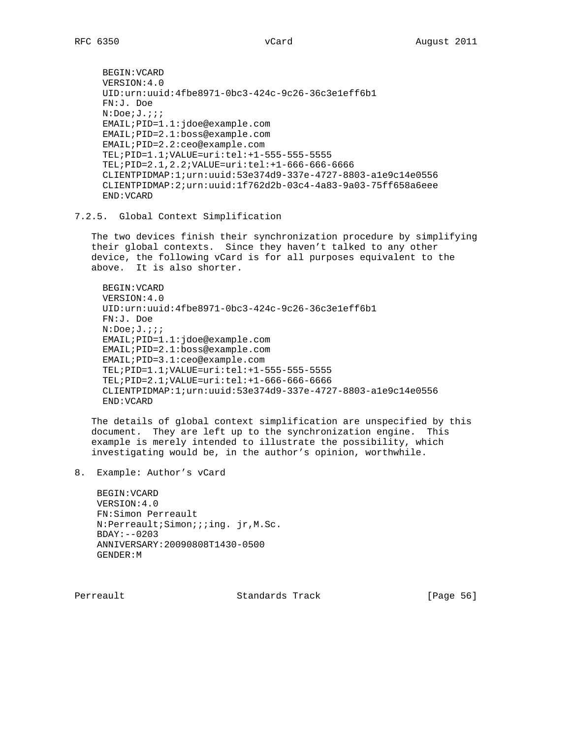```
BEGIN:VCARD
VERSION:4.0
UID:urn:uuid:4fbe8971-0bc3-424c-9c26-36c3e1eff6b1
FN:J. Doe
N:Doe;J.;;;
EMAIL;PID=1.1:jdoe@example.com
EMAIL;PID=2.1:boss@example.com
EMAIL;PID=2.2:ceo@example.com
TEL;PID=1.1;VALUE=uri:tel:+1-555-555-5555
TEL;PID=2.1,2.2;VALUE=uri:tel:+1-666-666-6666
CLIENTPIDMAP:1;urn:uuid:53e374d9-337e-4727-8803-a1e9c14e0556
CLIENTPIDMAP:2;urn:uuid:1f762d2b-03c4-4a83-9a03-75ff658a6eee
END:VCARD
```

#### 7.2.5. Global Context Simplification

The two devices finish their synchronization procedure by simplifying their global contexts. Since they haven't talked to any other device, the following vCard is for all purposes equivalent to the above. It is also shorter.

```
BEGIN:VCARD
VERSION:4.0
UID:urn:uuid:4fbe8971-0bc3-424c-9c26-36c3e1eff6b1
FN:J. Doe
N:Doe;J.;;;
EMAIL;PID=1.1:jdoe@example.com
EMAIL;PID=2.1:boss@example.com
EMAIL;PID=3.1:ceo@example.com
TEL;PID=1.1;VALUE=uri:tel:+1-555-555-5555
TEL;PID=2.1;VALUE=uri:tel:+1-666-666-6666
CLIENTPIDMAP:1;urn:uuid:53e374d9-337e-4727-8803-a1e9c14e0556
END:VCARD
```

The details of global context simplification are unspecified by this document. They are left up to the synchronization engine. This example is merely intended to illustrate the possibility, which investigating would be, in the author's opinion, worthwhile.

## 8. Example: Author's vCard

```
BEGIN:VCARD
VERSION:4.0
FN:Simon Perreault
N:Perreault;Simon;;;ing. jr,M.Sc.
BDAY:--0203
ANNIVERSARY:20090808T1430-0500
GENDER:M
```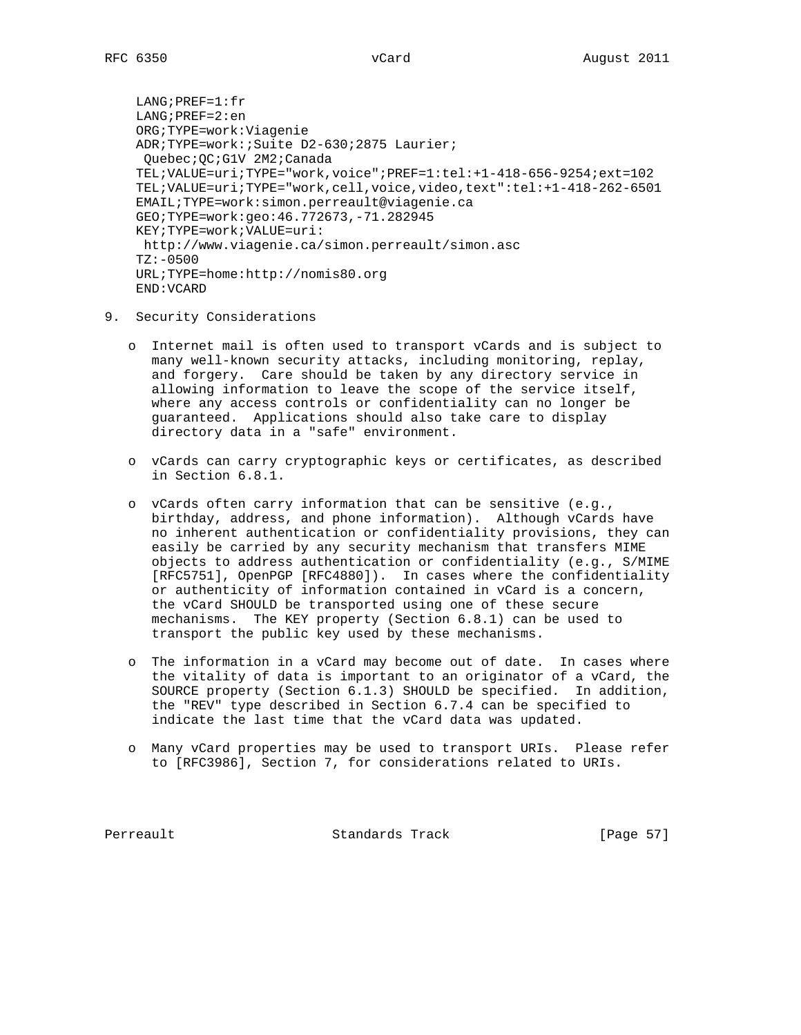```
LANG;PREF=1:fr
LANG;PREF=2:en
ORG;TYPE=work:Viagenie
ADR;TYPE=work:;Suite D2-630;2875 Laurier;
 Quebec;QC;G1V 2M2;Canada
TEL;VALUE=uri;TYPE="work,voice";PREF=1:tel:+1-418-656-9254;ext=102
TEL;VALUE=uri;TYPE="work,cell,voice,video,text":tel:+1-418-262-6501
EMAIL;TYPE=work:simon.perreault@viagenie.ca
GEO;TYPE=work:geo:46.772673,-71.282945
KEY;TYPE=work;VALUE=uri:
 http://www.viagenie.ca/simon.perreault/simon.asc
TZ:-0500
URL;TYPE=home:http://nomis80.org
END:VCARD
```

## 9. Security Considerations

- Internet mail is often used to transport vCards and is subject to many well-known security attacks, including monitoring, replay, and forgery. Care should be taken by any directory service in allowing information to leave the scope of the service itself, where any access controls or confidentiality can no longer be guaranteed. Applications should also take care to display directory data in a "safe" environment.

- vCards can carry cryptographic keys or certificates, as described in Section 6.8.1.

- vCards often carry information that can be sensitive (e.g., birthday, address, and phone information). Although vCards have no inherent authentication or confidentiality provisions, they can easily be carried by any security mechanism that transfers MIME objects to address authentication or confidentiality (e.g., S/MIME [RFC5751], OpenPGP [RFC4880]). In cases where the confidentiality or authenticity of information contained in vCard is a concern, the vCard SHOULD be transported using one of these secure mechanisms. The KEY property (Section 6.8.1) can be used to transport the public key used by these mechanisms.

- The information in a vCard may become out of date. In cases where the vitality of data is important to an originator of a vCard, the SOURCE property (Section 6.1.3) SHOULD be specified. In addition, the "REV" type described in Section 6.7.4 can be specified to indicate the last time that the vCard data was updated.

- Many vCard properties may be used to transport URIs. Please refer to [RFC3986], Section 7, for considerations related to URIs.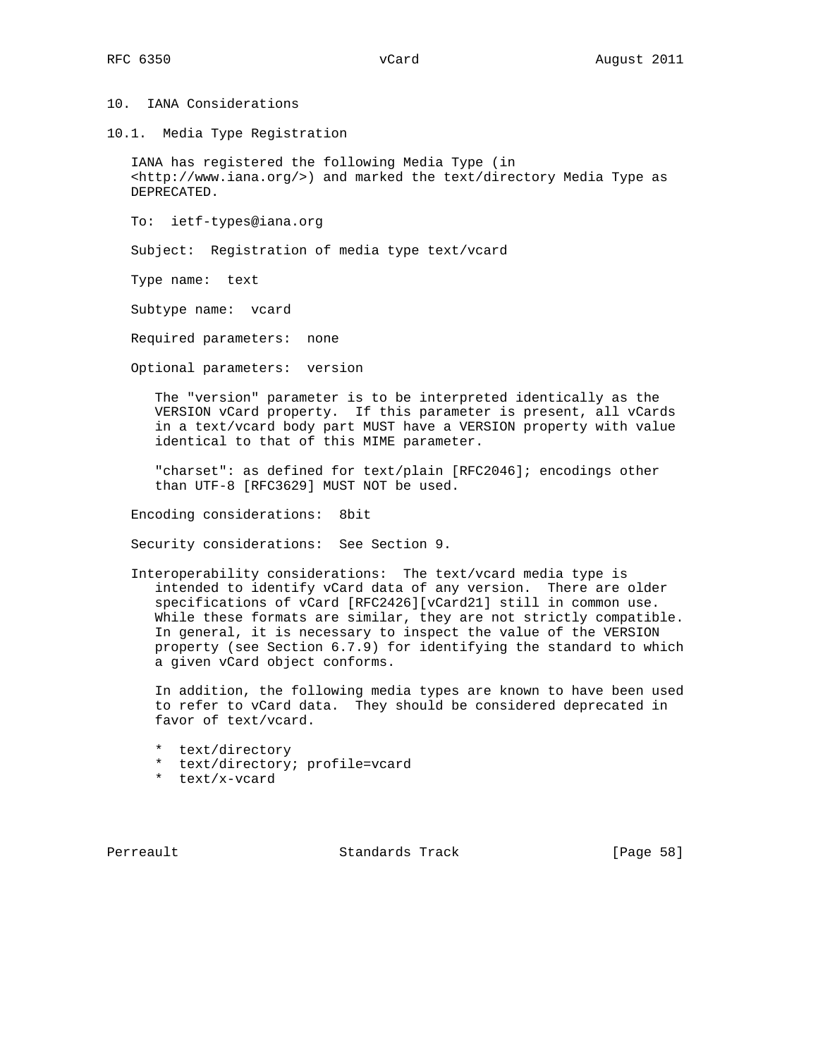# 10. IANA Considerations

## 10.1. Media Type Registration

IANA has registered the following Media Type (in <http://www.iana.org/>) and marked the text/directory Media Type as DEPRECATED.

To: ietf-types@iana.org

Subject: Registration of media type text/vcard

Type name: text

Subtype name: vcard

Required parameters: none

Optional parameters: version

The "version" parameter is to be interpreted identically as the VERSION vCard property. If this parameter is present, all vCards in a text/vcard body part MUST have a VERSION property with value identical to that of this MIME parameter.

"charset": as defined for text/plain [RFC2046]; encodings other than UTF-8 [RFC3629] MUST NOT be used.

Encoding considerations: 8bit

Security considerations: See Section 9.

Interoperability considerations: The text/vcard media type is intended to identify vCard data of any version. There are older specifications of vCard [RFC2426][vCard21] still in common use. While these formats are similar, they are not strictly compatible. In general, it is necessary to inspect the value of the VERSION property (see Section 6.7.9) for identifying the standard to which a given vCard object conforms.

In addition, the following media types are known to have been used to refer to vCard data. They should be considered deprecated in favor of text/vcard.

* text/directory
* text/directory; profile=vcard
* text/x-vcard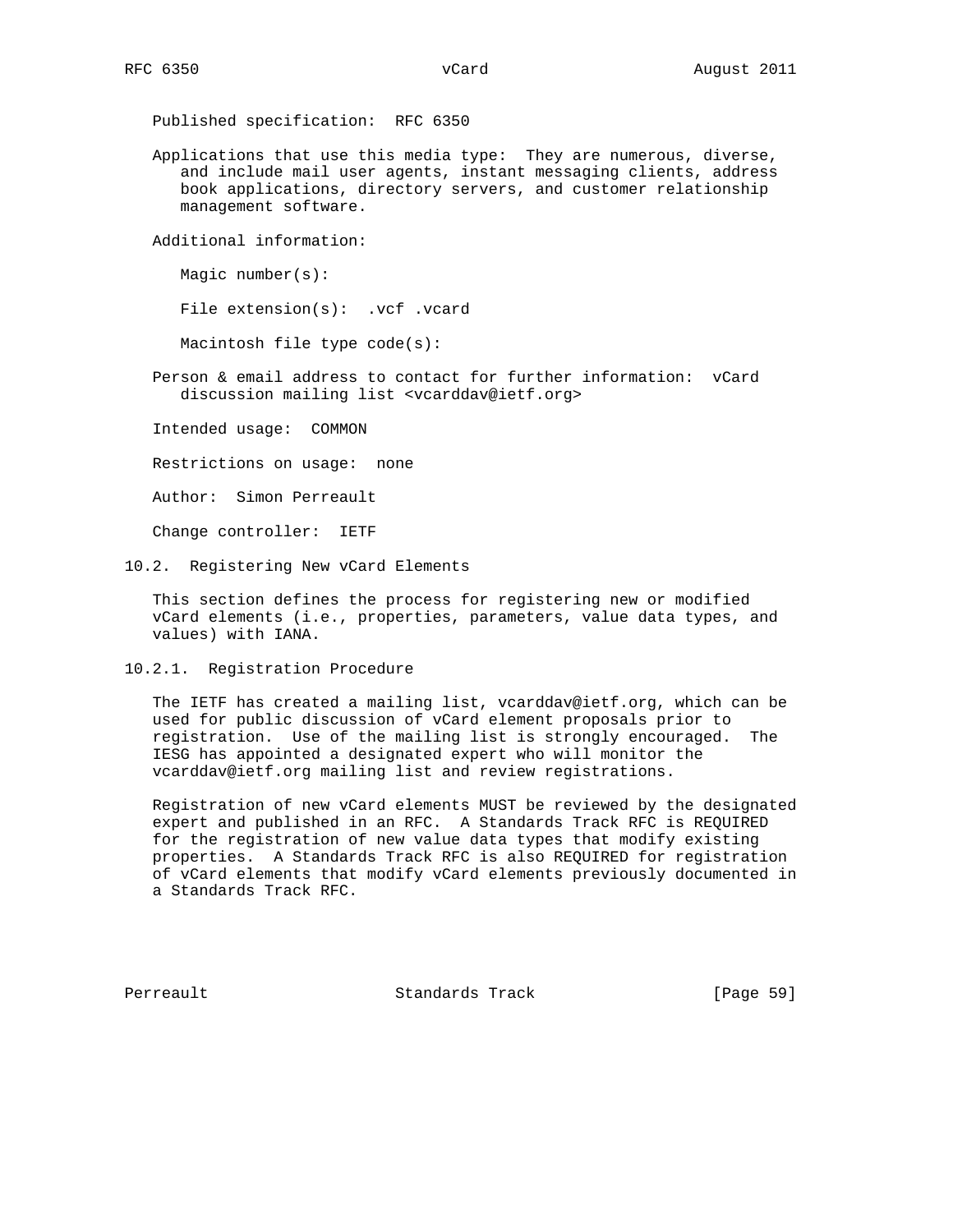Published specification: RFC 6350

Applications that use this media type: They are numerous, diverse, and include mail user agents, instant messaging clients, address book applications, directory servers, and customer relationship management software.

Additional information:

Magic number(s):

File extension(s): .vcf .vcard

Macintosh file type code(s):

Person & email address to contact for further information: vCard discussion mailing list <vcarddav@ietf.org>

Intended usage: COMMON

Restrictions on usage: none

Author: Simon Perreault

Change controller: IETF

## 10.2. Registering New vCard Elements

This section defines the process for registering new or modified vCard elements (i.e., properties, parameters, value data types, and values) with IANA.

### 10.2.1. Registration Procedure

The IETF has created a mailing list, vcarddav@ietf.org, which can be used for public discussion of vCard element proposals prior to registration. Use of the mailing list is strongly encouraged. The IESG has appointed a designated expert who will monitor the vcarddav@ietf.org mailing list and review registrations.

Registration of new vCard elements MUST be reviewed by the designated expert and published in an RFC. A Standards Track RFC is REQUIRED for the registration of new value data types that modify existing properties. A Standards Track RFC is also REQUIRED for registration of vCard elements that modify vCard elements previously documented in a Standards Track RFC.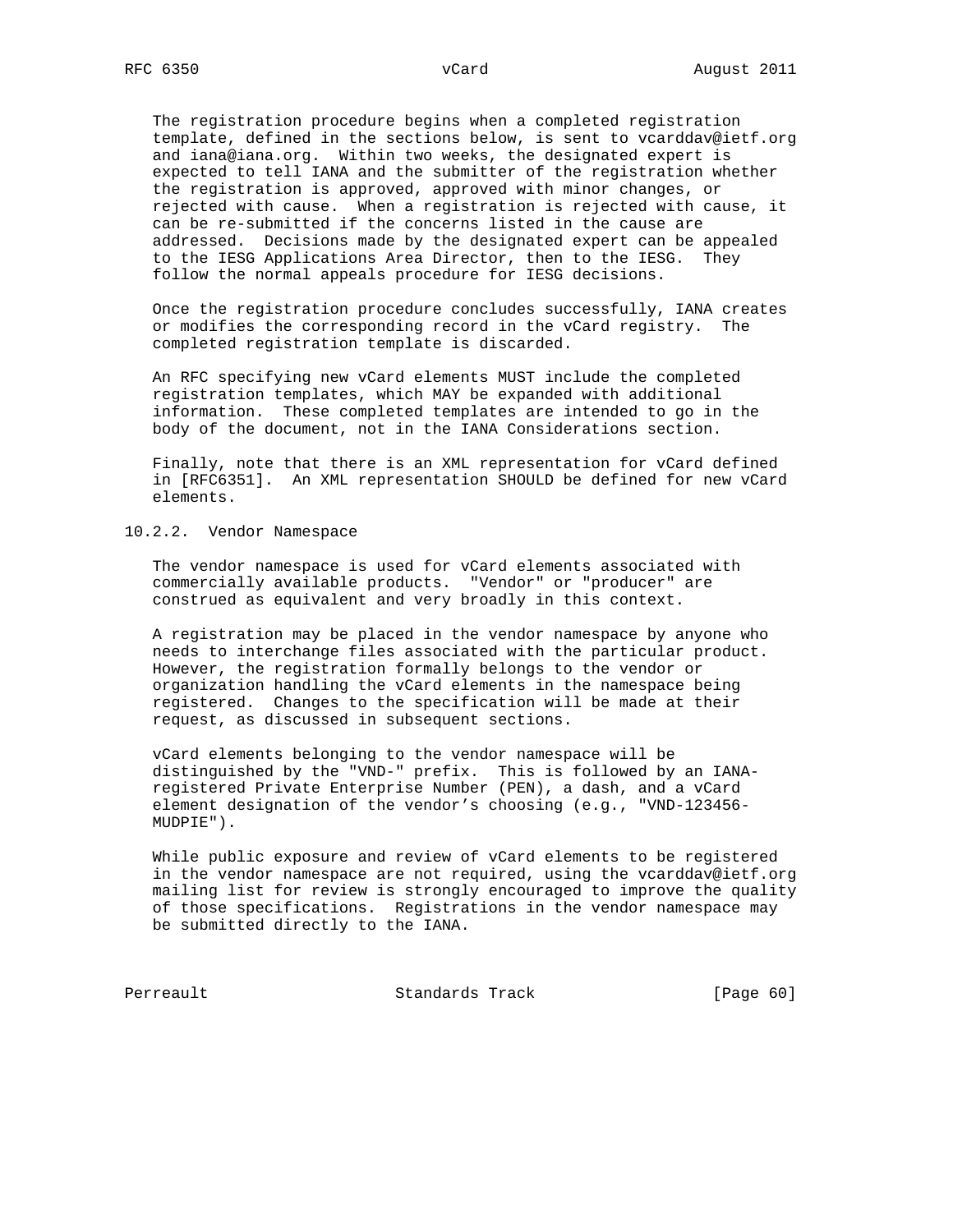The registration procedure begins when a completed registration template, defined in the sections below, is sent to vcarddav@ietf.org and iana@iana.org. Within two weeks, the designated expert is expected to tell IANA and the submitter of the registration whether the registration is approved, approved with minor changes, or rejected with cause. When a registration is rejected with cause, it can be re-submitted if the concerns listed in the cause are addressed. Decisions made by the designated expert can be appealed to the IESG Applications Area Director, then to the IESG. They follow the normal appeals procedure for IESG decisions.

Once the registration procedure concludes successfully, IANA creates or modifies the corresponding record in the vCard registry. The completed registration template is discarded.

An RFC specifying new vCard elements MUST include the completed registration templates, which MAY be expanded with additional information. These completed templates are intended to go in the body of the document, not in the IANA Considerations section.

Finally, note that there is an XML representation for vCard defined in [RFC6351]. An XML representation SHOULD be defined for new vCard elements.

### 10.2.2. Vendor Namespace

The vendor namespace is used for vCard elements associated with commercially available products. "Vendor" or "producer" are construed as equivalent and very broadly in this context.

A registration may be placed in the vendor namespace by anyone who needs to interchange files associated with the particular product. However, the registration formally belongs to the vendor or organization handling the vCard elements in the namespace being registered. Changes to the specification will be made at their request, as discussed in subsequent sections.

vCard elements belonging to the vendor namespace will be distinguished by the "VND-" prefix. This is followed by an IANA-registered Private Enterprise Number (PEN), a dash, and a vCard element designation of the vendor's choosing (e.g., "VND-123456-MUDPIE").

While public exposure and review of vCard elements to be registered in the vendor namespace are not required, using the vcarddav@ietf.org mailing list for review is strongly encouraged to improve the quality of those specifications. Registrations in the vendor namespace may be submitted directly to the IANA.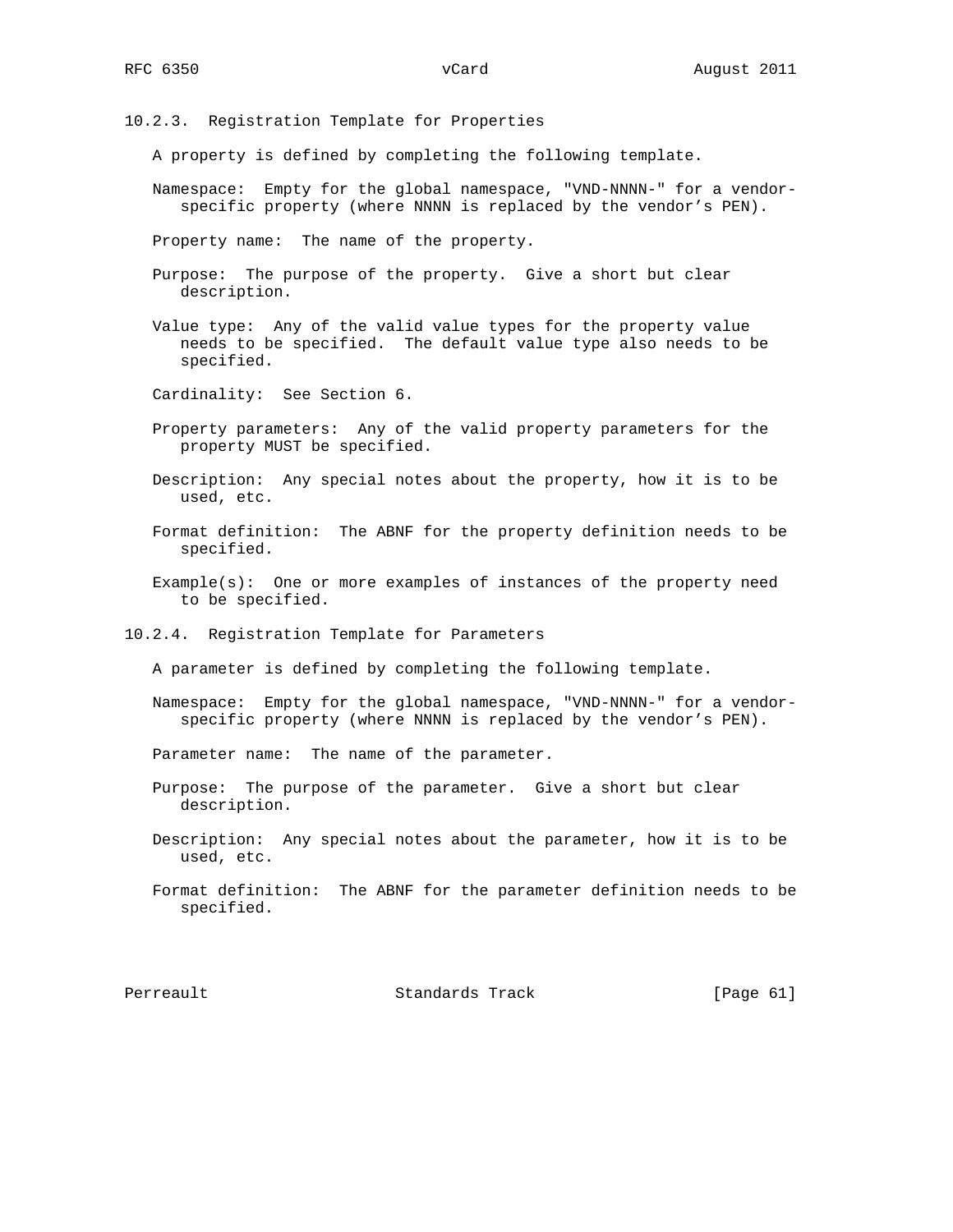### 10.2.3. Registration Template for Properties

A property is defined by completing the following template.

Namespace: Empty for the global namespace, "VND-NNNN-" for a vendor-specific property (where NNNN is replaced by the vendor's PEN).

Property name: The name of the property.

Purpose: The purpose of the property. Give a short but clear description.

Value type: Any of the valid value types for the property value needs to be specified. The default value type also needs to be specified.

Cardinality: See Section 6.

Property parameters: Any of the valid property parameters for the property MUST be specified.

Description: Any special notes about the property, how it is to be used, etc.

Format definition: The ABNF for the property definition needs to be specified.

Example(s): One or more examples of instances of the property need to be specified.

### 10.2.4. Registration Template for Parameters

A parameter is defined by completing the following template.

Namespace: Empty for the global namespace, "VND-NNNN-" for a vendor-specific property (where NNNN is replaced by the vendor's PEN).

Parameter name: The name of the parameter.

Purpose: The purpose of the parameter. Give a short but clear description.

Description: Any special notes about the parameter, how it is to be used, etc.

Format definition: The ABNF for the parameter definition needs to be specified.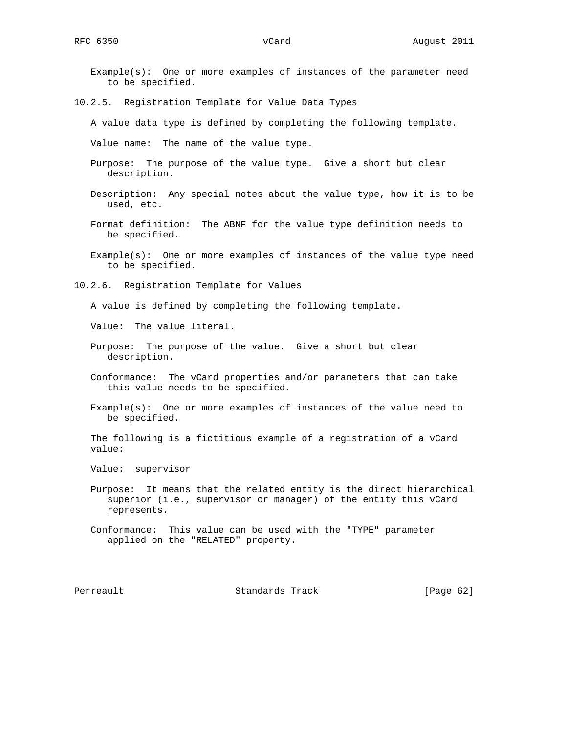Example(s): One or more examples of instances of the parameter need to be specified.

#### 10.2.5. Registration Template for Value Data Types

A value data type is defined by completing the following template.

Value name: The name of the value type.

Purpose: The purpose of the value type. Give a short but clear description.

Description: Any special notes about the value type, how it is to be used, etc.

Format definition: The ABNF for the value type definition needs to be specified.

Example(s): One or more examples of instances of the value type need to be specified.

#### 10.2.6. Registration Template for Values

A value is defined by completing the following template.

Value: The value literal.

Purpose: The purpose of the value. Give a short but clear description.

Conformance: The vCard properties and/or parameters that can take this value needs to be specified.

Example(s): One or more examples of instances of the value need to be specified.

The following is a fictitious example of a registration of a vCard value:

Value: supervisor

Purpose: It means that the related entity is the direct hierarchical superior (i.e., supervisor or manager) of the entity this vCard represents.

Conformance: This value can be used with the "TYPE" parameter applied on the "RELATED" property.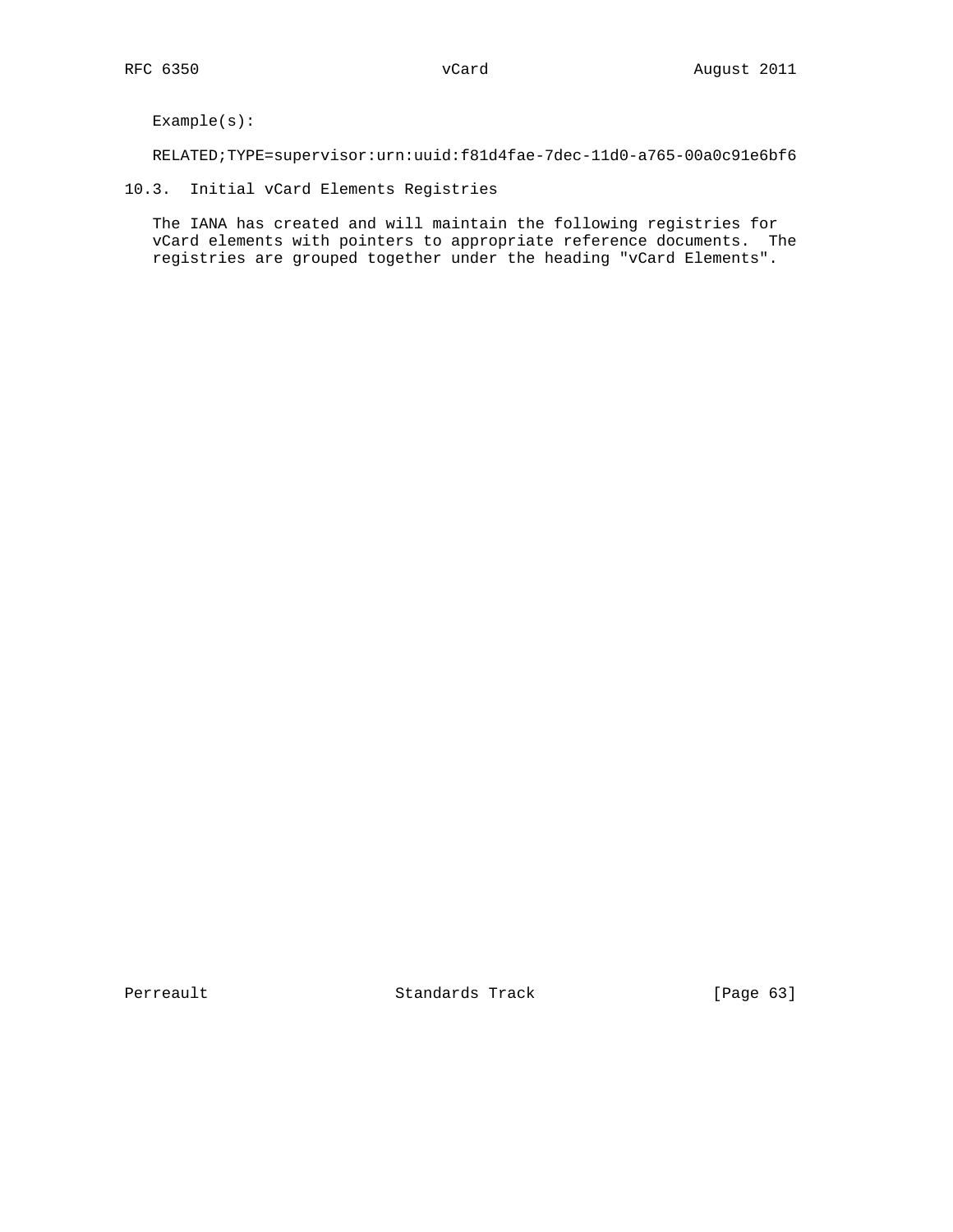Example(s):

```
RELATED;TYPE=supervisor:urn:uuid:f81d4fae-7dec-11d0-a765-00a0c91e6bf6
```

### 10.3. Initial vCard Elements Registries

The IANA has created and will maintain the following registries for vCard elements with pointers to appropriate reference documents. The registries are grouped together under the heading "vCard Elements".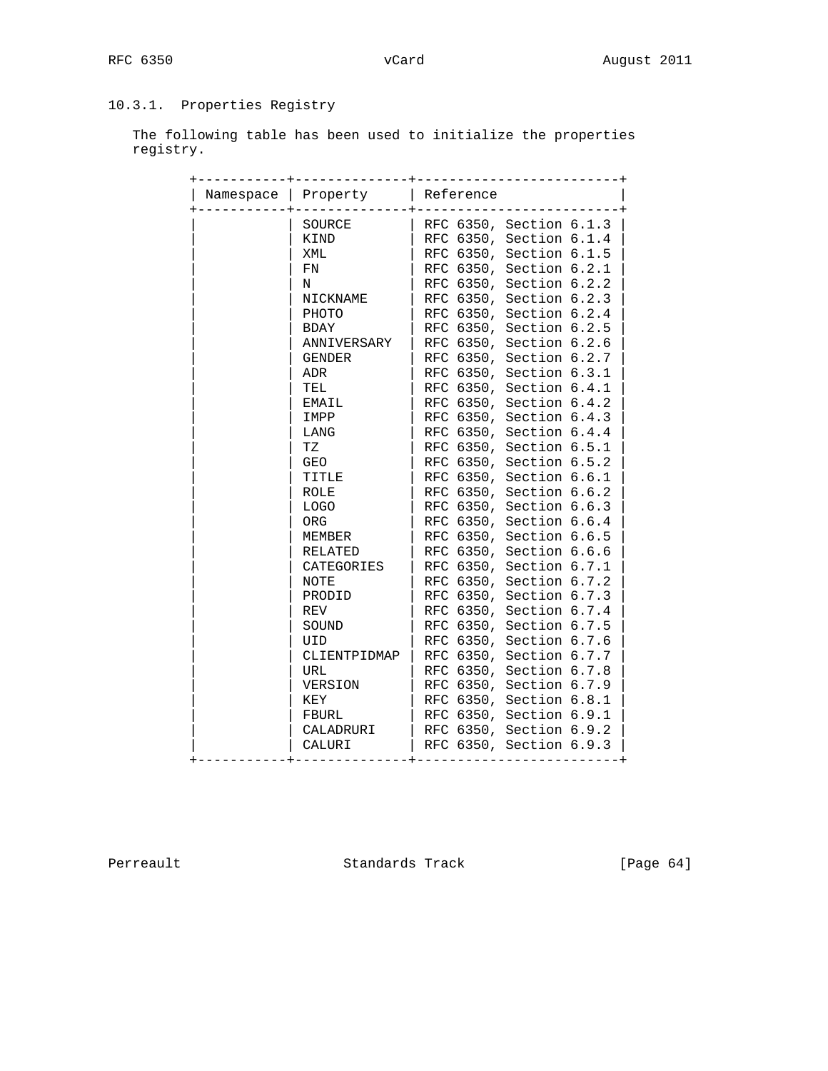### 10.3.1. Properties Registry

The following table has been used to initialize the properties registry.

| Namespace | Property | Reference |
|---|---|---|
| | SOURCE | RFC 6350, Section 6.1.3 |
| | KIND | RFC 6350, Section 6.1.4 |
| | XML | RFC 6350, Section 6.1.5 |
| | FN | RFC 6350, Section 6.2.1 |
| | N | RFC 6350, Section 6.2.2 |
| | NICKNAME | RFC 6350, Section 6.2.3 |
| | PHOTO | RFC 6350, Section 6.2.4 |
| | BDAY | RFC 6350, Section 6.2.5 |
| | ANNIVERSARY | RFC 6350, Section 6.2.6 |
| | GENDER | RFC 6350, Section 6.2.7 |
| | ADR | RFC 6350, Section 6.3.1 |
| | TEL | RFC 6350, Section 6.4.1 |
| | EMAIL | RFC 6350, Section 6.4.2 |
| | IMPP | RFC 6350, Section 6.4.3 |
| | LANG | RFC 6350, Section 6.4.4 |
| | TZ | RFC 6350, Section 6.5.1 |
| | GEO | RFC 6350, Section 6.5.2 |
| | TITLE | RFC 6350, Section 6.6.1 |
| | ROLE | RFC 6350, Section 6.6.2 |
| | LOGO | RFC 6350, Section 6.6.3 |
| | ORG | RFC 6350, Section 6.6.4 |
| | MEMBER | RFC 6350, Section 6.6.5 |
| | RELATED | RFC 6350, Section 6.6.6 |
| | CATEGORIES | RFC 6350, Section 6.7.1 |
| | NOTE | RFC 6350, Section 6.7.2 |
| | PRODID | RFC 6350, Section 6.7.3 |
| | REV | RFC 6350, Section 6.7.4 |
| | SOUND | RFC 6350, Section 6.7.5 |
| | UID | RFC 6350, Section 6.7.6 |
| | CLIENTPIDMAP | RFC 6350, Section 6.7.7 |
| | URL | RFC 6350, Section 6.7.8 |
| | VERSION | RFC 6350, Section 6.7.9 |
| | KEY | RFC 6350, Section 6.8.1 |
| | FBURL | RFC 6350, Section 6.9.1 |
| | CALADRURI | RFC 6350, Section 6.9.2 |
| | CALURI | RFC 6350, Section 6.9.3 |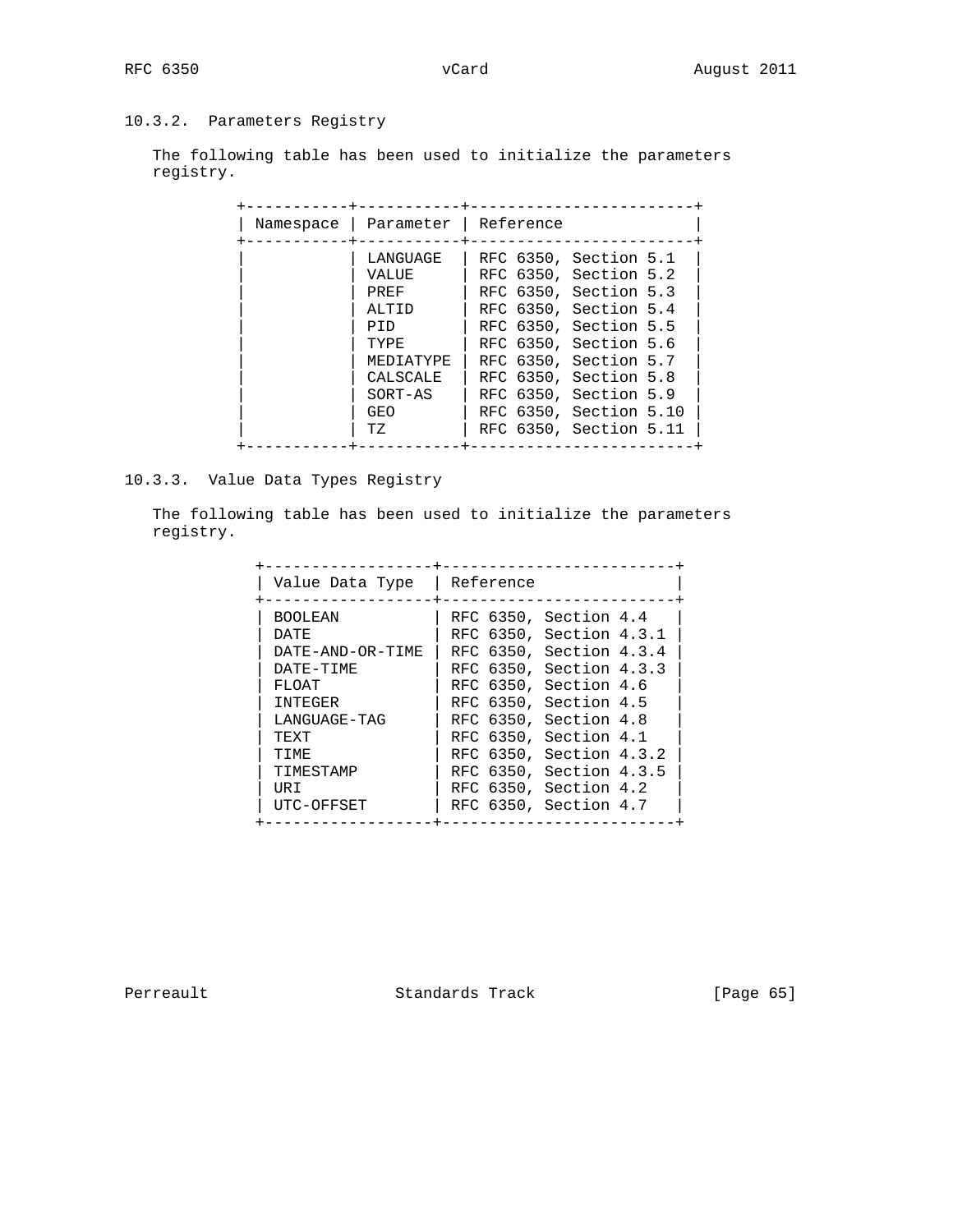### 10.3.2. Parameters Registry

The following table has been used to initialize the parameters registry.

| Namespace | Parameter | Reference |
|---|---|---|
| | LANGUAGE | RFC 6350, Section 5.1 |
| | VALUE | RFC 6350, Section 5.2 |
| | PREF | RFC 6350, Section 5.3 |
| | ALTID | RFC 6350, Section 5.4 |
| | PID | RFC 6350, Section 5.5 |
| | TYPE | RFC 6350, Section 5.6 |
| | MEDIATYPE | RFC 6350, Section 5.7 |
| | CALSCALE | RFC 6350, Section 5.8 |
| | SORT-AS | RFC 6350, Section 5.9 |
| | GEO | RFC 6350, Section 5.10 |
| | TZ | RFC 6350, Section 5.11 |

### 10.3.3. Value Data Types Registry

The following table has been used to initialize the parameters registry.

| Value Data Type | Reference |
|---|---|
| BOOLEAN | RFC 6350, Section 4.4 |
| DATE | RFC 6350, Section 4.3.1 |
| DATE-AND-OR-TIME | RFC 6350, Section 4.3.4 |
| DATE-TIME | RFC 6350, Section 4.3.3 |
| FLOAT | RFC 6350, Section 4.6 |
| INTEGER | RFC 6350, Section 4.5 |
| LANGUAGE-TAG | RFC 6350, Section 4.8 |
| TEXT | RFC 6350, Section 4.1 |
| TIME | RFC 6350, Section 4.3.2 |
| TIMESTAMP | RFC 6350, Section 4.3.5 |
| URI | RFC 6350, Section 4.2 |
| UTC-OFFSET | RFC 6350, Section 4.7 |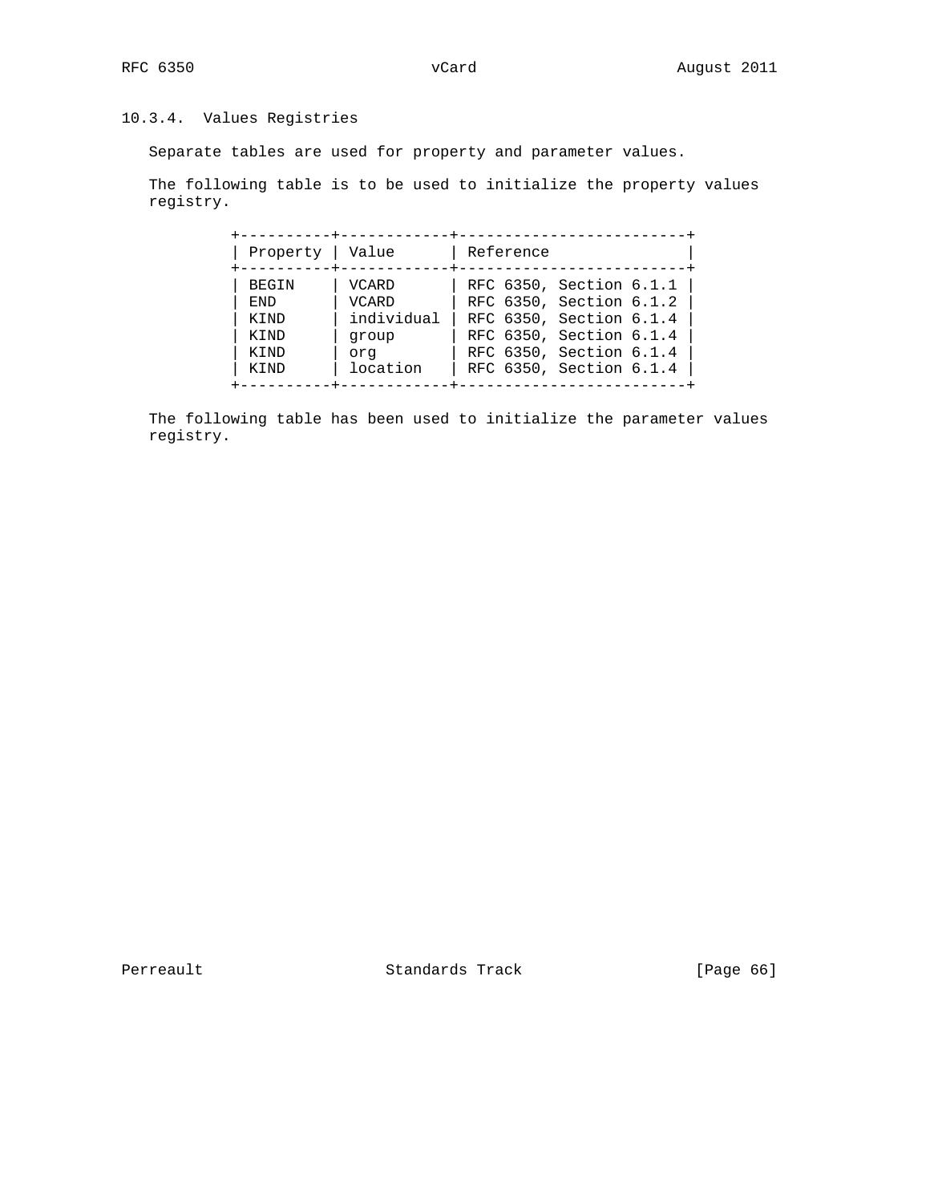### 10.3.4. Values Registries

Separate tables are used for property and parameter values.

The following table is to be used to initialize the property values registry.

| Property | Value | Reference |
| --- | --- | --- |
| BEGIN | VCARD | RFC 6350, Section 6.1.1 |
| END | VCARD | RFC 6350, Section 6.1.2 |
| KIND | individual | RFC 6350, Section 6.1.4 |
| KIND | group | RFC 6350, Section 6.1.4 |
| KIND | org | RFC 6350, Section 6.1.4 |
| KIND | location | RFC 6350, Section 6.1.4 |

The following table has been used to initialize the parameter values registry.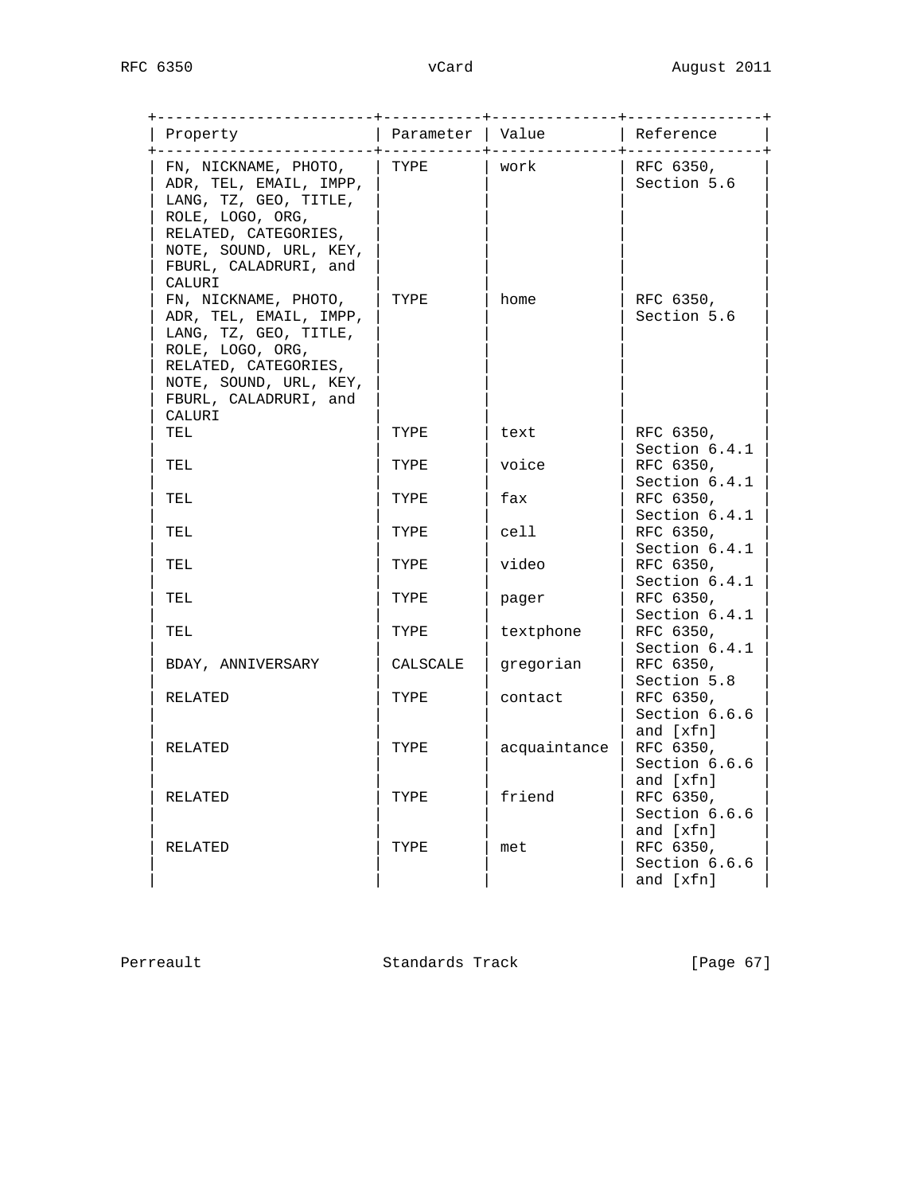| Property | Parameter | Value | Reference |
| --- | --- | --- | --- |
| FN, NICKNAME, PHOTO, ADR, TEL, EMAIL, IMPP, LANG, TZ, GEO, TITLE, ROLE, LOGO, ORG, RELATED, CATEGORIES, NOTE, SOUND, URL, KEY, FBURL, CALADRURI, and CALURI | TYPE | work | RFC 6350, Section 5.6 |
| FN, NICKNAME, PHOTO, ADR, TEL, EMAIL, IMPP, LANG, TZ, GEO, TITLE, ROLE, LOGO, ORG, RELATED, CATEGORIES, NOTE, SOUND, URL, KEY, FBURL, CALADRURI, and CALURI | TYPE | home | RFC 6350, Section 5.6 |
| TEL | TYPE | text | RFC 6350, Section 6.4.1 |
| TEL | TYPE | voice | RFC 6350, Section 6.4.1 |
| TEL | TYPE | fax | RFC 6350, Section 6.4.1 |
| TEL | TYPE | cell | RFC 6350, Section 6.4.1 |
| TEL | TYPE | video | RFC 6350, Section 6.4.1 |
| TEL | TYPE | pager | RFC 6350, Section 6.4.1 |
| TEL | TYPE | textphone | RFC 6350, Section 6.4.1 |
| BDAY, ANNIVERSARY | CALSCALE | gregorian | RFC 6350, Section 5.8 |
| RELATED | TYPE | contact | RFC 6350, Section 6.6.6 and [xfn] |
| RELATED | TYPE | acquaintance | RFC 6350, Section 6.6.6 and [xfn] |
| RELATED | TYPE | friend | RFC 6350, Section 6.6.6 and [xfn] |
| RELATED | TYPE | met | RFC 6350, Section 6.6.6 and [xfn] |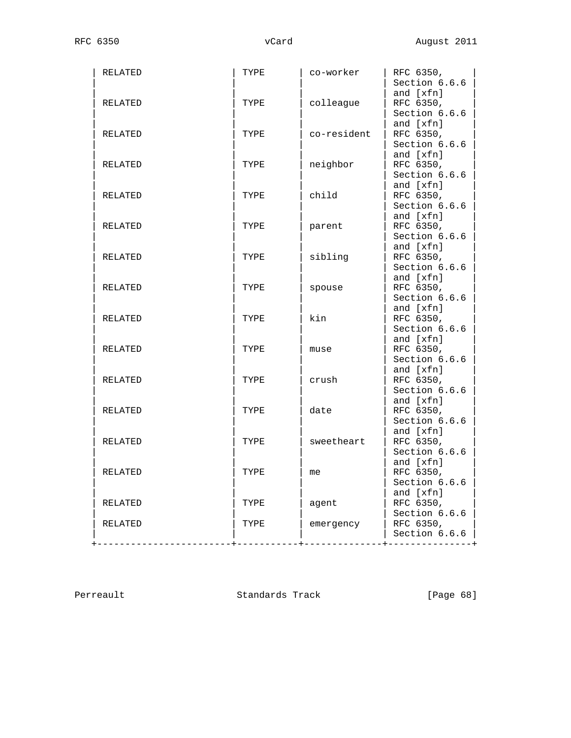| RELATED | TYPE | co-worker | RFC 6350, Section 6.6.6 and [xfn] |
|---|---|---|---|
| RELATED | TYPE | colleague | RFC 6350, Section 6.6.6 and [xfn] |
| RELATED | TYPE | co-resident | RFC 6350, Section 6.6.6 and [xfn] |
| RELATED | TYPE | neighbor | RFC 6350, Section 6.6.6 and [xfn] |
| RELATED | TYPE | child | RFC 6350, Section 6.6.6 and [xfn] |
| RELATED | TYPE | parent | RFC 6350, Section 6.6.6 and [xfn] |
| RELATED | TYPE | sibling | RFC 6350, Section 6.6.6 and [xfn] |
| RELATED | TYPE | spouse | RFC 6350, Section 6.6.6 and [xfn] |
| RELATED | TYPE | kin | RFC 6350, Section 6.6.6 and [xfn] |
| RELATED | TYPE | muse | RFC 6350, Section 6.6.6 and [xfn] |
| RELATED | TYPE | crush | RFC 6350, Section 6.6.6 and [xfn] |
| RELATED | TYPE | date | RFC 6350, Section 6.6.6 and [xfn] |
| RELATED | TYPE | sweetheart | RFC 6350, Section 6.6.6 and [xfn] |
| RELATED | TYPE | me | RFC 6350, Section 6.6.6 and [xfn] |
| RELATED | TYPE | agent | RFC 6350, Section 6.6.6 |
| RELATED | TYPE | emergency | RFC 6350, Section 6.6.6 |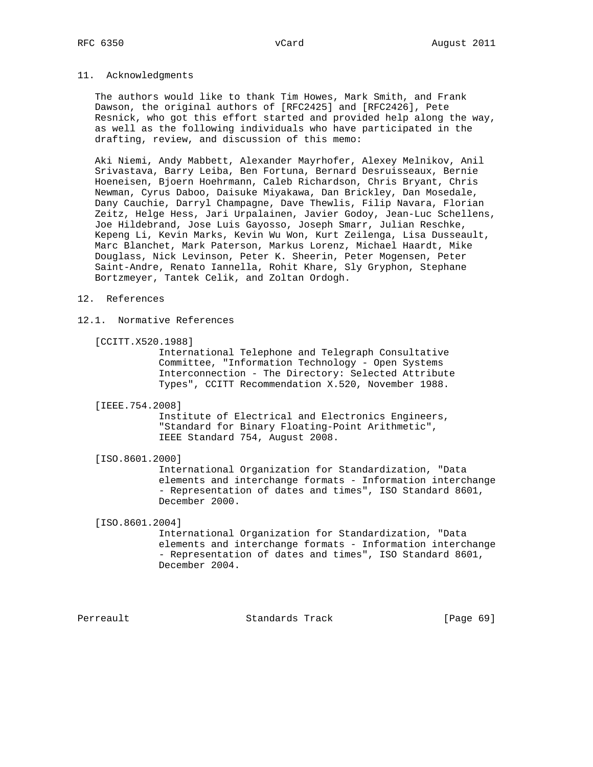## 11. Acknowledgments

The authors would like to thank Tim Howes, Mark Smith, and Frank Dawson, the original authors of [RFC2425] and [RFC2426], Pete Resnick, who got this effort started and provided help along the way, as well as the following individuals who have participated in the drafting, review, and discussion of this memo:

Aki Niemi, Andy Mabbett, Alexander Mayrhofer, Alexey Melnikov, Anil Srivastava, Barry Leiba, Ben Fortuna, Bernard Desruisseaux, Bernie Hoeneisen, Bjoern Hoehrmann, Caleb Richardson, Chris Bryant, Chris Newman, Cyrus Daboo, Daisuke Miyakawa, Dan Brickley, Dan Mosedale, Dany Cauchie, Darryl Champagne, Dave Thewlis, Filip Navara, Florian Zeitz, Helge Hess, Jari Urpalainen, Javier Godoy, Jean-Luc Schellens, Joe Hildebrand, Jose Luis Gayosso, Joseph Smarr, Julian Reschke, Kepeng Li, Kevin Marks, Kevin Wu Won, Kurt Zeilenga, Lisa Dusseault, Marc Blanchet, Mark Paterson, Markus Lorenz, Michael Haardt, Mike Douglass, Nick Levinson, Peter K. Sheerin, Peter Mogensen, Peter Saint-Andre, Renato Iannella, Rohit Khare, Sly Gryphon, Stephane Bortzmeyer, Tantek Celik, and Zoltan Ordogh.

## 12. References

### 12.1. Normative References

[CCITT.X520.1988]
International Telephone and Telegraph Consultative Committee, "Information Technology - Open Systems Interconnection - The Directory: Selected Attribute Types", CCITT Recommendation X.520, November 1988.

[IEEE.754.2008]
Institute of Electrical and Electronics Engineers, "Standard for Binary Floating-Point Arithmetic", IEEE Standard 754, August 2008.

[ISO.8601.2000]
International Organization for Standardization, "Data elements and interchange formats - Information interchange - Representation of dates and times", ISO Standard 8601, December 2000.

[ISO.8601.2004]
International Organization for Standardization, "Data elements and interchange formats - Information interchange - Representation of dates and times", ISO Standard 8601, December 2004.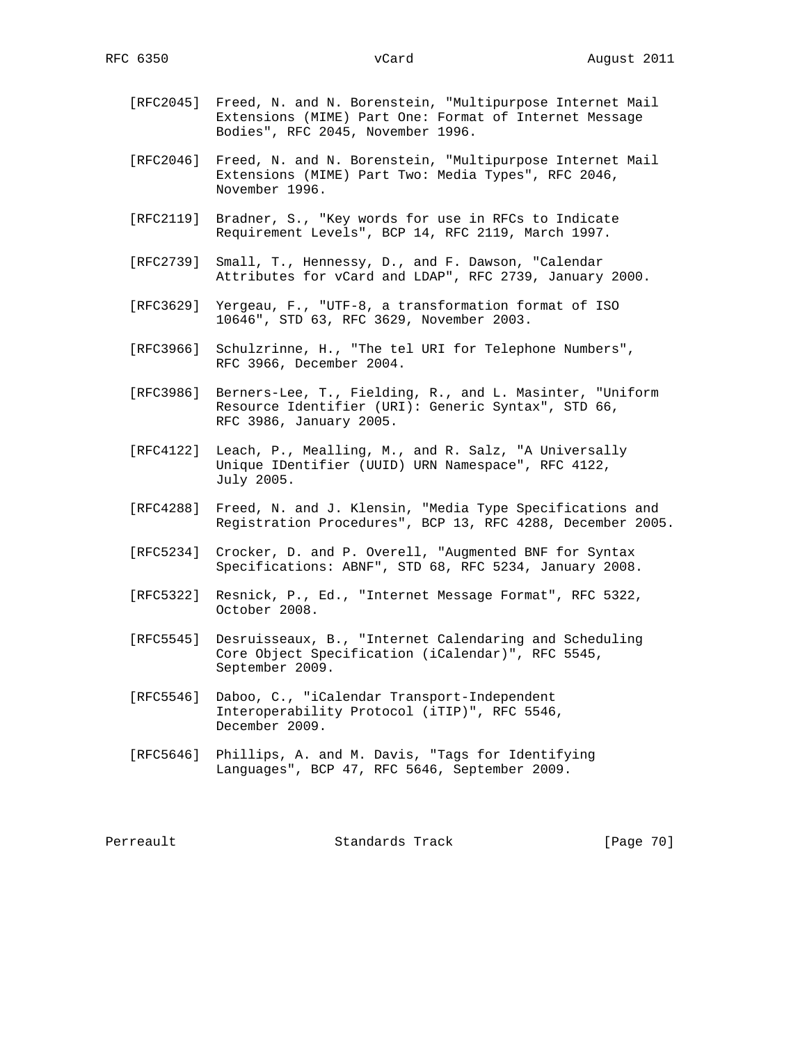[RFC2045] Freed, N. and N. Borenstein, "Multipurpose Internet Mail Extensions (MIME) Part One: Format of Internet Message Bodies", RFC 2045, November 1996.

[RFC2046] Freed, N. and N. Borenstein, "Multipurpose Internet Mail Extensions (MIME) Part Two: Media Types", RFC 2046, November 1996.

[RFC2119] Bradner, S., "Key words for use in RFCs to Indicate Requirement Levels", BCP 14, RFC 2119, March 1997.

[RFC2739] Small, T., Hennessy, D., and F. Dawson, "Calendar Attributes for vCard and LDAP", RFC 2739, January 2000.

[RFC3629] Yergeau, F., "UTF-8, a transformation format of ISO 10646", STD 63, RFC 3629, November 2003.

[RFC3966] Schulzrinne, H., "The tel URI for Telephone Numbers", RFC 3966, December 2004.

[RFC3986] Berners-Lee, T., Fielding, R., and L. Masinter, "Uniform Resource Identifier (URI): Generic Syntax", STD 66, RFC 3986, January 2005.

[RFC4122] Leach, P., Mealling, M., and R. Salz, "A Universally Unique IDentifier (UUID) URN Namespace", RFC 4122, July 2005.

[RFC4288] Freed, N. and J. Klensin, "Media Type Specifications and Registration Procedures", BCP 13, RFC 4288, December 2005.

[RFC5234] Crocker, D. and P. Overell, "Augmented BNF for Syntax Specifications: ABNF", STD 68, RFC 5234, January 2008.

[RFC5322] Resnick, P., Ed., "Internet Message Format", RFC 5322, October 2008.

[RFC5545] Desruisseaux, B., "Internet Calendaring and Scheduling Core Object Specification (iCalendar)", RFC 5545, September 2009.

[RFC5546] Daboo, C., "iCalendar Transport-Independent Interoperability Protocol (iTIP)", RFC 5546, December 2009.

[RFC5646] Phillips, A. and M. Davis, "Tags for Identifying Languages", BCP 47, RFC 5646, September 2009.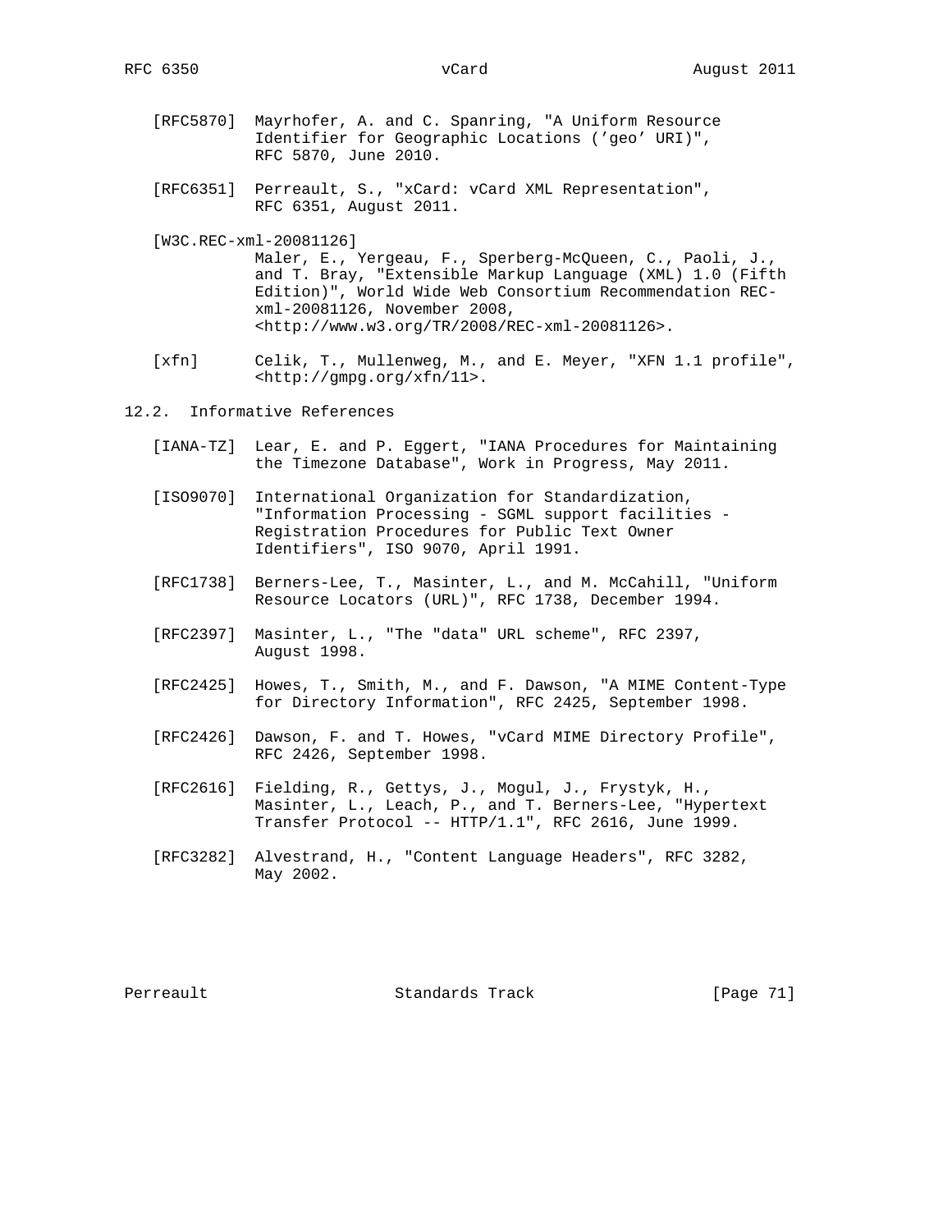[RFC5870] Mayrhofer, A. and C. Spanring, "A Uniform Resource Identifier for Geographic Locations ('geo' URI)", RFC 5870, June 2010.

[RFC6351] Perreault, S., "xCard: vCard XML Representation", RFC 6351, August 2011.

[W3C.REC-xml-20081126] Maler, E., Yergeau, F., Sperberg-McQueen, C., Paoli, J., and T. Bray, "Extensible Markup Language (XML) 1.0 (Fifth Edition)", World Wide Web Consortium Recommendation REC-xml-20081126, November 2008, <http://www.w3.org/TR/2008/REC-xml-20081126>.

[xfn] Celik, T., Mullenweg, M., and E. Meyer, "XFN 1.1 profile", <http://gmpg.org/xfn/11>.

## 12.2. Informative References

[IANA-TZ] Lear, E. and P. Eggert, "IANA Procedures for Maintaining the Timezone Database", Work in Progress, May 2011.

[ISO9070] International Organization for Standardization, "Information Processing - SGML support facilities - Registration Procedures for Public Text Owner Identifiers", ISO 9070, April 1991.

[RFC1738] Berners-Lee, T., Masinter, L., and M. McCahill, "Uniform Resource Locators (URL)", RFC 1738, December 1994.

[RFC2397] Masinter, L., "The "data" URL scheme", RFC 2397, August 1998.

[RFC2425] Howes, T., Smith, M., and F. Dawson, "A MIME Content-Type for Directory Information", RFC 2425, September 1998.

[RFC2426] Dawson, F. and T. Howes, "vCard MIME Directory Profile", RFC 2426, September 1998.

[RFC2616] Fielding, R., Gettys, J., Mogul, J., Frystyk, H., Masinter, L., Leach, P., and T. Berners-Lee, "Hypertext Transfer Protocol -- HTTP/1.1", RFC 2616, June 1999.

[RFC3282] Alvestrand, H., "Content Language Headers", RFC 3282, May 2002.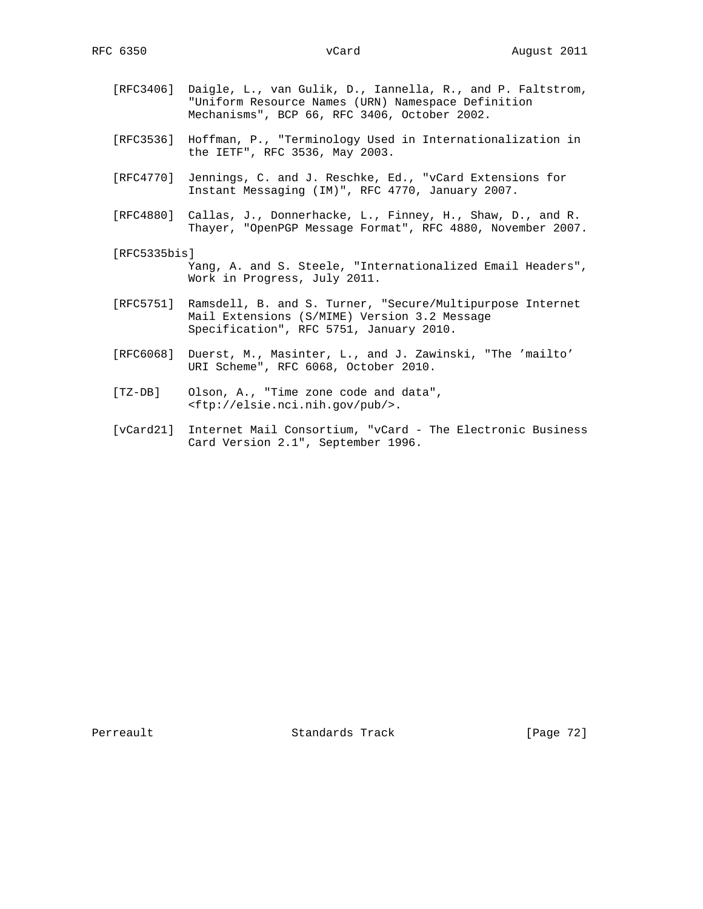[RFC3406] Daigle, L., van Gulik, D., Iannella, R., and P. Faltstrom, "Uniform Resource Names (URN) Namespace Definition Mechanisms", BCP 66, RFC 3406, October 2002.

[RFC3536] Hoffman, P., "Terminology Used in Internationalization in the IETF", RFC 3536, May 2003.

[RFC4770] Jennings, C. and J. Reschke, Ed., "vCard Extensions for Instant Messaging (IM)", RFC 4770, January 2007.

[RFC4880] Callas, J., Donnerhacke, L., Finney, H., Shaw, D., and R. Thayer, "OpenPGP Message Format", RFC 4880, November 2007.

[RFC5335bis] Yang, A. and S. Steele, "Internationalized Email Headers", Work in Progress, July 2011.

[RFC5751] Ramsdell, B. and S. Turner, "Secure/Multipurpose Internet Mail Extensions (S/MIME) Version 3.2 Message Specification", RFC 5751, January 2010.

[RFC6068] Duerst, M., Masinter, L., and J. Zawinski, "The 'mailto' URI Scheme", RFC 6068, October 2010.

[TZ-DB] Olson, A., "Time zone code and data", <ftp://elsie.nci.nih.gov/pub/>.

[vCard21] Internet Mail Consortium, "vCard - The Electronic Business Card Version 2.1", September 1996.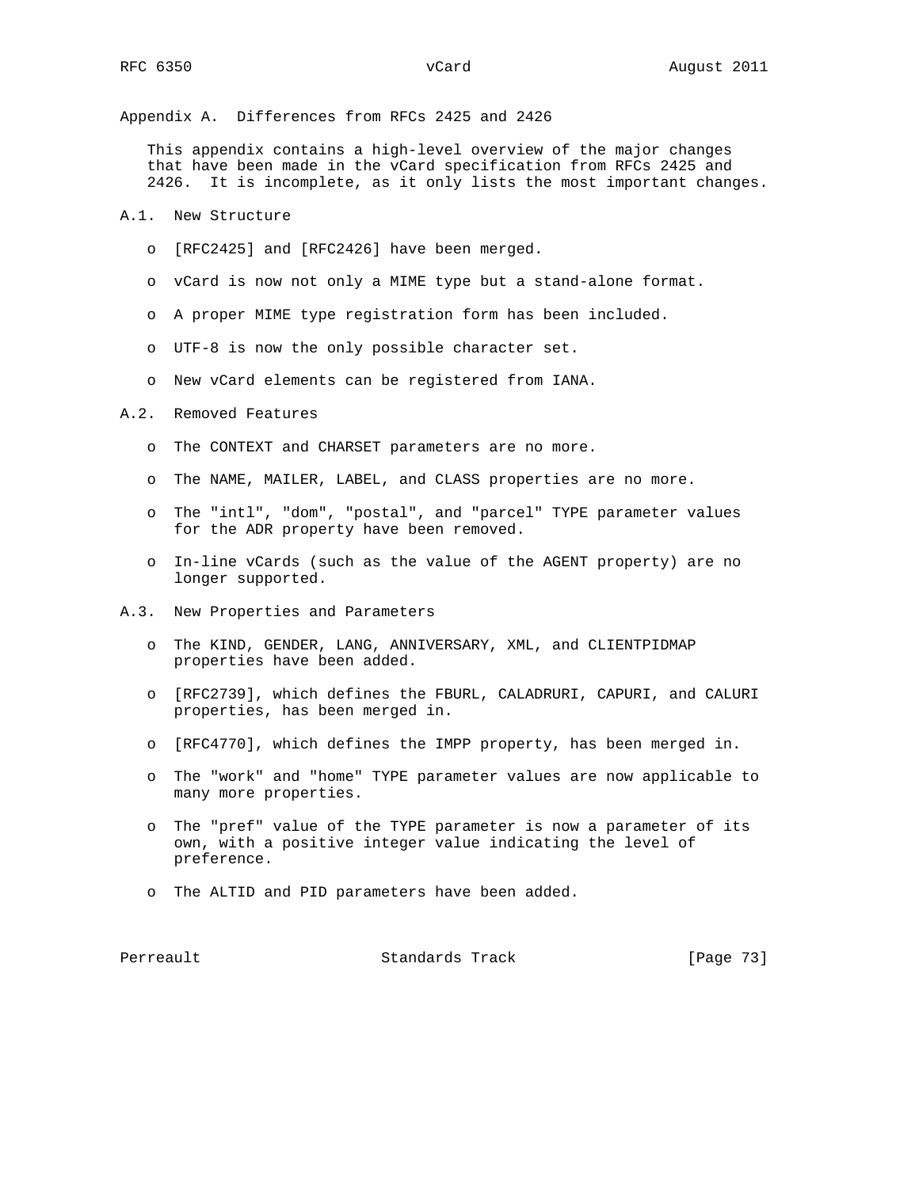# Appendix A. Differences from RFCs 2425 and 2426

This appendix contains a high-level overview of the major changes that have been made in the vCard specification from RFCs 2425 and 2426. It is incomplete, as it only lists the most important changes.

## A.1. New Structure

- [RFC2425] and [RFC2426] have been merged.
- vCard is now not only a MIME type but a stand-alone format.
- A proper MIME type registration form has been included.
- UTF-8 is now the only possible character set.
- New vCard elements can be registered from IANA.

## A.2. Removed Features

- The CONTEXT and CHARSET parameters are no more.
- The NAME, MAILER, LABEL, and CLASS properties are no more.
- The "intl", "dom", "postal", and "parcel" TYPE parameter values for the ADR property have been removed.
- In-line vCards (such as the value of the AGENT property) are no longer supported.

## A.3. New Properties and Parameters

- The KIND, GENDER, LANG, ANNIVERSARY, XML, and CLIENTPIDMAP properties have been added.
- [RFC2739], which defines the FBURL, CALADRURI, CAPURI, and CALURI properties, has been merged in.
- [RFC4770], which defines the IMPP property, has been merged in.
- The "work" and "home" TYPE parameter values are now applicable to many more properties.
- The "pref" value of the TYPE parameter is now a parameter of its own, with a positive integer value indicating the level of preference.
- The ALTID and PID parameters have been added.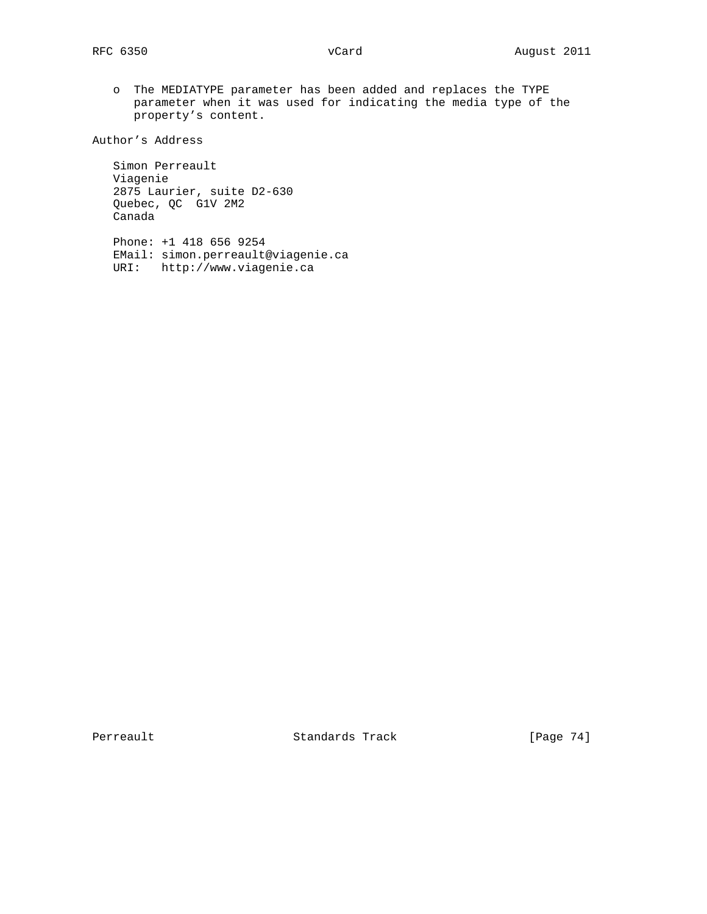- The MEDIATYPE parameter has been added and replaces the TYPE parameter when it was used for indicating the media type of the property's content.

# Author's Address

Simon Perreault
Viagenie
2875 Laurier, suite D2-630
Quebec, QC  G1V 2M2
Canada

Phone: +1 418 656 9254
EMail: simon.perreault@viagenie.ca
URI:   http://www.viagenie.ca